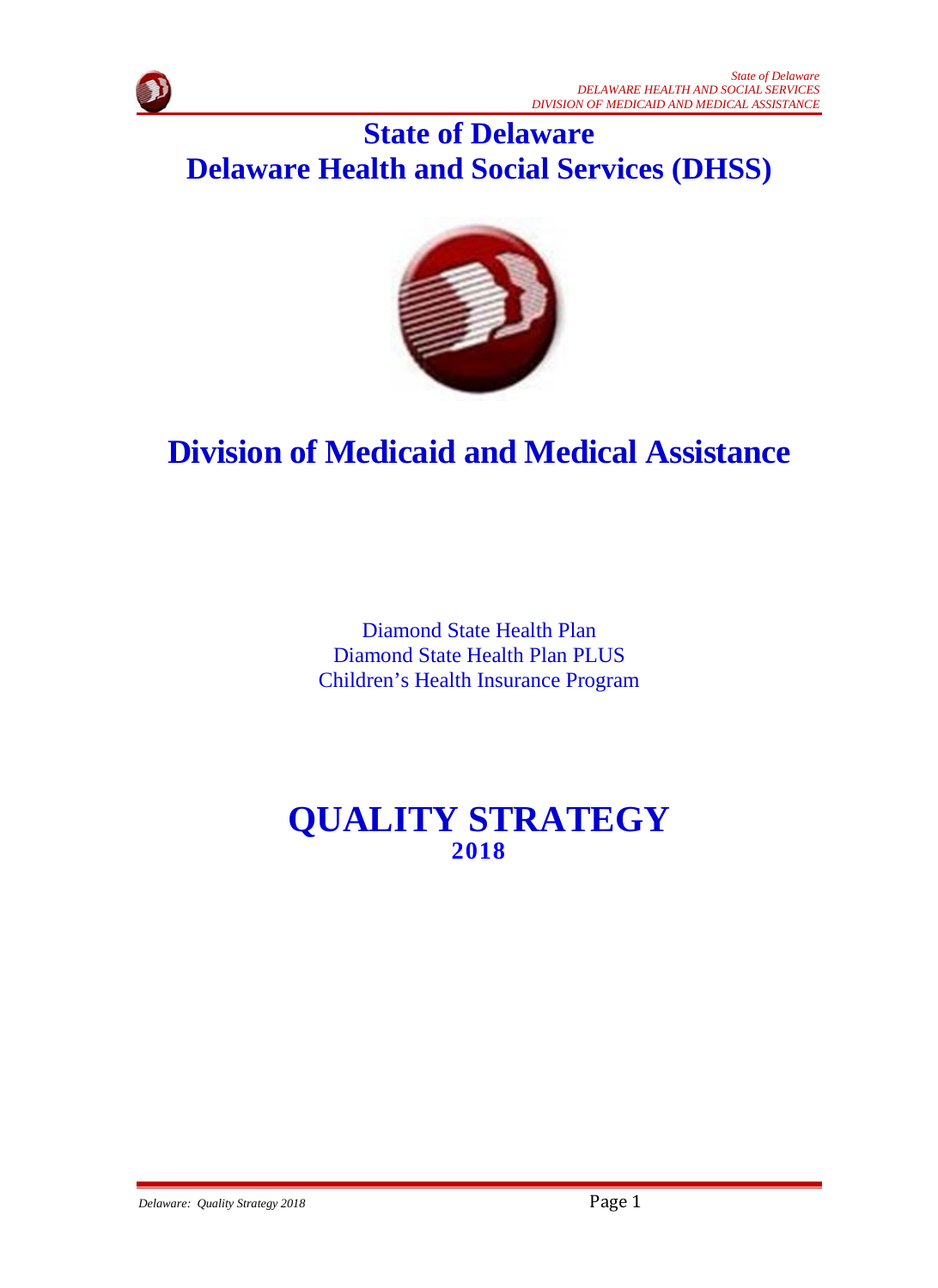# State of Delaware
# Delaware Health and Social Services (DHSS)

# Division of Medicaid and Medical Assistance

Diamond State Health Plan
Diamond State Health Plan PLUS
Children's Health Insurance Program

# QUALITY STRATEGY
## 2018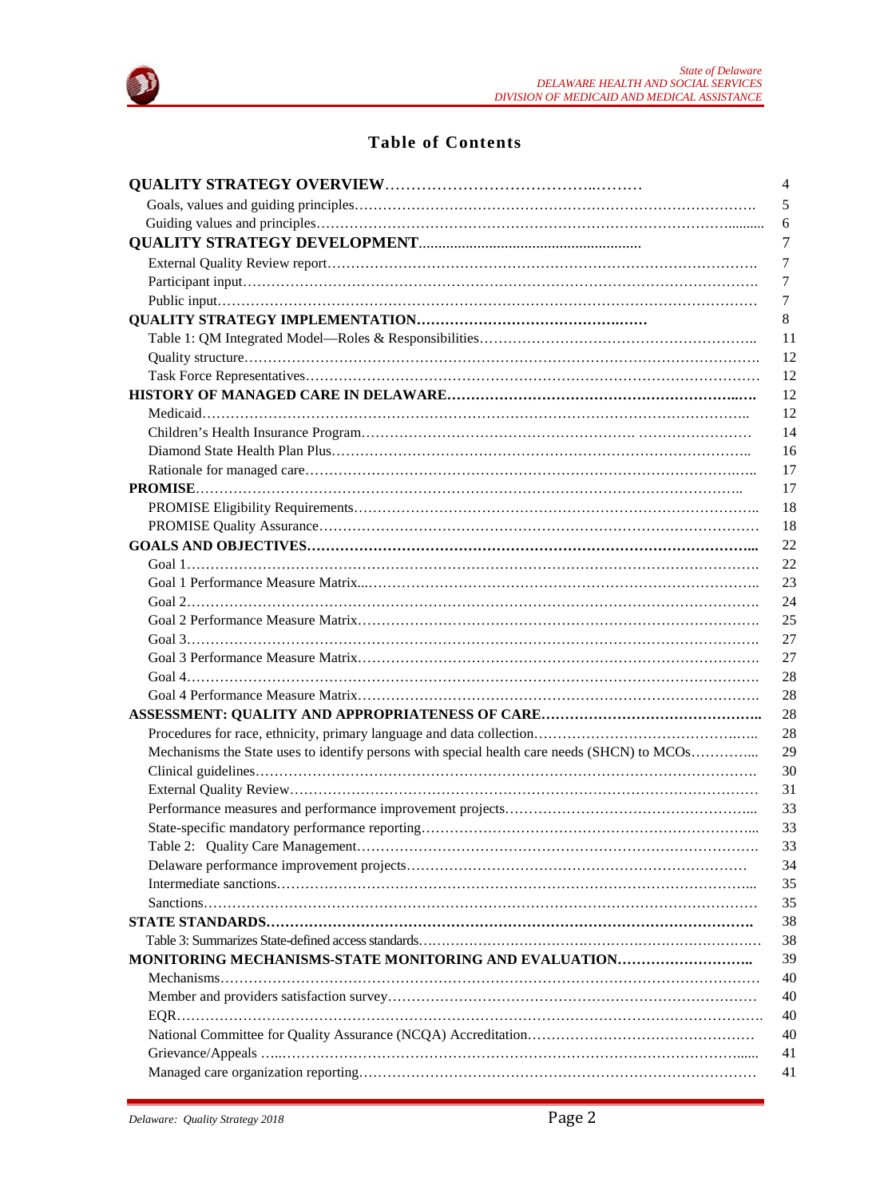# Table of Contents

| | |
|---|---|
| **QUALITY STRATEGY OVERVIEW** | 4 |
| Goals, values and guiding principles | 5 |
| Guiding values and principles | 6 |
| **QUALITY STRATEGY DEVELOPMENT** | 7 |
| External Quality Review report | 7 |
| Participant input | 7 |
| Public input | 7 |
| **QUALITY STRATEGY IMPLEMENTATION** | 8 |
| Table 1: QM Integrated Model—Roles & Responsibilities | 11 |
| Quality structure | 12 |
| Task Force Representatives | 12 |
| **HISTORY OF MANAGED CARE IN DELAWARE** | 12 |
| Medicaid | 12 |
| Children's Health Insurance Program | 14 |
| Diamond State Health Plan Plus | 16 |
| Rationale for managed care | 17 |
| **PROMISE** | 17 |
| PROMISE Eligibility Requirements | 18 |
| PROMISE Quality Assurance | 18 |
| **GOALS AND OBJECTIVES** | 22 |
| Goal 1 | 22 |
| Goal 1 Performance Measure Matrix | 23 |
| Goal 2 | 24 |
| Goal 2 Performance Measure Matrix | 25 |
| Goal 3 | 27 |
| Goal 3 Performance Measure Matrix | 27 |
| Goal 4 | 28 |
| Goal 4 Performance Measure Matrix | 28 |
| **ASSESSMENT: QUALITY AND APPROPRIATENESS OF CARE** | 28 |
| Procedures for race, ethnicity, primary language and data collection | 28 |
| Mechanisms the State uses to identify persons with special health care needs (SHCN) to MCOs | 29 |
| Clinical guidelines | 30 |
| External Quality Review | 31 |
| Performance measures and performance improvement projects | 33 |
| State-specific mandatory performance reporting | 33 |
| Table 2: Quality Care Management | 33 |
| Delaware performance improvement projects | 34 |
| Intermediate sanctions | 35 |
| Sanctions | 35 |
| **STATE STANDARDS** | 38 |
| Table 3: Summarizes State-defined access standards | 38 |
| **MONITORING MECHANISMS-STATE MONITORING AND EVALUATION** | 39 |
| Mechanisms | 40 |
| Member and providers satisfaction survey | 40 |
| EQR | 40 |
| National Committee for Quality Assurance (NCQA) Accreditation | 40 |
| Grievance/Appeals | 41 |
| Managed care organization reporting | 41 |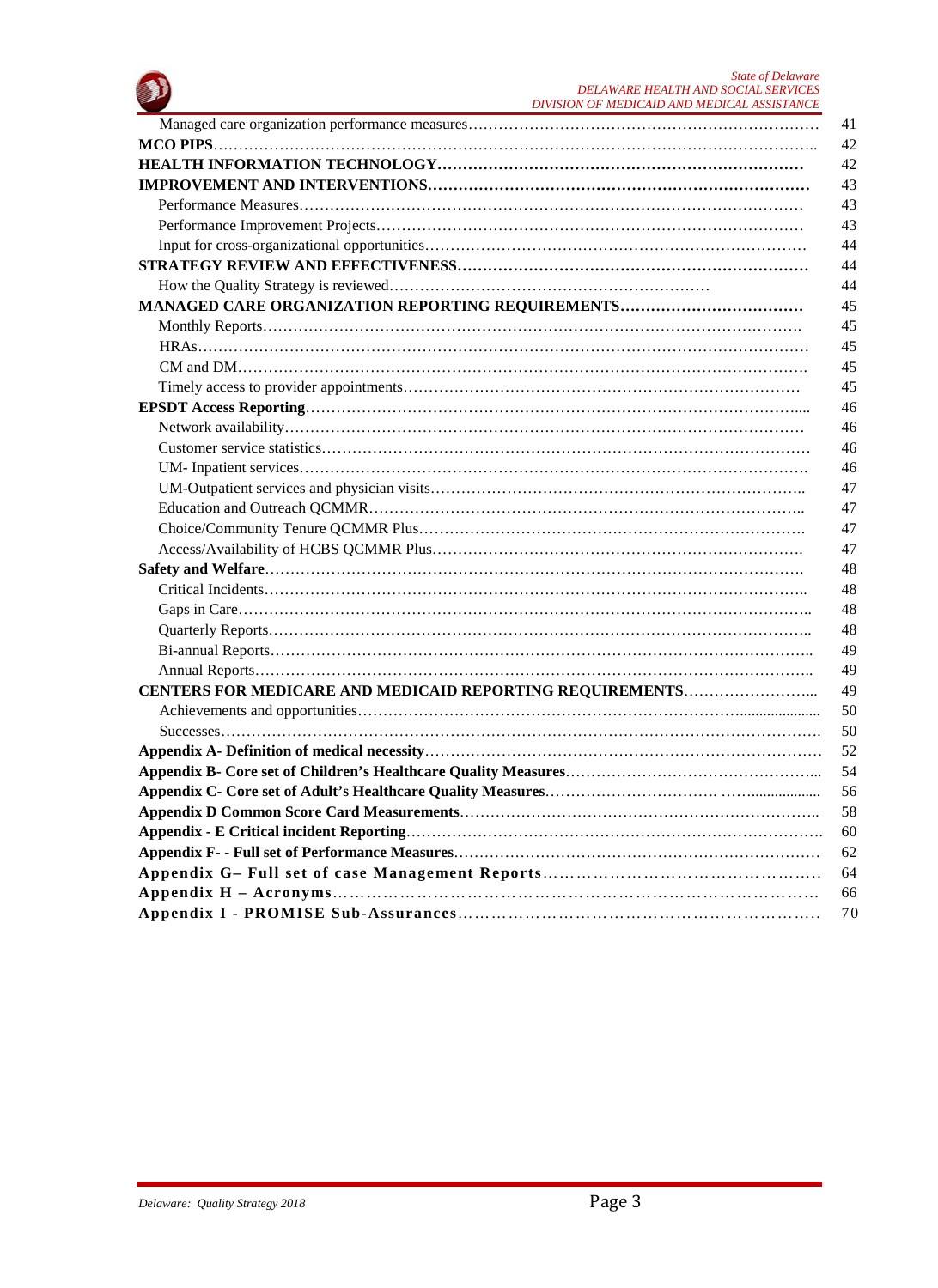| | |
|---|---|
| Managed care organization performance measures | 41 |
| **MCO PIPS** | 42 |
| **HEALTH INFORMATION TECHNOLOGY** | 42 |
| **IMPROVEMENT AND INTERVENTIONS** | 43 |
| Performance Measures | 43 |
| Performance Improvement Projects | 43 |
| Input for cross-organizational opportunities | 44 |
| **STRATEGY REVIEW AND EFFECTIVENESS** | 44 |
| How the Quality Strategy is reviewed | 44 |
| **MANAGED CARE ORGANIZATION REPORTING REQUIREMENTS** | 45 |
| Monthly Reports | 45 |
| HRAs | 45 |
| CM and DM | 45 |
| Timely access to provider appointments | 45 |
| **EPSDT Access Reporting** | 46 |
| Network availability | 46 |
| Customer service statistics | 46 |
| UM- Inpatient services | 46 |
| UM-Outpatient services and physician visits | 47 |
| Education and Outreach QCMMR | 47 |
| Choice/Community Tenure QCMMR Plus | 47 |
| Access/Availability of HCBS QCMMR Plus | 47 |
| **Safety and Welfare** | 48 |
| Critical Incidents | 48 |
| Gaps in Care | 48 |
| Quarterly Reports | 48 |
| Bi-annual Reports | 49 |
| Annual Reports | 49 |
| **CENTERS FOR MEDICARE AND MEDICAID REPORTING REQUIREMENTS** | 49 |
| Achievements and opportunities | 50 |
| Successes | 50 |
| **Appendix A- Definition of medical necessity** | 52 |
| **Appendix B- Core set of Children's Healthcare Quality Measures** | 54 |
| **Appendix C- Core set of Adult's Healthcare Quality Measures** | 56 |
| **Appendix D Common Score Card Measurements** | 58 |
| **Appendix - E Critical incident Reporting** | 60 |
| **Appendix F- - Full set of Performance Measures** | 62 |
| **Appendix G– Full set of case Management Reports** | 64 |
| **Appendix H – Acronyms** | 66 |
| **Appendix I - PROMISE Sub-Assurances** | 70 |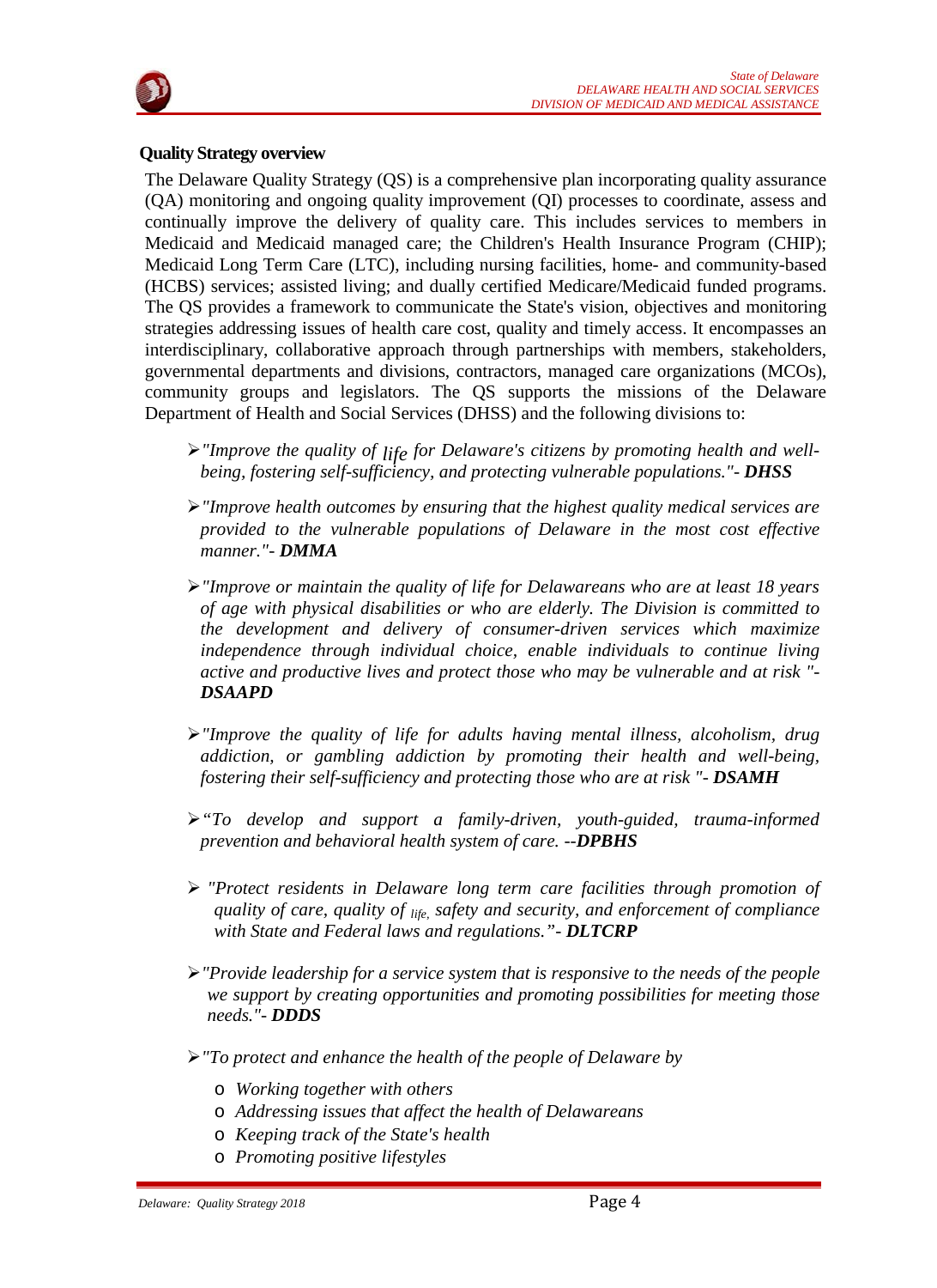**Quality Strategy overview**

The Delaware Quality Strategy (QS) is a comprehensive plan incorporating quality assurance (QA) monitoring and ongoing quality improvement (QI) processes to coordinate, assess and continually improve the delivery of quality care. This includes services to members in Medicaid and Medicaid managed care; the Children's Health Insurance Program (CHIP); Medicaid Long Term Care (LTC), including nursing facilities, home- and community-based (HCBS) services; assisted living; and dually certified Medicare/Medicaid funded programs. The QS provides a framework to communicate the State's vision, objectives and monitoring strategies addressing issues of health care cost, quality and timely access. It encompasses an interdisciplinary, collaborative approach through partnerships with members, stakeholders, governmental departments and divisions, contractors, managed care organizations (MCOs), community groups and legislators. The QS supports the missions of the Delaware Department of Health and Social Services (DHSS) and the following divisions to:

- *"Improve the quality of life for Delaware's citizens by promoting health and well-being, fostering self-sufficiency, and protecting vulnerable populations."- **DHSS***
- *"Improve health outcomes by ensuring that the highest quality medical services are provided to the vulnerable populations of Delaware in the most cost effective manner."- **DMMA***
- *"Improve or maintain the quality of life for Delawareans who are at least 18 years of age with physical disabilities or who are elderly. The Division is committed to the development and delivery of consumer-driven services which maximize independence through individual choice, enable individuals to continue living active and productive lives and protect those who may be vulnerable and at risk "- **DSAAPD***
- *"Improve the quality of life for adults having mental illness, alcoholism, drug addiction, or gambling addiction by promoting their health and well-being, fostering their self-sufficiency and protecting those who are at risk "- **DSAMH***
- *"To develop and support a family-driven, youth-guided, trauma-informed prevention and behavioral health system of care. --**DPBHS***
- *"Protect residents in Delaware long term care facilities through promotion of quality of care, quality of life, safety and security, and enforcement of compliance with State and Federal laws and regulations."- **DLTCRP***
- *"Provide leadership for a service system that is responsive to the needs of the people we support by creating opportunities and promoting possibilities for meeting those needs."- **DDDS***
- *"To protect and enhance the health of the people of Delaware by*
  - *Working together with others*
  - *Addressing issues that affect the health of Delawareans*
  - *Keeping track of the State's health*
  - *Promoting positive lifestyles*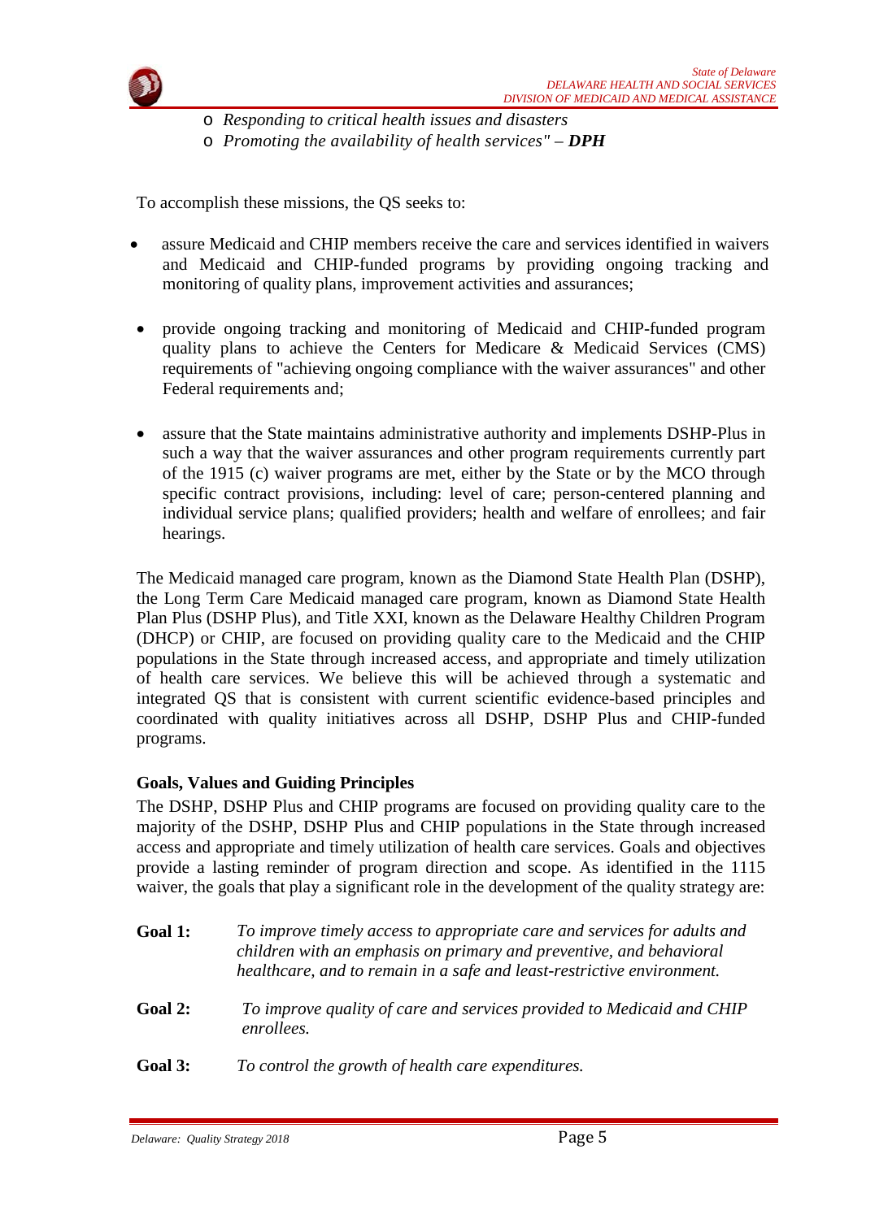- *Responding to critical health issues and disasters*
- *Promoting the availability of health services" – **DPH***

To accomplish these missions, the QS seeks to:

- assure Medicaid and CHIP members receive the care and services identified in waivers and Medicaid and CHIP-funded programs by providing ongoing tracking and monitoring of quality plans, improvement activities and assurances;
- provide ongoing tracking and monitoring of Medicaid and CHIP-funded program quality plans to achieve the Centers for Medicare & Medicaid Services (CMS) requirements of "achieving ongoing compliance with the waiver assurances" and other Federal requirements and;
- assure that the State maintains administrative authority and implements DSHP-Plus in such a way that the waiver assurances and other program requirements currently part of the 1915 (c) waiver programs are met, either by the State or by the MCO through specific contract provisions, including: level of care; person-centered planning and individual service plans; qualified providers; health and welfare of enrollees; and fair hearings.

The Medicaid managed care program, known as the Diamond State Health Plan (DSHP), the Long Term Care Medicaid managed care program, known as Diamond State Health Plan Plus (DSHP Plus), and Title XXI, known as the Delaware Healthy Children Program (DHCP) or CHIP, are focused on providing quality care to the Medicaid and the CHIP populations in the State through increased access, and appropriate and timely utilization of health care services. We believe this will be achieved through a systematic and integrated QS that is consistent with current scientific evidence-based principles and coordinated with quality initiatives across all DSHP, DSHP Plus and CHIP-funded programs.

**Goals, Values and Guiding Principles**

The DSHP, DSHP Plus and CHIP programs are focused on providing quality care to the majority of the DSHP, DSHP Plus and CHIP populations in the State through increased access and appropriate and timely utilization of health care services. Goals and objectives provide a lasting reminder of program direction and scope. As identified in the 1115 waiver, the goals that play a significant role in the development of the quality strategy are:

**Goal 1:** *To improve timely access to appropriate care and services for adults and children with an emphasis on primary and preventive, and behavioral healthcare, and to remain in a safe and least-restrictive environment.*

**Goal 2:** *To improve quality of care and services provided to Medicaid and CHIP enrollees.*

**Goal 3:** *To control the growth of health care expenditures.*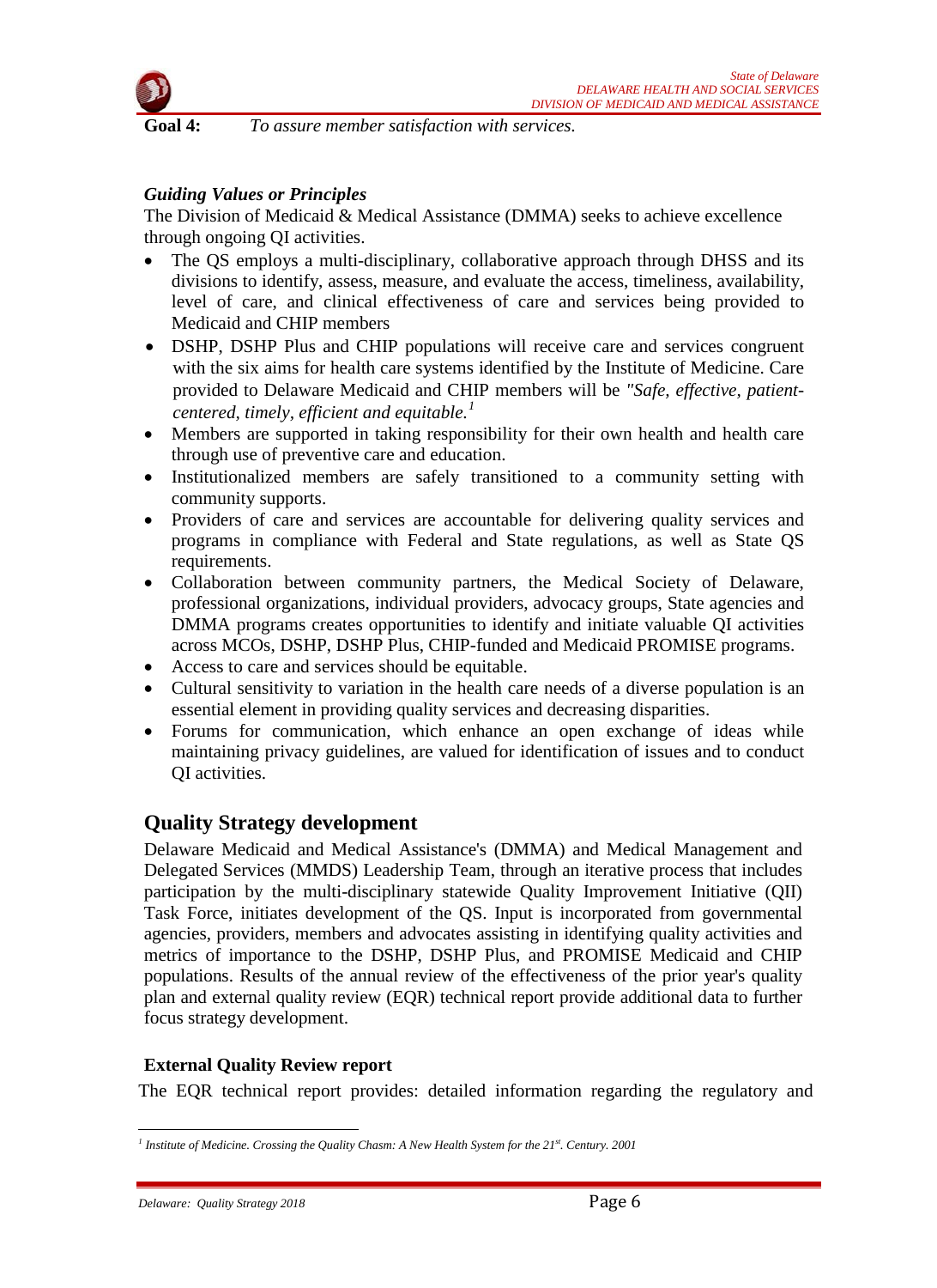**Goal 4:** *To assure member satisfaction with services.*

***Guiding Values or Principles***

The Division of Medicaid & Medical Assistance (DMMA) seeks to achieve excellence through ongoing QI activities.

- The QS employs a multi-disciplinary, collaborative approach through DHSS and its divisions to identify, assess, measure, and evaluate the access, timeliness, availability, level of care, and clinical effectiveness of care and services being provided to Medicaid and CHIP members
- DSHP, DSHP Plus and CHIP populations will receive care and services congruent with the six aims for health care systems identified by the Institute of Medicine. Care provided to Delaware Medicaid and CHIP members will be *"Safe, effective, patient-centered, timely, efficient and equitable.*[1]
- Members are supported in taking responsibility for their own health and health care through use of preventive care and education.
- Institutionalized members are safely transitioned to a community setting with community supports.
- Providers of care and services are accountable for delivering quality services and programs in compliance with Federal and State regulations, as well as State QS requirements.
- Collaboration between community partners, the Medical Society of Delaware, professional organizations, individual providers, advocacy groups, State agencies and DMMA programs creates opportunities to identify and initiate valuable QI activities across MCOs, DSHP, DSHP Plus, CHIP-funded and Medicaid PROMISE programs.
- Access to care and services should be equitable.
- Cultural sensitivity to variation in the health care needs of a diverse population is an essential element in providing quality services and decreasing disparities.
- Forums for communication, which enhance an open exchange of ideas while maintaining privacy guidelines, are valued for identification of issues and to conduct QI activities.

## Quality Strategy development

Delaware Medicaid and Medical Assistance's (DMMA) and Medical Management and Delegated Services (MMDS) Leadership Team, through an iterative process that includes participation by the multi-disciplinary statewide Quality Improvement Initiative (QII) Task Force, initiates development of the QS. Input is incorporated from governmental agencies, providers, members and advocates assisting in identifying quality activities and metrics of importance to the DSHP, DSHP Plus, and PROMISE Medicaid and CHIP populations. Results of the annual review of the effectiveness of the prior year's quality plan and external quality review (EQR) technical report provide additional data to further focus strategy development.

### External Quality Review report

The EQR technical report provides: detailed information regarding the regulatory and

---

[1] *Institute of Medicine. Crossing the Quality Chasm: A New Health System for the 21st. Century. 2001*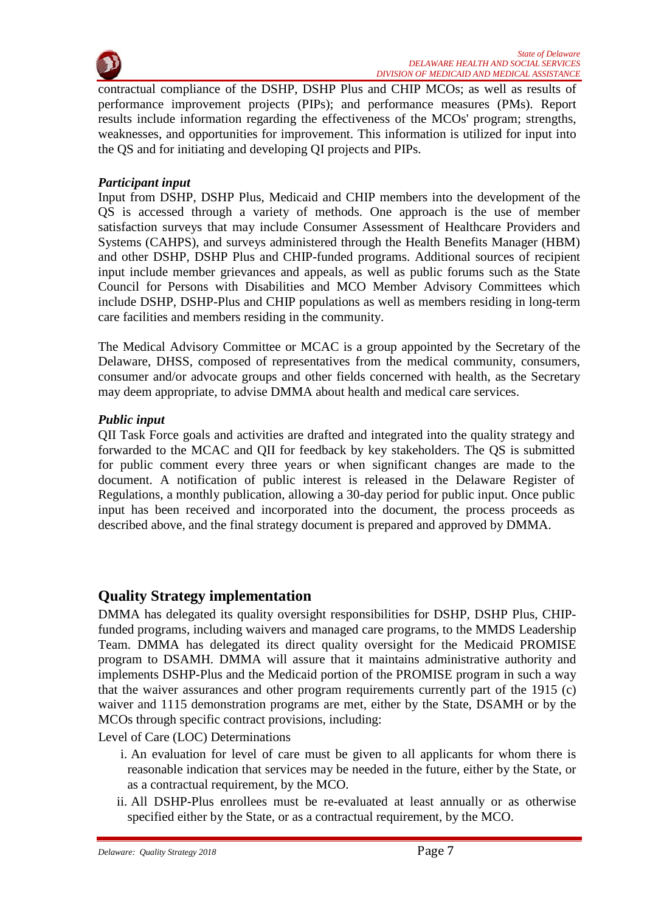contractual compliance of the DSHP, DSHP Plus and CHIP MCOs; as well as results of performance improvement projects (PIPs); and performance measures (PMs). Report results include information regarding the effectiveness of the MCOs' program; strengths, weaknesses, and opportunities for improvement. This information is utilized for input into the QS and for initiating and developing QI projects and PIPs.

***Participant input***

Input from DSHP, DSHP Plus, Medicaid and CHIP members into the development of the QS is accessed through a variety of methods. One approach is the use of member satisfaction surveys that may include Consumer Assessment of Healthcare Providers and Systems (CAHPS), and surveys administered through the Health Benefits Manager (HBM) and other DSHP, DSHP Plus and CHIP-funded programs. Additional sources of recipient input include member grievances and appeals, as well as public forums such as the State Council for Persons with Disabilities and MCO Member Advisory Committees which include DSHP, DSHP-Plus and CHIP populations as well as members residing in long-term care facilities and members residing in the community.

The Medical Advisory Committee or MCAC is a group appointed by the Secretary of the Delaware, DHSS, composed of representatives from the medical community, consumers, consumer and/or advocate groups and other fields concerned with health, as the Secretary may deem appropriate, to advise DMMA about health and medical care services.

***Public input***

QII Task Force goals and activities are drafted and integrated into the quality strategy and forwarded to the MCAC and QII for feedback by key stakeholders. The QS is submitted for public comment every three years or when significant changes are made to the document. A notification of public interest is released in the Delaware Register of Regulations, a monthly publication, allowing a 30-day period for public input. Once public input has been received and incorporated into the document, the process proceeds as described above, and the final strategy document is prepared and approved by DMMA.

## Quality Strategy implementation

DMMA has delegated its quality oversight responsibilities for DSHP, DSHP Plus, CHIP-funded programs, including waivers and managed care programs, to the MMDS Leadership Team. DMMA has delegated its direct quality oversight for the Medicaid PROMISE program to DSAMH. DMMA will assure that it maintains administrative authority and implements DSHP-Plus and the Medicaid portion of the PROMISE program in such a way that the waiver assurances and other program requirements currently part of the 1915 (c) waiver and 1115 demonstration programs are met, either by the State, DSAMH or by the MCOs through specific contract provisions, including:

Level of Care (LOC) Determinations

i. An evaluation for level of care must be given to all applicants for whom there is reasonable indication that services may be needed in the future, either by the State, or as a contractual requirement, by the MCO.

ii. All DSHP-Plus enrollees must be re-evaluated at least annually or as otherwise specified either by the State, or as a contractual requirement, by the MCO.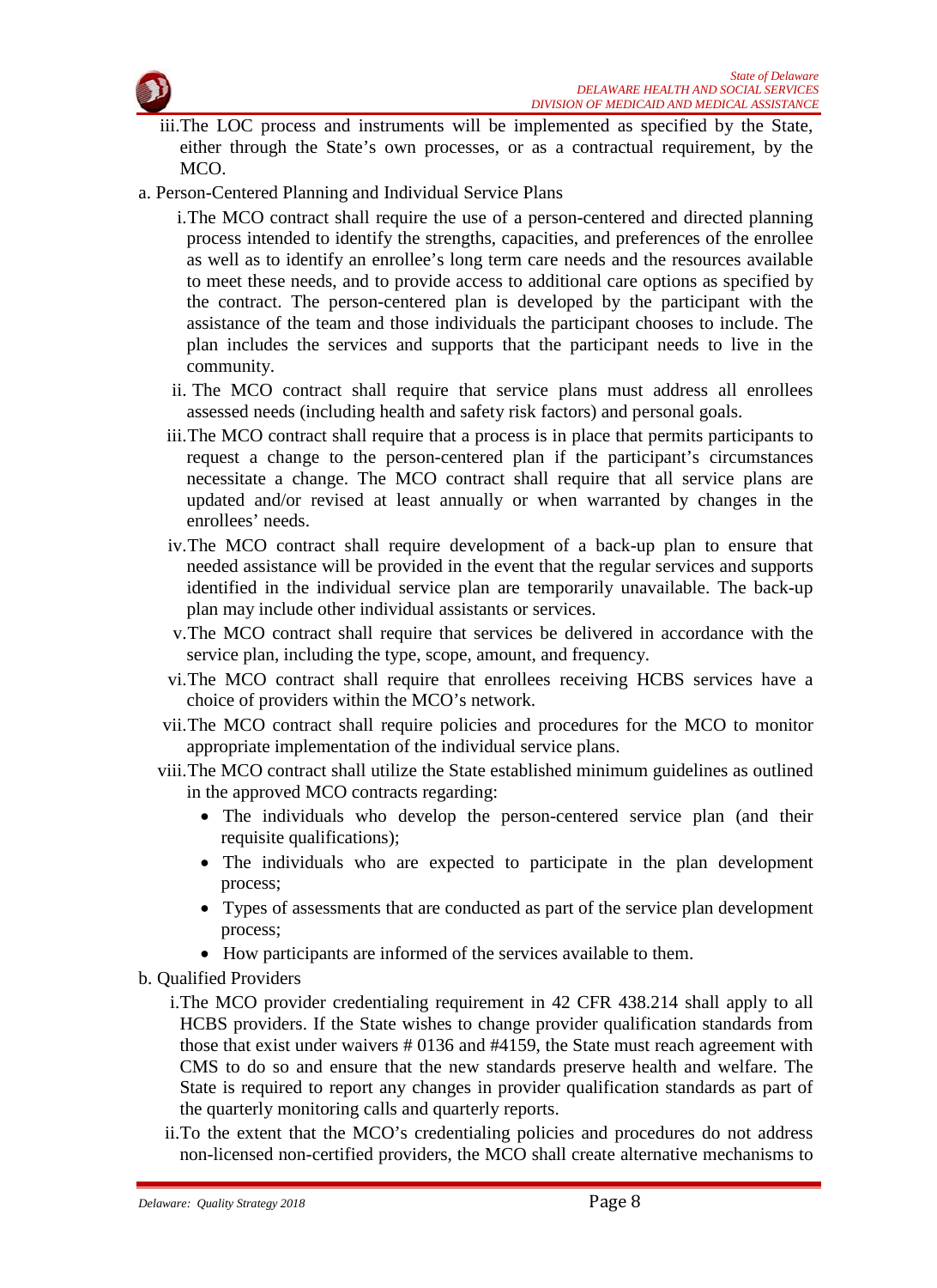iii. The LOC process and instruments will be implemented as specified by the State, either through the State's own processes, or as a contractual requirement, by the MCO.

a. Person-Centered Planning and Individual Service Plans

   i. The MCO contract shall require the use of a person-centered and directed planning process intended to identify the strengths, capacities, and preferences of the enrollee as well as to identify an enrollee's long term care needs and the resources available to meet these needs, and to provide access to additional care options as specified by the contract. The person-centered plan is developed by the participant with the assistance of the team and those individuals the participant chooses to include. The plan includes the services and supports that the participant needs to live in the community.

   ii. The MCO contract shall require that service plans must address all enrollees assessed needs (including health and safety risk factors) and personal goals.

   iii. The MCO contract shall require that a process is in place that permits participants to request a change to the person-centered plan if the participant's circumstances necessitate a change. The MCO contract shall require that all service plans are updated and/or revised at least annually or when warranted by changes in the enrollees' needs.

   iv. The MCO contract shall require development of a back-up plan to ensure that needed assistance will be provided in the event that the regular services and supports identified in the individual service plan are temporarily unavailable. The back-up plan may include other individual assistants or services.

   v. The MCO contract shall require that services be delivered in accordance with the service plan, including the type, scope, amount, and frequency.

   vi. The MCO contract shall require that enrollees receiving HCBS services have a choice of providers within the MCO's network.

   vii. The MCO contract shall require policies and procedures for the MCO to monitor appropriate implementation of the individual service plans.

   viii. The MCO contract shall utilize the State established minimum guidelines as outlined in the approved MCO contracts regarding:

   - The individuals who develop the person-centered service plan (and their requisite qualifications);
   - The individuals who are expected to participate in the plan development process;
   - Types of assessments that are conducted as part of the service plan development process;
   - How participants are informed of the services available to them.

b. Qualified Providers

   i. The MCO provider credentialing requirement in 42 CFR 438.214 shall apply to all HCBS providers. If the State wishes to change provider qualification standards from those that exist under waivers # 0136 and #4159, the State must reach agreement with CMS to do so and ensure that the new standards preserve health and welfare. The State is required to report any changes in provider qualification standards as part of the quarterly monitoring calls and quarterly reports.

   ii. To the extent that the MCO's credentialing policies and procedures do not address non-licensed non-certified providers, the MCO shall create alternative mechanisms to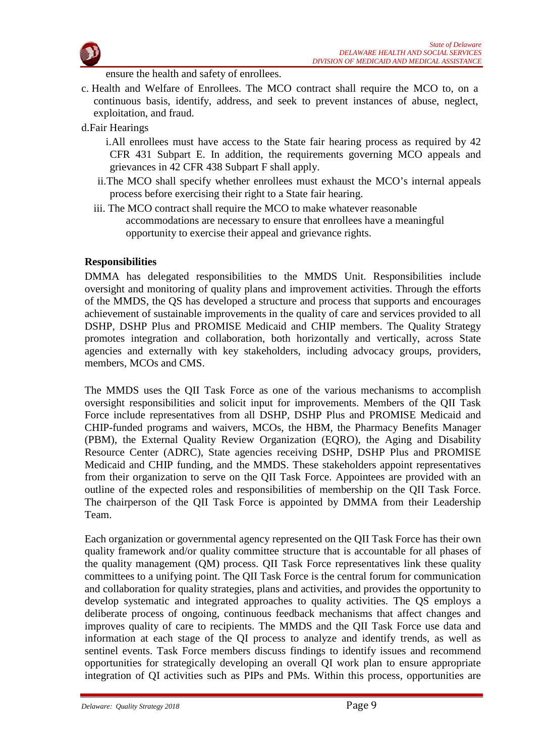ensure the health and safety of enrollees.

c. Health and Welfare of Enrollees. The MCO contract shall require the MCO to, on a continuous basis, identify, address, and seek to prevent instances of abuse, neglect, exploitation, and fraud.

d. Fair Hearings

   i. All enrollees must have access to the State fair hearing process as required by 42 CFR 431 Subpart E. In addition, the requirements governing MCO appeals and grievances in 42 CFR 438 Subpart F shall apply.

   ii. The MCO shall specify whether enrollees must exhaust the MCO's internal appeals process before exercising their right to a State fair hearing.

   iii. The MCO contract shall require the MCO to make whatever reasonable accommodations are necessary to ensure that enrollees have a meaningful opportunity to exercise their appeal and grievance rights.

**Responsibilities**

DMMA has delegated responsibilities to the MMDS Unit. Responsibilities include oversight and monitoring of quality plans and improvement activities. Through the efforts of the MMDS, the QS has developed a structure and process that supports and encourages achievement of sustainable improvements in the quality of care and services provided to all DSHP, DSHP Plus and PROMISE Medicaid and CHIP members. The Quality Strategy promotes integration and collaboration, both horizontally and vertically, across State agencies and externally with key stakeholders, including advocacy groups, providers, members, MCOs and CMS.

The MMDS uses the QII Task Force as one of the various mechanisms to accomplish oversight responsibilities and solicit input for improvements. Members of the QII Task Force include representatives from all DSHP, DSHP Plus and PROMISE Medicaid and CHIP-funded programs and waivers, MCOs, the HBM, the Pharmacy Benefits Manager (PBM), the External Quality Review Organization (EQRO), the Aging and Disability Resource Center (ADRC), State agencies receiving DSHP, DSHP Plus and PROMISE Medicaid and CHIP funding, and the MMDS. These stakeholders appoint representatives from their organization to serve on the QII Task Force. Appointees are provided with an outline of the expected roles and responsibilities of membership on the QII Task Force. The chairperson of the QII Task Force is appointed by DMMA from their Leadership Team.

Each organization or governmental agency represented on the QII Task Force has their own quality framework and/or quality committee structure that is accountable for all phases of the quality management (QM) process. QII Task Force representatives link these quality committees to a unifying point. The QII Task Force is the central forum for communication and collaboration for quality strategies, plans and activities, and provides the opportunity to develop systematic and integrated approaches to quality activities. The QS employs a deliberate process of ongoing, continuous feedback mechanisms that affect changes and improves quality of care to recipients. The MMDS and the QII Task Force use data and information at each stage of the QI process to analyze and identify trends, as well as sentinel events. Task Force members discuss findings to identify issues and recommend opportunities for strategically developing an overall QI work plan to ensure appropriate integration of QI activities such as PIPs and PMs. Within this process, opportunities are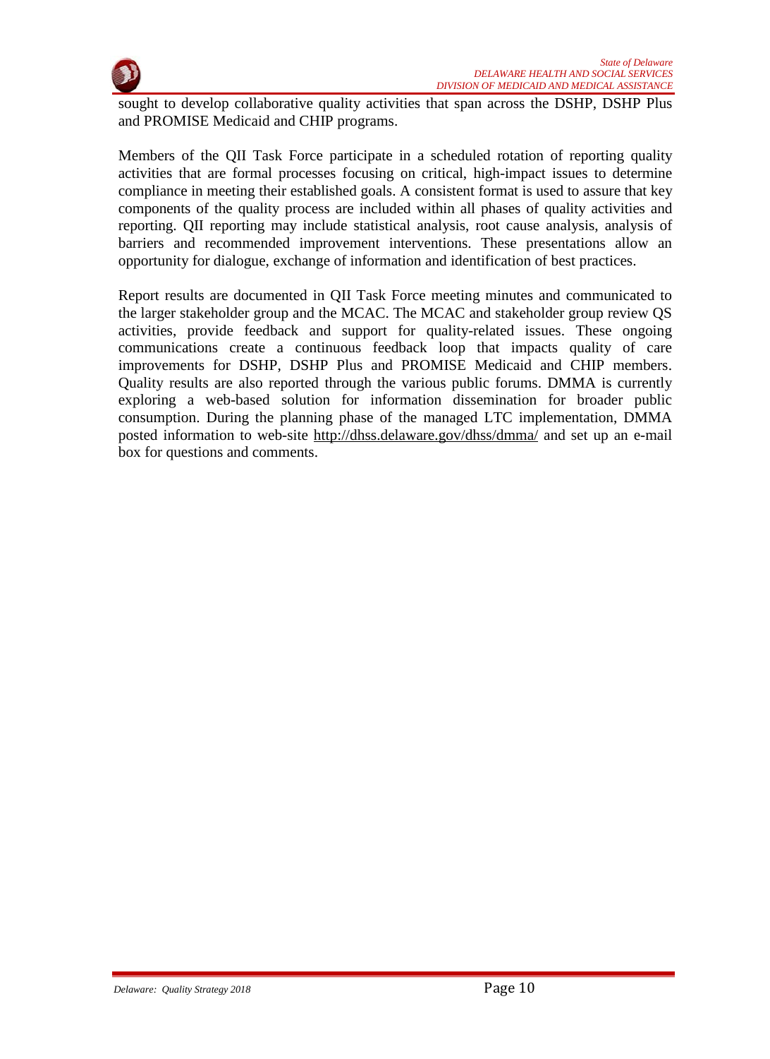sought to develop collaborative quality activities that span across the DSHP, DSHP Plus and PROMISE Medicaid and CHIP programs.

Members of the QII Task Force participate in a scheduled rotation of reporting quality activities that are formal processes focusing on critical, high-impact issues to determine compliance in meeting their established goals. A consistent format is used to assure that key components of the quality process are included within all phases of quality activities and reporting. QII reporting may include statistical analysis, root cause analysis, analysis of barriers and recommended improvement interventions. These presentations allow an opportunity for dialogue, exchange of information and identification of best practices.

Report results are documented in QII Task Force meeting minutes and communicated to the larger stakeholder group and the MCAC. The MCAC and stakeholder group review QS activities, provide feedback and support for quality-related issues. These ongoing communications create a continuous feedback loop that impacts quality of care improvements for DSHP, DSHP Plus and PROMISE Medicaid and CHIP members. Quality results are also reported through the various public forums. DMMA is currently exploring a web-based solution for information dissemination for broader public consumption. During the planning phase of the managed LTC implementation, DMMA posted information to web-site http://dhss.delaware.gov/dhss/dmma/ and set up an e-mail box for questions and comments.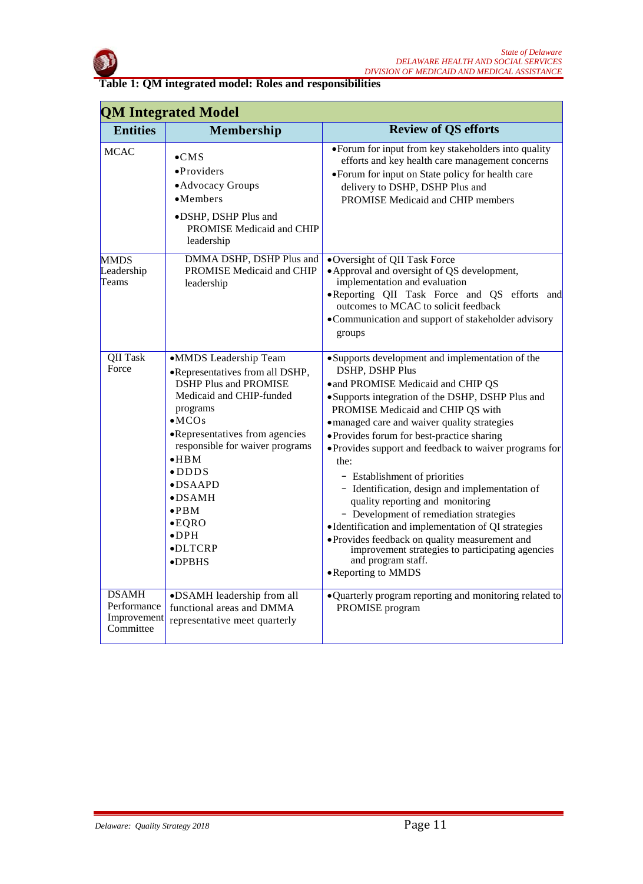**Table 1: QM integrated model: Roles and responsibilities**

| QM Integrated Model | | |
|---|---|---|
| **Entities** | **Membership** | **Review of QS efforts** |
| MCAC | •CMS<br>•Providers<br>•Advocacy Groups<br>•Members<br>•DSHP, DSHP Plus and PROMISE Medicaid and CHIP leadership | •Forum for input from key stakeholders into quality efforts and key health care management concerns<br>•Forum for input on State policy for health care delivery to DSHP, DSHP Plus and PROMISE Medicaid and CHIP members |
| MMDS Leadership Teams | DMMA DSHP, DSHP Plus and PROMISE Medicaid and CHIP leadership | •Oversight of QII Task Force<br>•Approval and oversight of QS development, implementation and evaluation<br>•Reporting QII Task Force and QS efforts and outcomes to MCAC to solicit feedback<br>•Communication and support of stakeholder advisory groups |
| QII Task Force | •MMDS Leadership Team<br>•Representatives from all DSHP, DSHP Plus and PROMISE Medicaid and CHIP-funded programs<br>•MCOs<br>•Representatives from agencies responsible for waiver programs<br>•HBM<br>•DDDS<br>•DSAAPD<br>•DSAMH<br>•PBM<br>•EQRO<br>•DPH<br>•DLTCRP<br>•DPBHS | •Supports development and implementation of the DSHP, DSHP Plus<br>•and PROMISE Medicaid and CHIP QS<br>•Supports integration of the DSHP, DSHP Plus and PROMISE Medicaid and CHIP QS with<br>•managed care and waiver quality strategies<br>•Provides forum for best-practice sharing<br>•Provides support and feedback to waiver programs for the:<br>- Establishment of priorities<br>- Identification, design and implementation of quality reporting and monitoring<br>- Development of remediation strategies<br>•Identification and implementation of QI strategies<br>•Provides feedback on quality measurement and improvement strategies to participating agencies and program staff.<br>•Reporting to MMDS |
| DSAMH Performance Improvement Committee | •DSAMH leadership from all functional areas and DMMA representative meet quarterly | •Quarterly program reporting and monitoring related to PROMISE program |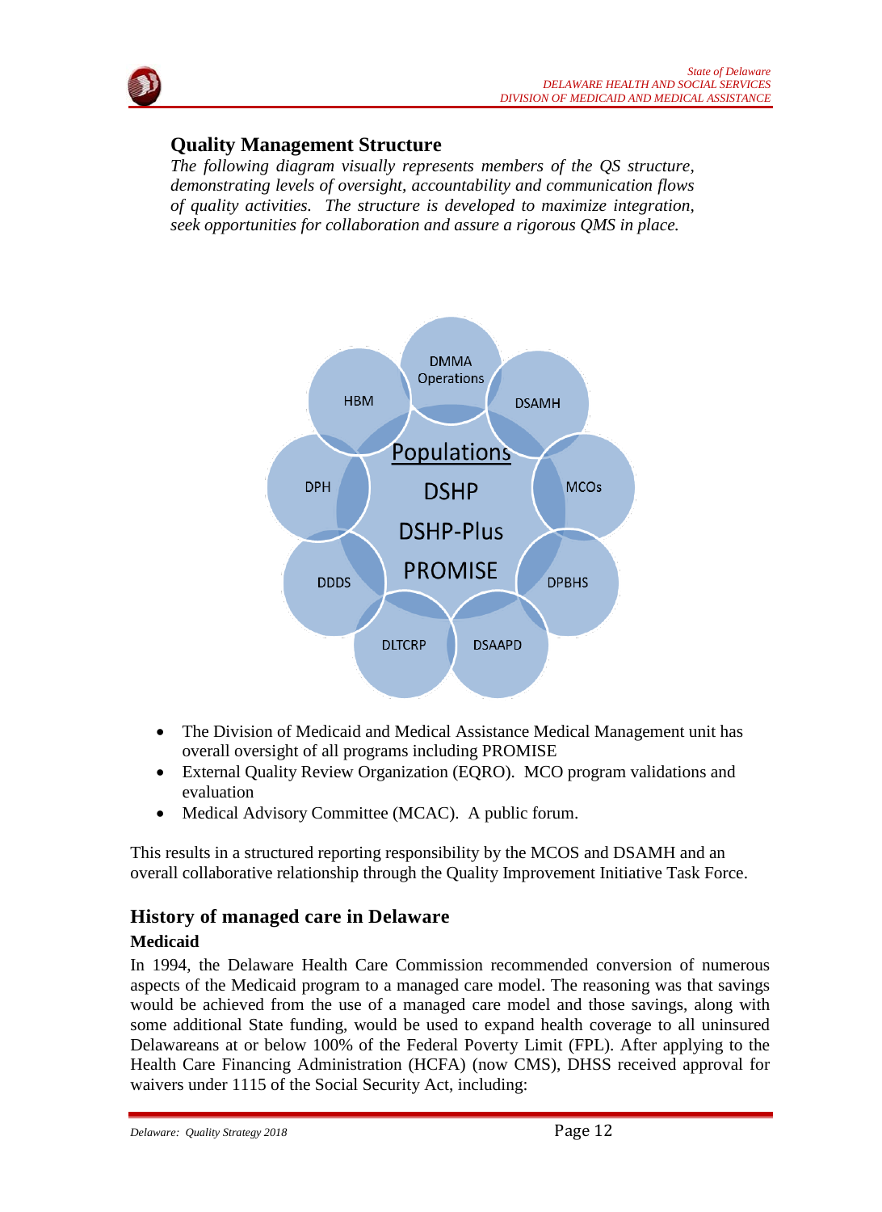## Quality Management Structure

*The following diagram visually represents members of the QS structure, demonstrating levels of oversight, accountability and communication flows of quality activities. The structure is developed to maximize integration, seek opportunities for collaboration and assure a rigorous QMS in place.*

Populations

DSHP

DSHP-Plus

PROMISE

DMMA Operations

DSAMH

MCOs

DPBHS

DSAAPD

DLTCRP

DDDS

DPH

HBM

- The Division of Medicaid and Medical Assistance Medical Management unit has overall oversight of all programs including PROMISE
- External Quality Review Organization (EQRO). MCO program validations and evaluation
- Medical Advisory Committee (MCAC). A public forum.

This results in a structured reporting responsibility by the MCOS and DSAMH and an overall collaborative relationship through the Quality Improvement Initiative Task Force.

## History of managed care in Delaware

### Medicaid

In 1994, the Delaware Health Care Commission recommended conversion of numerous aspects of the Medicaid program to a managed care model. The reasoning was that savings would be achieved from the use of a managed care model and those savings, along with some additional State funding, would be used to expand health coverage to all uninsured Delawareans at or below 100% of the Federal Poverty Limit (FPL). After applying to the Health Care Financing Administration (HCFA) (now CMS), DHSS received approval for waivers under 1115 of the Social Security Act, including: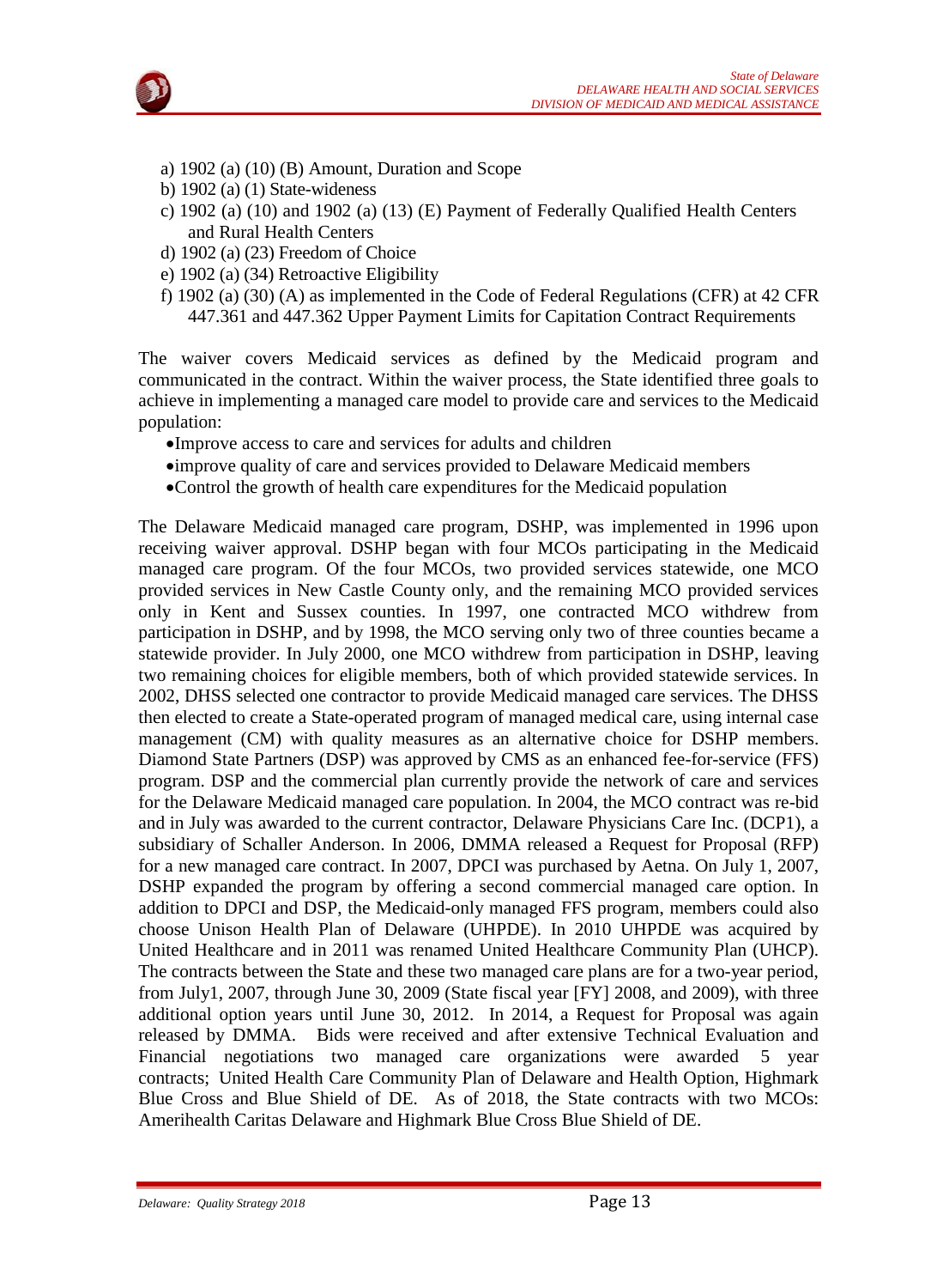a) 1902 (a) (10) (B) Amount, Duration and Scope
b) 1902 (a) (1) State-wideness
c) 1902 (a) (10) and 1902 (a) (13) (E) Payment of Federally Qualified Health Centers and Rural Health Centers
d) 1902 (a) (23) Freedom of Choice
e) 1902 (a) (34) Retroactive Eligibility
f) 1902 (a) (30) (A) as implemented in the Code of Federal Regulations (CFR) at 42 CFR 447.361 and 447.362 Upper Payment Limits for Capitation Contract Requirements

The waiver covers Medicaid services as defined by the Medicaid program and communicated in the contract. Within the waiver process, the State identified three goals to achieve in implementing a managed care model to provide care and services to the Medicaid population:

- Improve access to care and services for adults and children
- improve quality of care and services provided to Delaware Medicaid members
- Control the growth of health care expenditures for the Medicaid population

The Delaware Medicaid managed care program, DSHP, was implemented in 1996 upon receiving waiver approval. DSHP began with four MCOs participating in the Medicaid managed care program. Of the four MCOs, two provided services statewide, one MCO provided services in New Castle County only, and the remaining MCO provided services only in Kent and Sussex counties. In 1997, one contracted MCO withdrew from participation in DSHP, and by 1998, the MCO serving only two of three counties became a statewide provider. In July 2000, one MCO withdrew from participation in DSHP, leaving two remaining choices for eligible members, both of which provided statewide services. In 2002, DHSS selected one contractor to provide Medicaid managed care services. The DHSS then elected to create a State-operated program of managed medical care, using internal case management (CM) with quality measures as an alternative choice for DSHP members. Diamond State Partners (DSP) was approved by CMS as an enhanced fee-for-service (FFS) program. DSP and the commercial plan currently provide the network of care and services for the Delaware Medicaid managed care population. In 2004, the MCO contract was re-bid and in July was awarded to the current contractor, Delaware Physicians Care Inc. (DCP1), a subsidiary of Schaller Anderson. In 2006, DMMA released a Request for Proposal (RFP) for a new managed care contract. In 2007, DPCI was purchased by Aetna. On July 1, 2007, DSHP expanded the program by offering a second commercial managed care option. In addition to DPCI and DSP, the Medicaid-only managed FFS program, members could also choose Unison Health Plan of Delaware (UHPDE). In 2010 UHPDE was acquired by United Healthcare and in 2011 was renamed United Healthcare Community Plan (UHCP). The contracts between the State and these two managed care plans are for a two-year period, from July1, 2007, through June 30, 2009 (State fiscal year [FY] 2008, and 2009), with three additional option years until June 30, 2012. In 2014, a Request for Proposal was again released by DMMA. Bids were received and after extensive Technical Evaluation and Financial negotiations two managed care organizations were awarded 5 year contracts; United Health Care Community Plan of Delaware and Health Option, Highmark Blue Cross and Blue Shield of DE. As of 2018, the State contracts with two MCOs: Amerihealth Caritas Delaware and Highmark Blue Cross Blue Shield of DE.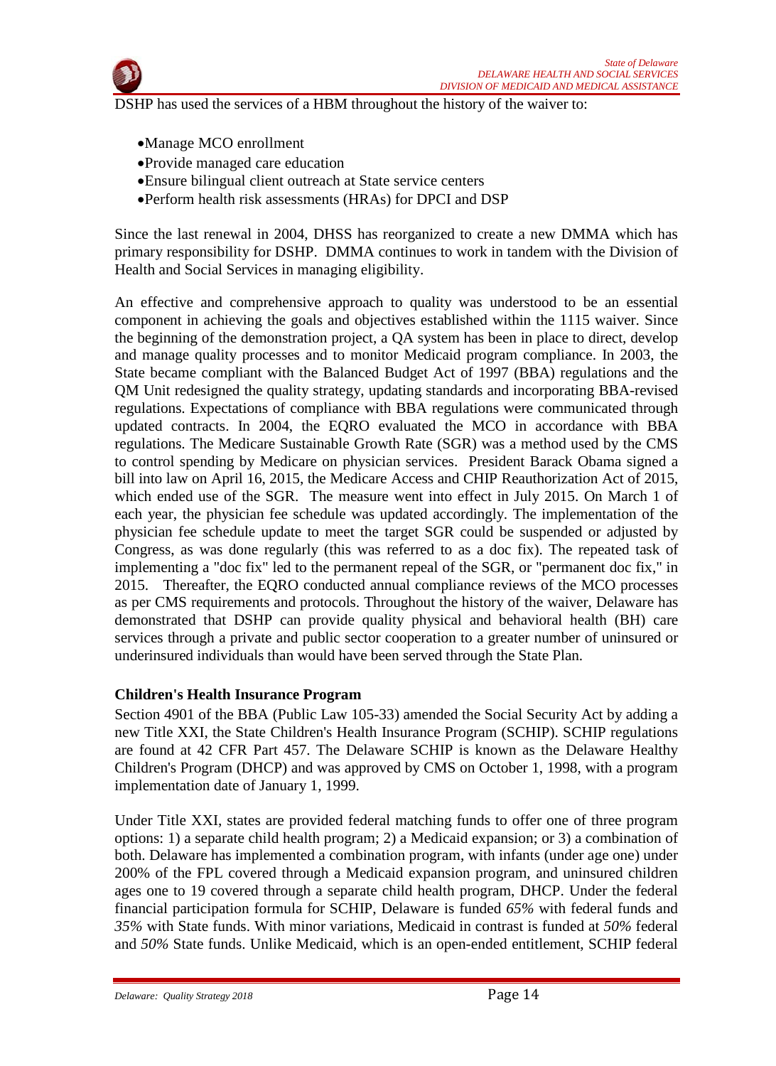DSHP has used the services of a HBM throughout the history of the waiver to:

- Manage MCO enrollment
- Provide managed care education
- Ensure bilingual client outreach at State service centers
- Perform health risk assessments (HRAs) for DPCI and DSP

Since the last renewal in 2004, DHSS has reorganized to create a new DMMA which has primary responsibility for DSHP. DMMA continues to work in tandem with the Division of Health and Social Services in managing eligibility.

An effective and comprehensive approach to quality was understood to be an essential component in achieving the goals and objectives established within the 1115 waiver. Since the beginning of the demonstration project, a QA system has been in place to direct, develop and manage quality processes and to monitor Medicaid program compliance. In 2003, the State became compliant with the Balanced Budget Act of 1997 (BBA) regulations and the QM Unit redesigned the quality strategy, updating standards and incorporating BBA-revised regulations. Expectations of compliance with BBA regulations were communicated through updated contracts. In 2004, the EQRO evaluated the MCO in accordance with BBA regulations. The Medicare Sustainable Growth Rate (SGR) was a method used by the CMS to control spending by Medicare on physician services. President Barack Obama signed a bill into law on April 16, 2015, the Medicare Access and CHIP Reauthorization Act of 2015, which ended use of the SGR. The measure went into effect in July 2015. On March 1 of each year, the physician fee schedule was updated accordingly. The implementation of the physician fee schedule update to meet the target SGR could be suspended or adjusted by Congress, as was done regularly (this was referred to as a doc fix). The repeated task of implementing a "doc fix" led to the permanent repeal of the SGR, or "permanent doc fix," in 2015. Thereafter, the EQRO conducted annual compliance reviews of the MCO processes as per CMS requirements and protocols. Throughout the history of the waiver, Delaware has demonstrated that DSHP can provide quality physical and behavioral health (BH) care services through a private and public sector cooperation to a greater number of uninsured or underinsured individuals than would have been served through the State Plan.

**Children's Health Insurance Program**

Section 4901 of the BBA (Public Law 105-33) amended the Social Security Act by adding a new Title XXI, the State Children's Health Insurance Program (SCHIP). SCHIP regulations are found at 42 CFR Part 457. The Delaware SCHIP is known as the Delaware Healthy Children's Program (DHCP) and was approved by CMS on October 1, 1998, with a program implementation date of January 1, 1999.

Under Title XXI, states are provided federal matching funds to offer one of three program options: 1) a separate child health program; 2) a Medicaid expansion; or 3) a combination of both. Delaware has implemented a combination program, with infants (under age one) under 200% of the FPL covered through a Medicaid expansion program, and uninsured children ages one to 19 covered through a separate child health program, DHCP. Under the federal financial participation formula for SCHIP, Delaware is funded *65%* with federal funds and *35%* with State funds. With minor variations, Medicaid in contrast is funded at *50%* federal and *50%* State funds. Unlike Medicaid, which is an open-ended entitlement, SCHIP federal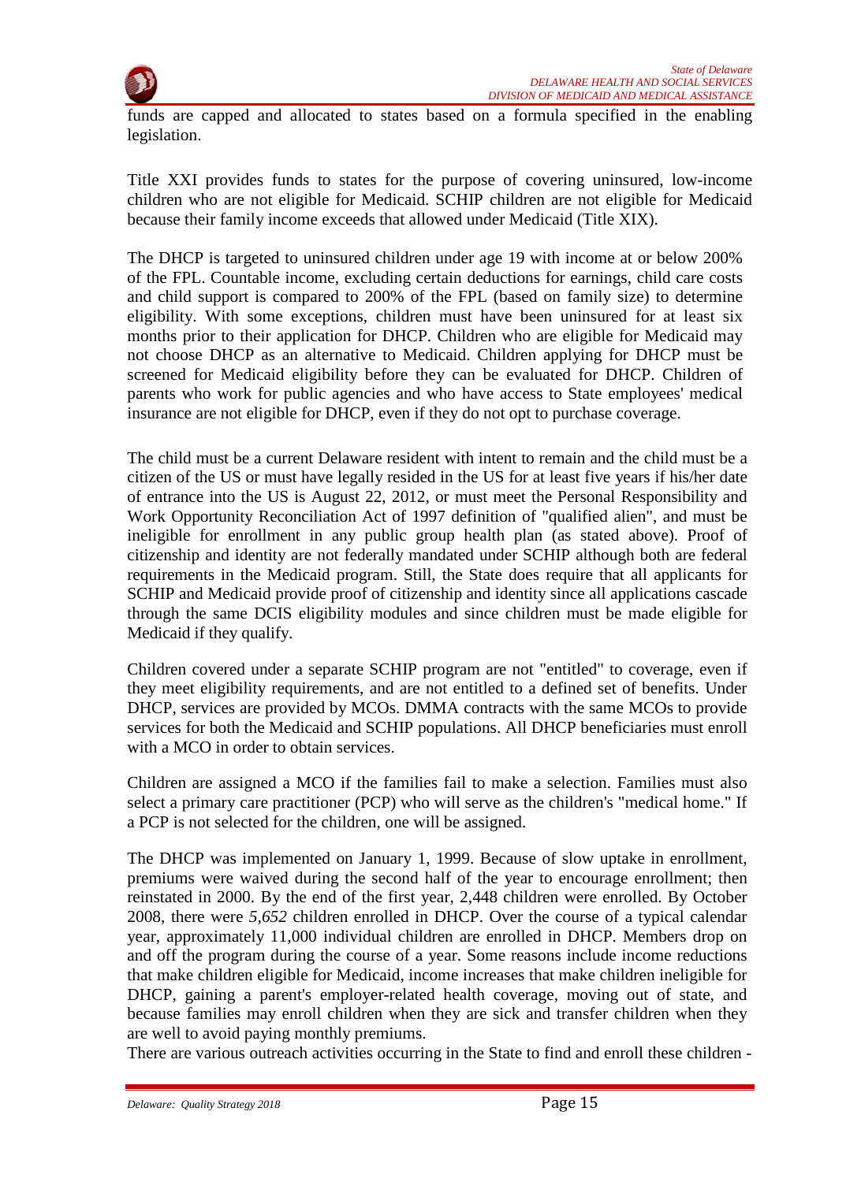funds are capped and allocated to states based on a formula specified in the enabling legislation.

Title XXI provides funds to states for the purpose of covering uninsured, low-income children who are not eligible for Medicaid. SCHIP children are not eligible for Medicaid because their family income exceeds that allowed under Medicaid (Title XIX).

The DHCP is targeted to uninsured children under age 19 with income at or below 200% of the FPL. Countable income, excluding certain deductions for earnings, child care costs and child support is compared to 200% of the FPL (based on family size) to determine eligibility. With some exceptions, children must have been uninsured for at least six months prior to their application for DHCP. Children who are eligible for Medicaid may not choose DHCP as an alternative to Medicaid. Children applying for DHCP must be screened for Medicaid eligibility before they can be evaluated for DHCP. Children of parents who work for public agencies and who have access to State employees' medical insurance are not eligible for DHCP, even if they do not opt to purchase coverage.

The child must be a current Delaware resident with intent to remain and the child must be a citizen of the US or must have legally resided in the US for at least five years if his/her date of entrance into the US is August 22, 2012, or must meet the Personal Responsibility and Work Opportunity Reconciliation Act of 1997 definition of "qualified alien", and must be ineligible for enrollment in any public group health plan (as stated above). Proof of citizenship and identity are not federally mandated under SCHIP although both are federal requirements in the Medicaid program. Still, the State does require that all applicants for SCHIP and Medicaid provide proof of citizenship and identity since all applications cascade through the same DCIS eligibility modules and since children must be made eligible for Medicaid if they qualify.

Children covered under a separate SCHIP program are not "entitled" to coverage, even if they meet eligibility requirements, and are not entitled to a defined set of benefits. Under DHCP, services are provided by MCOs. DMMA contracts with the same MCOs to provide services for both the Medicaid and SCHIP populations. All DHCP beneficiaries must enroll with a MCO in order to obtain services.

Children are assigned a MCO if the families fail to make a selection. Families must also select a primary care practitioner (PCP) who will serve as the children's "medical home." If a PCP is not selected for the children, one will be assigned.

The DHCP was implemented on January 1, 1999. Because of slow uptake in enrollment, premiums were waived during the second half of the year to encourage enrollment; then reinstated in 2000. By the end of the first year, 2,448 children were enrolled. By October 2008, there were *5,652* children enrolled in DHCP. Over the course of a typical calendar year, approximately 11,000 individual children are enrolled in DHCP. Members drop on and off the program during the course of a year. Some reasons include income reductions that make children eligible for Medicaid, income increases that make children ineligible for DHCP, gaining a parent's employer-related health coverage, moving out of state, and because families may enroll children when they are sick and transfer children when they are well to avoid paying monthly premiums.

There are various outreach activities occurring in the State to find and enroll these children -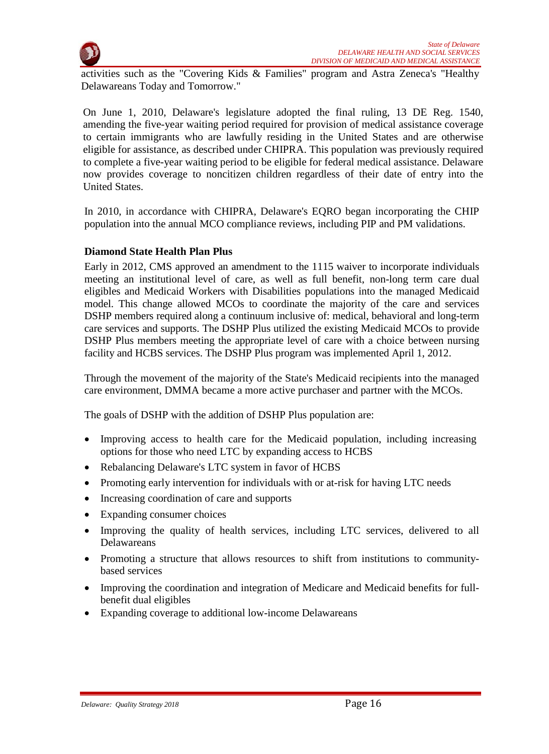activities such as the "Covering Kids & Families" program and Astra Zeneca's "Healthy Delawareans Today and Tomorrow."

On June 1, 2010, Delaware's legislature adopted the final ruling, 13 DE Reg. 1540, amending the five-year waiting period required for provision of medical assistance coverage to certain immigrants who are lawfully residing in the United States and are otherwise eligible for assistance, as described under CHIPRA. This population was previously required to complete a five-year waiting period to be eligible for federal medical assistance. Delaware now provides coverage to noncitizen children regardless of their date of entry into the United States.

In 2010, in accordance with CHIPRA, Delaware's EQRO began incorporating the CHIP population into the annual MCO compliance reviews, including PIP and PM validations.

**Diamond State Health Plan Plus**

Early in 2012, CMS approved an amendment to the 1115 waiver to incorporate individuals meeting an institutional level of care, as well as full benefit, non-long term care dual eligibles and Medicaid Workers with Disabilities populations into the managed Medicaid model. This change allowed MCOs to coordinate the majority of the care and services DSHP members required along a continuum inclusive of: medical, behavioral and long-term care services and supports. The DSHP Plus utilized the existing Medicaid MCOs to provide DSHP Plus members meeting the appropriate level of care with a choice between nursing facility and HCBS services. The DSHP Plus program was implemented April 1, 2012.

Through the movement of the majority of the State's Medicaid recipients into the managed care environment, DMMA became a more active purchaser and partner with the MCOs.

The goals of DSHP with the addition of DSHP Plus population are:

- Improving access to health care for the Medicaid population, including increasing options for those who need LTC by expanding access to HCBS
- Rebalancing Delaware's LTC system in favor of HCBS
- Promoting early intervention for individuals with or at-risk for having LTC needs
- Increasing coordination of care and supports
- Expanding consumer choices
- Improving the quality of health services, including LTC services, delivered to all Delawareans
- Promoting a structure that allows resources to shift from institutions to community-based services
- Improving the coordination and integration of Medicare and Medicaid benefits for full-benefit dual eligibles
- Expanding coverage to additional low-income Delawareans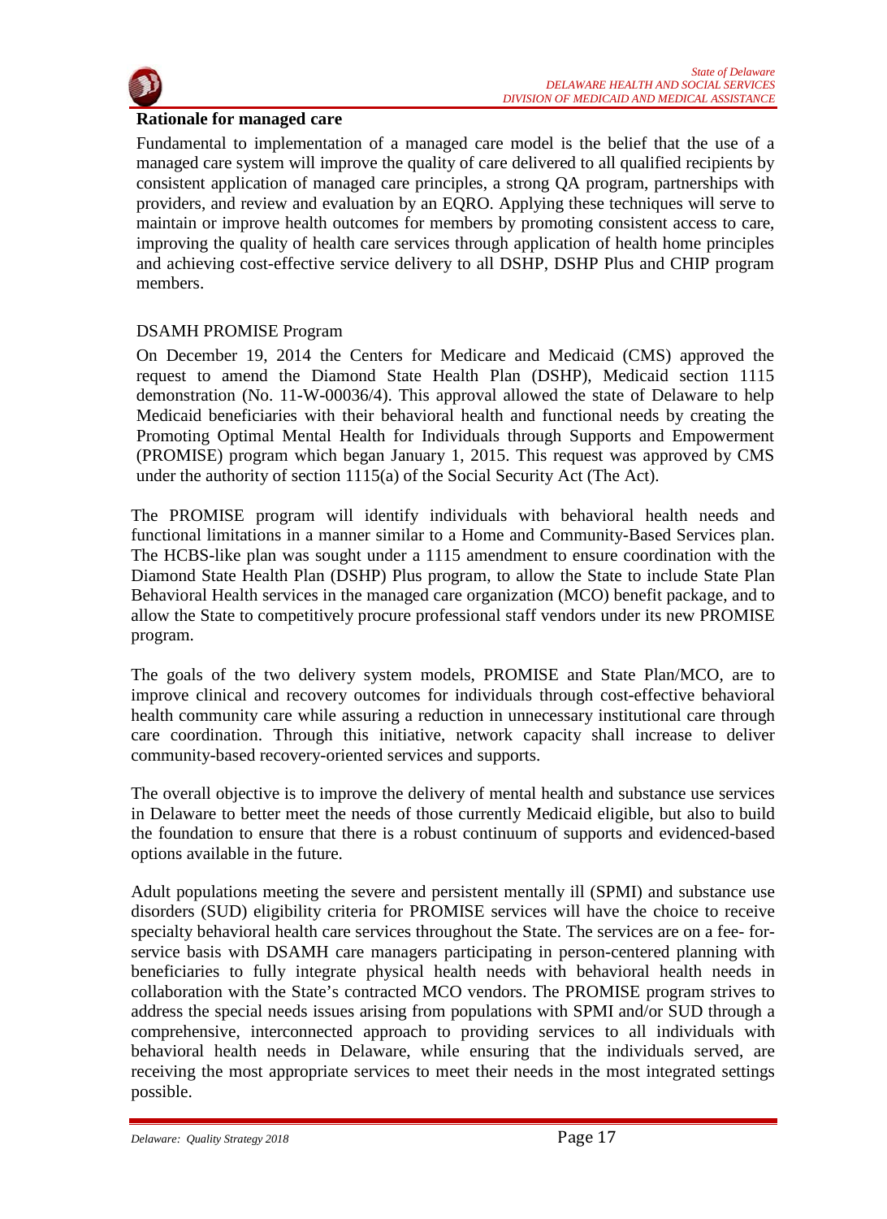**Rationale for managed care**

Fundamental to implementation of a managed care model is the belief that the use of a managed care system will improve the quality of care delivered to all qualified recipients by consistent application of managed care principles, a strong QA program, partnerships with providers, and review and evaluation by an EQRO. Applying these techniques will serve to maintain or improve health outcomes for members by promoting consistent access to care, improving the quality of health care services through application of health home principles and achieving cost-effective service delivery to all DSHP, DSHP Plus and CHIP program members.

DSAMH PROMISE Program

On December 19, 2014 the Centers for Medicare and Medicaid (CMS) approved the request to amend the Diamond State Health Plan (DSHP), Medicaid section 1115 demonstration (No. 11-W-00036/4). This approval allowed the state of Delaware to help Medicaid beneficiaries with their behavioral health and functional needs by creating the Promoting Optimal Mental Health for Individuals through Supports and Empowerment (PROMISE) program which began January 1, 2015. This request was approved by CMS under the authority of section 1115(a) of the Social Security Act (The Act).

The PROMISE program will identify individuals with behavioral health needs and functional limitations in a manner similar to a Home and Community-Based Services plan. The HCBS-like plan was sought under a 1115 amendment to ensure coordination with the Diamond State Health Plan (DSHP) Plus program, to allow the State to include State Plan Behavioral Health services in the managed care organization (MCO) benefit package, and to allow the State to competitively procure professional staff vendors under its new PROMISE program.

The goals of the two delivery system models, PROMISE and State Plan/MCO, are to improve clinical and recovery outcomes for individuals through cost-effective behavioral health community care while assuring a reduction in unnecessary institutional care through care coordination. Through this initiative, network capacity shall increase to deliver community-based recovery-oriented services and supports.

The overall objective is to improve the delivery of mental health and substance use services in Delaware to better meet the needs of those currently Medicaid eligible, but also to build the foundation to ensure that there is a robust continuum of supports and evidenced-based options available in the future.

Adult populations meeting the severe and persistent mentally ill (SPMI) and substance use disorders (SUD) eligibility criteria for PROMISE services will have the choice to receive specialty behavioral health care services throughout the State. The services are on a fee- for-service basis with DSAMH care managers participating in person-centered planning with beneficiaries to fully integrate physical health needs with behavioral health needs in collaboration with the State's contracted MCO vendors. The PROMISE program strives to address the special needs issues arising from populations with SPMI and/or SUD through a comprehensive, interconnected approach to providing services to all individuals with behavioral health needs in Delaware, while ensuring that the individuals served, are receiving the most appropriate services to meet their needs in the most integrated settings possible.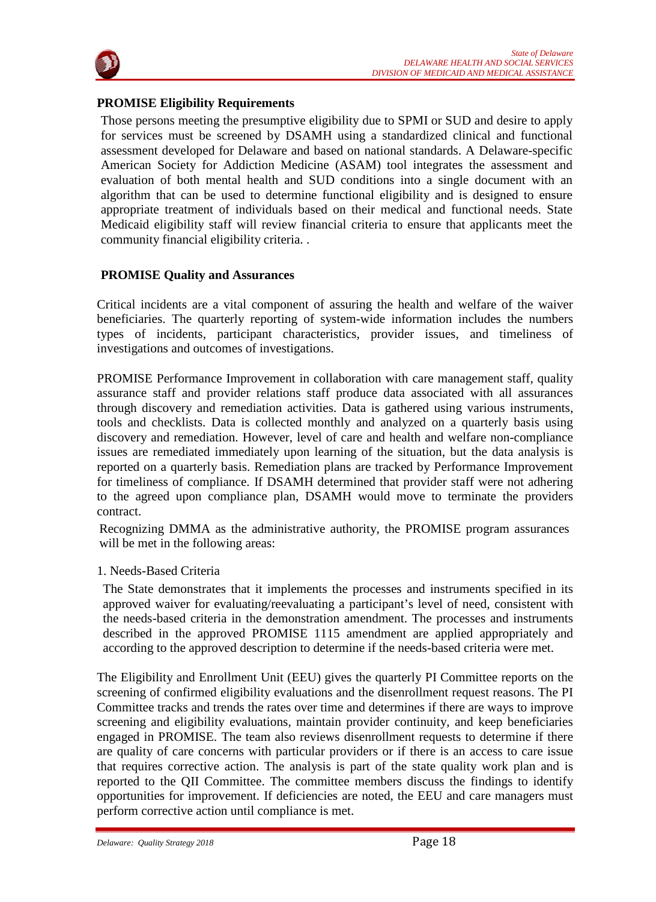**PROMISE Eligibility Requirements**

Those persons meeting the presumptive eligibility due to SPMI or SUD and desire to apply for services must be screened by DSAMH using a standardized clinical and functional assessment developed for Delaware and based on national standards. A Delaware-specific American Society for Addiction Medicine (ASAM) tool integrates the assessment and evaluation of both mental health and SUD conditions into a single document with an algorithm that can be used to determine functional eligibility and is designed to ensure appropriate treatment of individuals based on their medical and functional needs. State Medicaid eligibility staff will review financial criteria to ensure that applicants meet the community financial eligibility criteria. .

**PROMISE Quality and Assurances**

Critical incidents are a vital component of assuring the health and welfare of the waiver beneficiaries. The quarterly reporting of system-wide information includes the numbers types of incidents, participant characteristics, provider issues, and timeliness of investigations and outcomes of investigations.

PROMISE Performance Improvement in collaboration with care management staff, quality assurance staff and provider relations staff produce data associated with all assurances through discovery and remediation activities. Data is gathered using various instruments, tools and checklists. Data is collected monthly and analyzed on a quarterly basis using discovery and remediation. However, level of care and health and welfare non-compliance issues are remediated immediately upon learning of the situation, but the data analysis is reported on a quarterly basis. Remediation plans are tracked by Performance Improvement for timeliness of compliance. If DSAMH determined that provider staff were not adhering to the agreed upon compliance plan, DSAMH would move to terminate the providers contract.

Recognizing DMMA as the administrative authority, the PROMISE program assurances will be met in the following areas:

1. Needs-Based Criteria

The State demonstrates that it implements the processes and instruments specified in its approved waiver for evaluating/reevaluating a participant's level of need, consistent with the needs-based criteria in the demonstration amendment. The processes and instruments described in the approved PROMISE 1115 amendment are applied appropriately and according to the approved description to determine if the needs-based criteria were met.

The Eligibility and Enrollment Unit (EEU) gives the quarterly PI Committee reports on the screening of confirmed eligibility evaluations and the disenrollment request reasons. The PI Committee tracks and trends the rates over time and determines if there are ways to improve screening and eligibility evaluations, maintain provider continuity, and keep beneficiaries engaged in PROMISE. The team also reviews disenrollment requests to determine if there are quality of care concerns with particular providers or if there is an access to care issue that requires corrective action. The analysis is part of the state quality work plan and is reported to the QII Committee. The committee members discuss the findings to identify opportunities for improvement. If deficiencies are noted, the EEU and care managers must perform corrective action until compliance is met.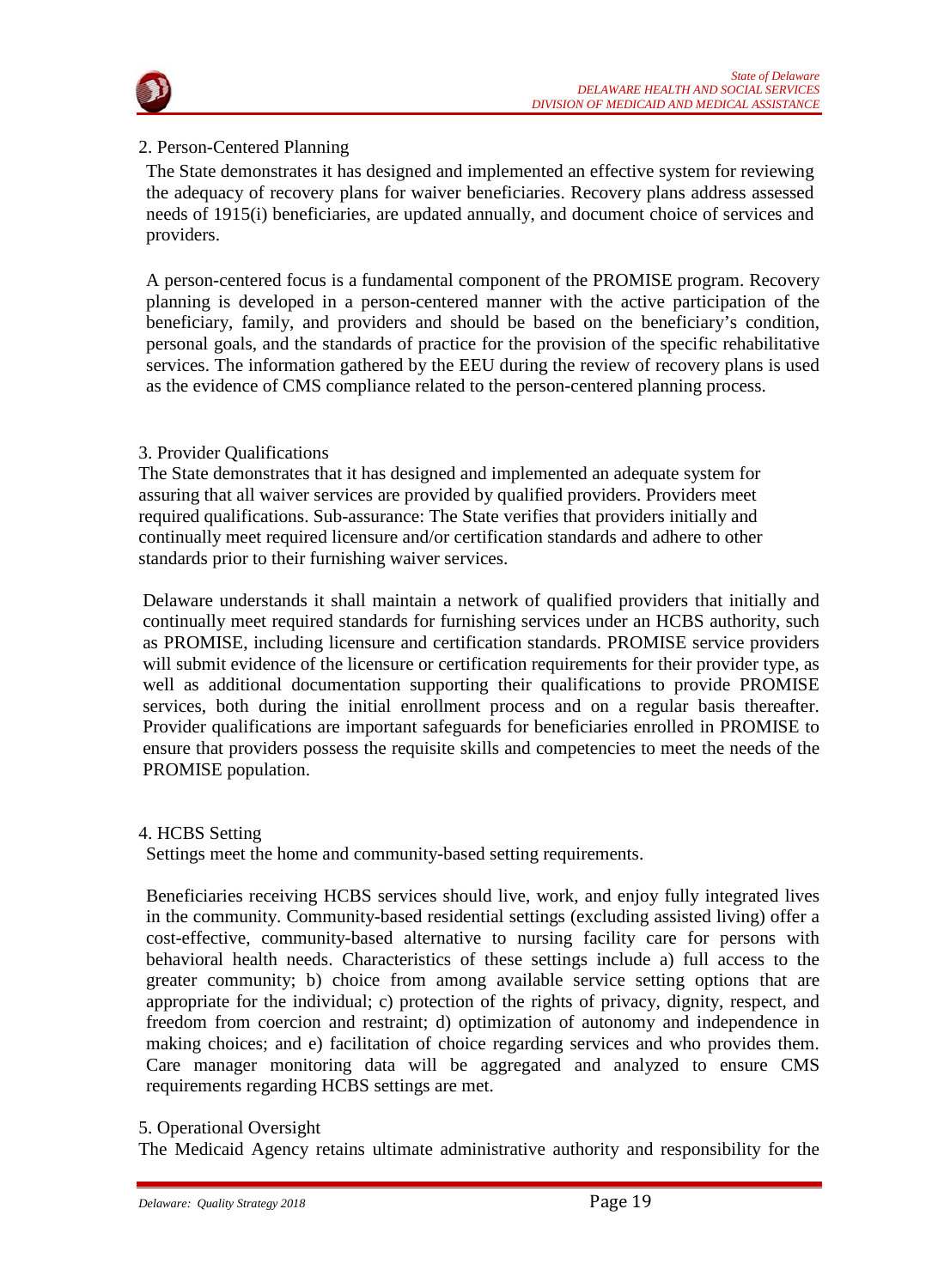2. Person-Centered Planning

The State demonstrates it has designed and implemented an effective system for reviewing the adequacy of recovery plans for waiver beneficiaries. Recovery plans address assessed needs of 1915(i) beneficiaries, are updated annually, and document choice of services and providers.

A person-centered focus is a fundamental component of the PROMISE program. Recovery planning is developed in a person-centered manner with the active participation of the beneficiary, family, and providers and should be based on the beneficiary's condition, personal goals, and the standards of practice for the provision of the specific rehabilitative services. The information gathered by the EEU during the review of recovery plans is used as the evidence of CMS compliance related to the person-centered planning process.

3. Provider Qualifications

The State demonstrates that it has designed and implemented an adequate system for assuring that all waiver services are provided by qualified providers. Providers meet required qualifications. Sub-assurance: The State verifies that providers initially and continually meet required licensure and/or certification standards and adhere to other standards prior to their furnishing waiver services.

Delaware understands it shall maintain a network of qualified providers that initially and continually meet required standards for furnishing services under an HCBS authority, such as PROMISE, including licensure and certification standards. PROMISE service providers will submit evidence of the licensure or certification requirements for their provider type, as well as additional documentation supporting their qualifications to provide PROMISE services, both during the initial enrollment process and on a regular basis thereafter. Provider qualifications are important safeguards for beneficiaries enrolled in PROMISE to ensure that providers possess the requisite skills and competencies to meet the needs of the PROMISE population.

4. HCBS Setting

Settings meet the home and community-based setting requirements.

Beneficiaries receiving HCBS services should live, work, and enjoy fully integrated lives in the community. Community-based residential settings (excluding assisted living) offer a cost-effective, community-based alternative to nursing facility care for persons with behavioral health needs. Characteristics of these settings include a) full access to the greater community; b) choice from among available service setting options that are appropriate for the individual; c) protection of the rights of privacy, dignity, respect, and freedom from coercion and restraint; d) optimization of autonomy and independence in making choices; and e) facilitation of choice regarding services and who provides them. Care manager monitoring data will be aggregated and analyzed to ensure CMS requirements regarding HCBS settings are met.

5. Operational Oversight

The Medicaid Agency retains ultimate administrative authority and responsibility for the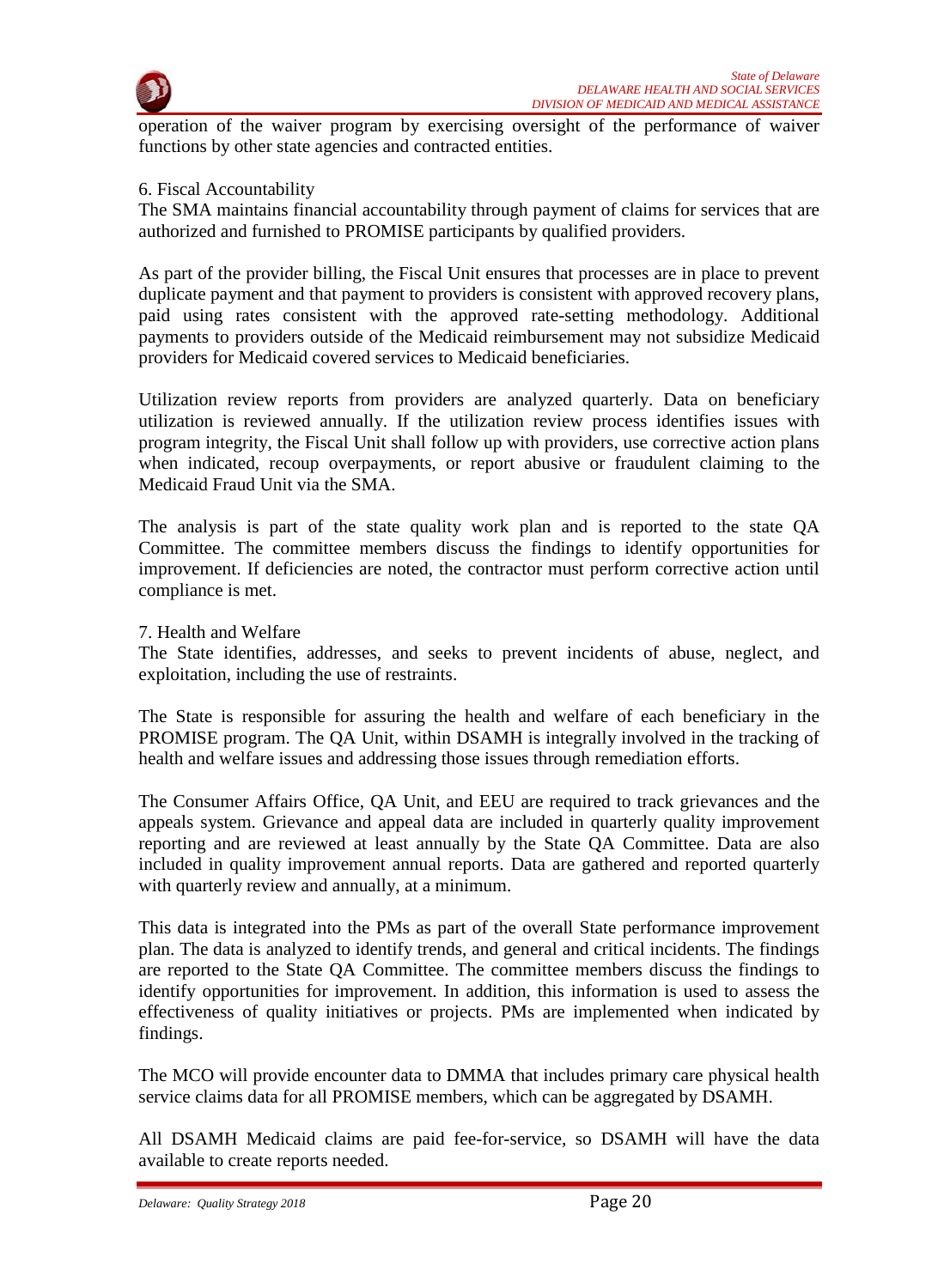operation of the waiver program by exercising oversight of the performance of waiver functions by other state agencies and contracted entities.

6. Fiscal Accountability

The SMA maintains financial accountability through payment of claims for services that are authorized and furnished to PROMISE participants by qualified providers.

As part of the provider billing, the Fiscal Unit ensures that processes are in place to prevent duplicate payment and that payment to providers is consistent with approved recovery plans, paid using rates consistent with the approved rate-setting methodology. Additional payments to providers outside of the Medicaid reimbursement may not subsidize Medicaid providers for Medicaid covered services to Medicaid beneficiaries.

Utilization review reports from providers are analyzed quarterly. Data on beneficiary utilization is reviewed annually. If the utilization review process identifies issues with program integrity, the Fiscal Unit shall follow up with providers, use corrective action plans when indicated, recoup overpayments, or report abusive or fraudulent claiming to the Medicaid Fraud Unit via the SMA.

The analysis is part of the state quality work plan and is reported to the state QA Committee. The committee members discuss the findings to identify opportunities for improvement. If deficiencies are noted, the contractor must perform corrective action until compliance is met.

7. Health and Welfare

The State identifies, addresses, and seeks to prevent incidents of abuse, neglect, and exploitation, including the use of restraints.

The State is responsible for assuring the health and welfare of each beneficiary in the PROMISE program. The QA Unit, within DSAMH is integrally involved in the tracking of health and welfare issues and addressing those issues through remediation efforts.

The Consumer Affairs Office, QA Unit, and EEU are required to track grievances and the appeals system. Grievance and appeal data are included in quarterly quality improvement reporting and are reviewed at least annually by the State QA Committee. Data are also included in quality improvement annual reports. Data are gathered and reported quarterly with quarterly review and annually, at a minimum.

This data is integrated into the PMs as part of the overall State performance improvement plan. The data is analyzed to identify trends, and general and critical incidents. The findings are reported to the State QA Committee. The committee members discuss the findings to identify opportunities for improvement. In addition, this information is used to assess the effectiveness of quality initiatives or projects. PMs are implemented when indicated by findings.

The MCO will provide encounter data to DMMA that includes primary care physical health service claims data for all PROMISE members, which can be aggregated by DSAMH.

All DSAMH Medicaid claims are paid fee-for-service, so DSAMH will have the data available to create reports needed.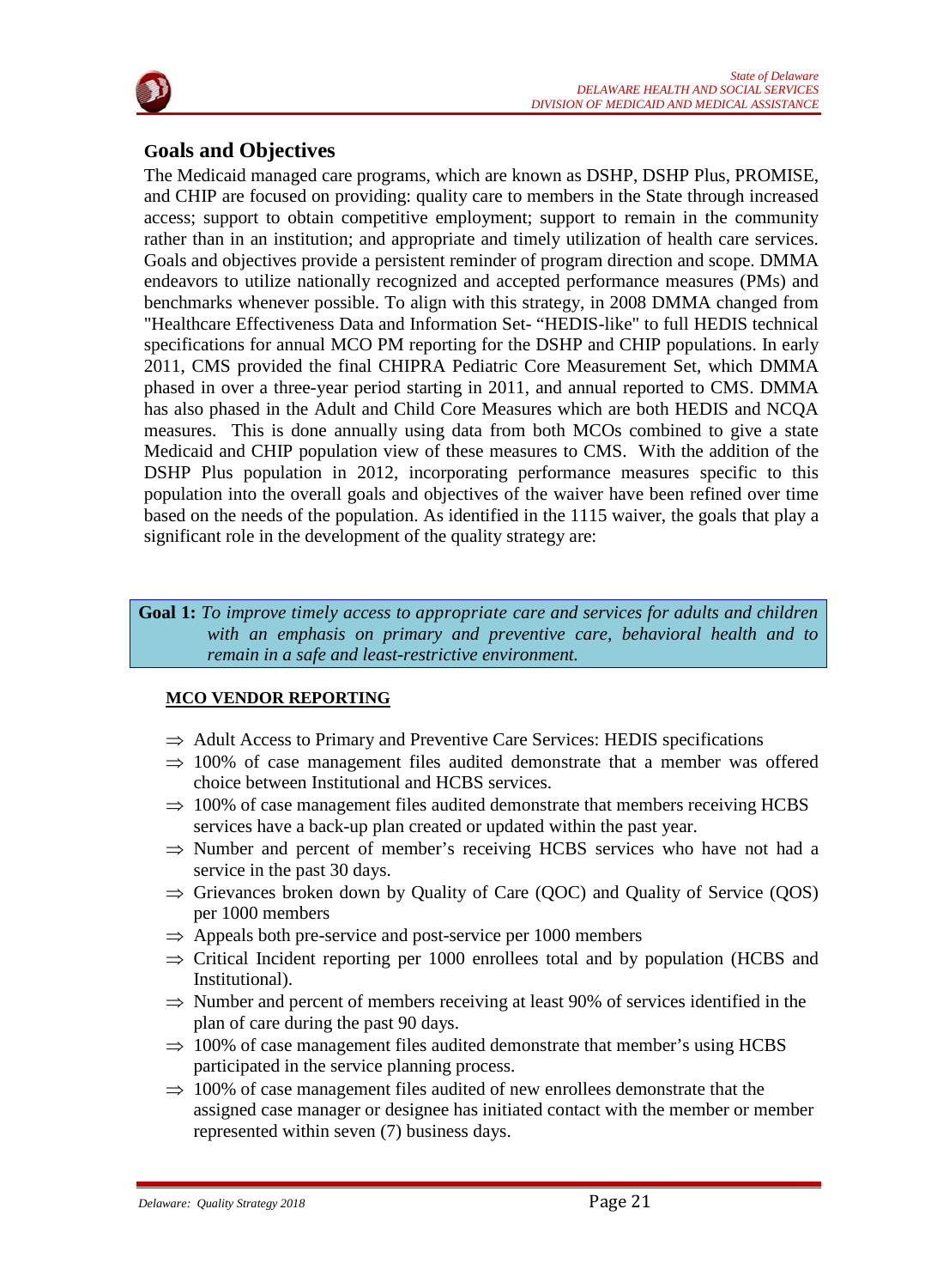## Goals and Objectives

The Medicaid managed care programs, which are known as DSHP, DSHP Plus, PROMISE, and CHIP are focused on providing: quality care to members in the State through increased access; support to obtain competitive employment; support to remain in the community rather than in an institution; and appropriate and timely utilization of health care services. Goals and objectives provide a persistent reminder of program direction and scope. DMMA endeavors to utilize nationally recognized and accepted performance measures (PMs) and benchmarks whenever possible. To align with this strategy, in 2008 DMMA changed from "Healthcare Effectiveness Data and Information Set- “HEDIS-like" to full HEDIS technical specifications for annual MCO PM reporting for the DSHP and CHIP populations. In early 2011, CMS provided the final CHIPRA Pediatric Core Measurement Set, which DMMA phased in over a three-year period starting in 2011, and annual reported to CMS. DMMA has also phased in the Adult and Child Core Measures which are both HEDIS and NCQA measures. This is done annually using data from both MCOs combined to give a state Medicaid and CHIP population view of these measures to CMS. With the addition of the DSHP Plus population in 2012, incorporating performance measures specific to this population into the overall goals and objectives of the waiver have been refined over time based on the needs of the population. As identified in the 1115 waiver, the goals that play a significant role in the development of the quality strategy are:

**Goal 1:** *To improve timely access to appropriate care and services for adults and children with an emphasis on primary and preventive care, behavioral health and to remain in a safe and least-restrictive environment.*

**MCO VENDOR REPORTING**

- ⇒ Adult Access to Primary and Preventive Care Services: HEDIS specifications
- ⇒ 100% of case management files audited demonstrate that a member was offered choice between Institutional and HCBS services.
- ⇒ 100% of case management files audited demonstrate that members receiving HCBS services have a back-up plan created or updated within the past year.
- ⇒ Number and percent of member’s receiving HCBS services who have not had a service in the past 30 days.
- ⇒ Grievances broken down by Quality of Care (QOC) and Quality of Service (QOS) per 1000 members
- ⇒ Appeals both pre-service and post-service per 1000 members
- ⇒ Critical Incident reporting per 1000 enrollees total and by population (HCBS and Institutional).
- ⇒ Number and percent of members receiving at least 90% of services identified in the plan of care during the past 90 days.
- ⇒ 100% of case management files audited demonstrate that member’s using HCBS participated in the service planning process.
- ⇒ 100% of case management files audited of new enrollees demonstrate that the assigned case manager or designee has initiated contact with the member or member represented within seven (7) business days.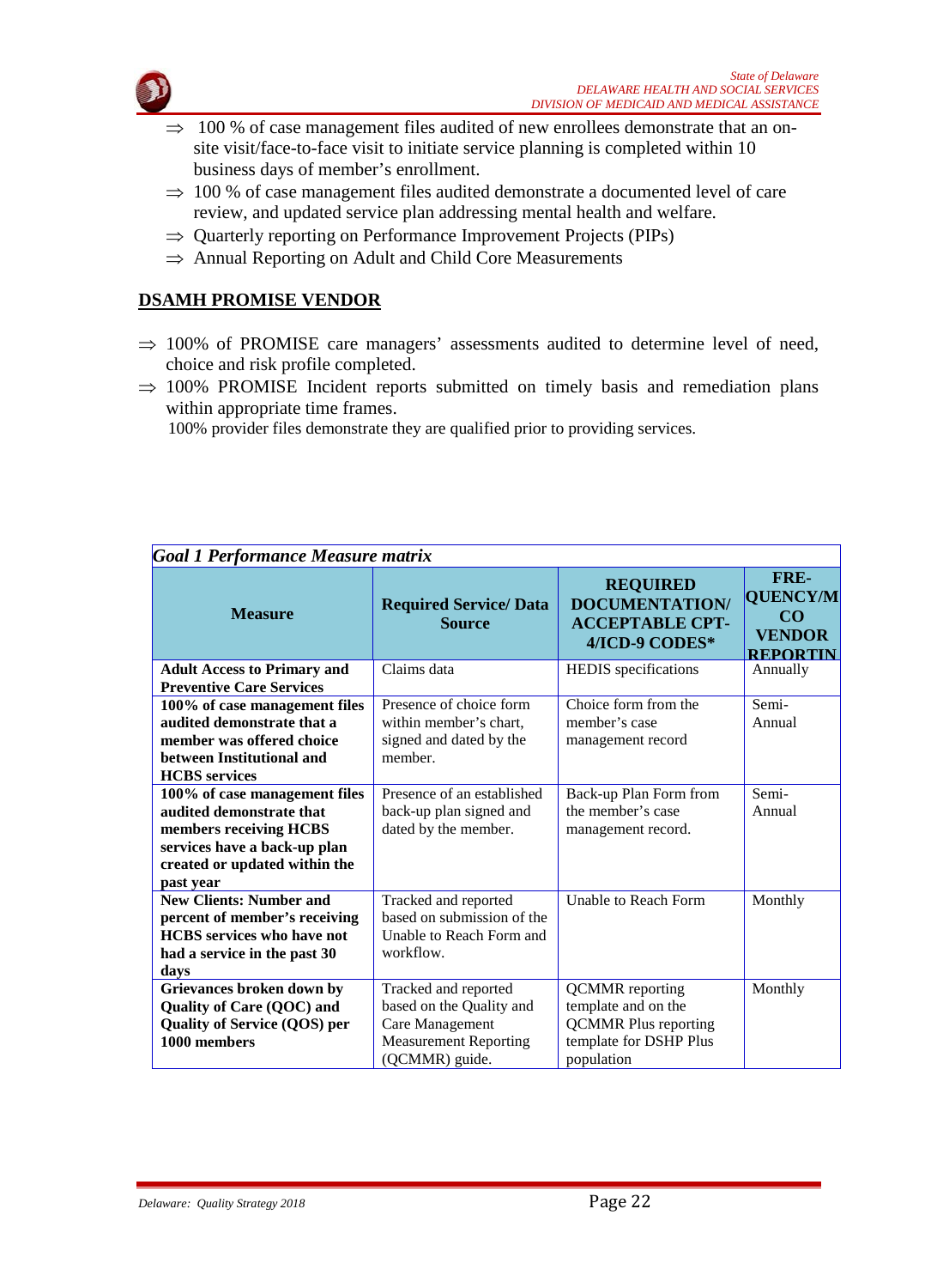- ⇒ 100 % of case management files audited of new enrollees demonstrate that an on-site visit/face-to-face visit to initiate service planning is completed within 10 business days of member's enrollment.
- ⇒ 100 % of case management files audited demonstrate a documented level of care review, and updated service plan addressing mental health and welfare.
- ⇒ Quarterly reporting on Performance Improvement Projects (PIPs)
- ⇒ Annual Reporting on Adult and Child Core Measurements

## DSAMH PROMISE VENDOR

- ⇒ 100% of PROMISE care managers' assessments audited to determine level of need, choice and risk profile completed.
- ⇒ 100% PROMISE Incident reports submitted on timely basis and remediation plans within appropriate time frames.

100% provider files demonstrate they are qualified prior to providing services.

***Goal 1 Performance Measure matrix***

| Measure | Required Service/ Data Source | REQUIRED DOCUMENTATION/ ACCEPTABLE CPT-4/ICD-9 CODES* | FRE-QUENCY/MCO VENDOR REPORTIN |
|---|---|---|---|
| **Adult Access to Primary and Preventive Care Services** | Claims data | HEDIS specifications | Annually |
| **100% of case management files audited demonstrate that a member was offered choice between Institutional and HCBS services** | Presence of choice form within member's chart, signed and dated by the member. | Choice form from the member's case management record | Semi-Annual |
| **100% of case management files audited demonstrate that members receiving HCBS services have a back-up plan created or updated within the past year** | Presence of an established back-up plan signed and dated by the member. | Back-up Plan Form from the member's case management record. | Semi-Annual |
| **New Clients: Number and percent of member's receiving HCBS services who have not had a service in the past 30 days** | Tracked and reported based on submission of the Unable to Reach Form and workflow. | Unable to Reach Form | Monthly |
| **Grievances broken down by Quality of Care (QOC) and Quality of Service (QOS) per 1000 members** | Tracked and reported based on the Quality and Care Management Measurement Reporting (QCMMR) guide. | QCMMR reporting template and on the QCMMR Plus reporting template for DSHP Plus population | Monthly |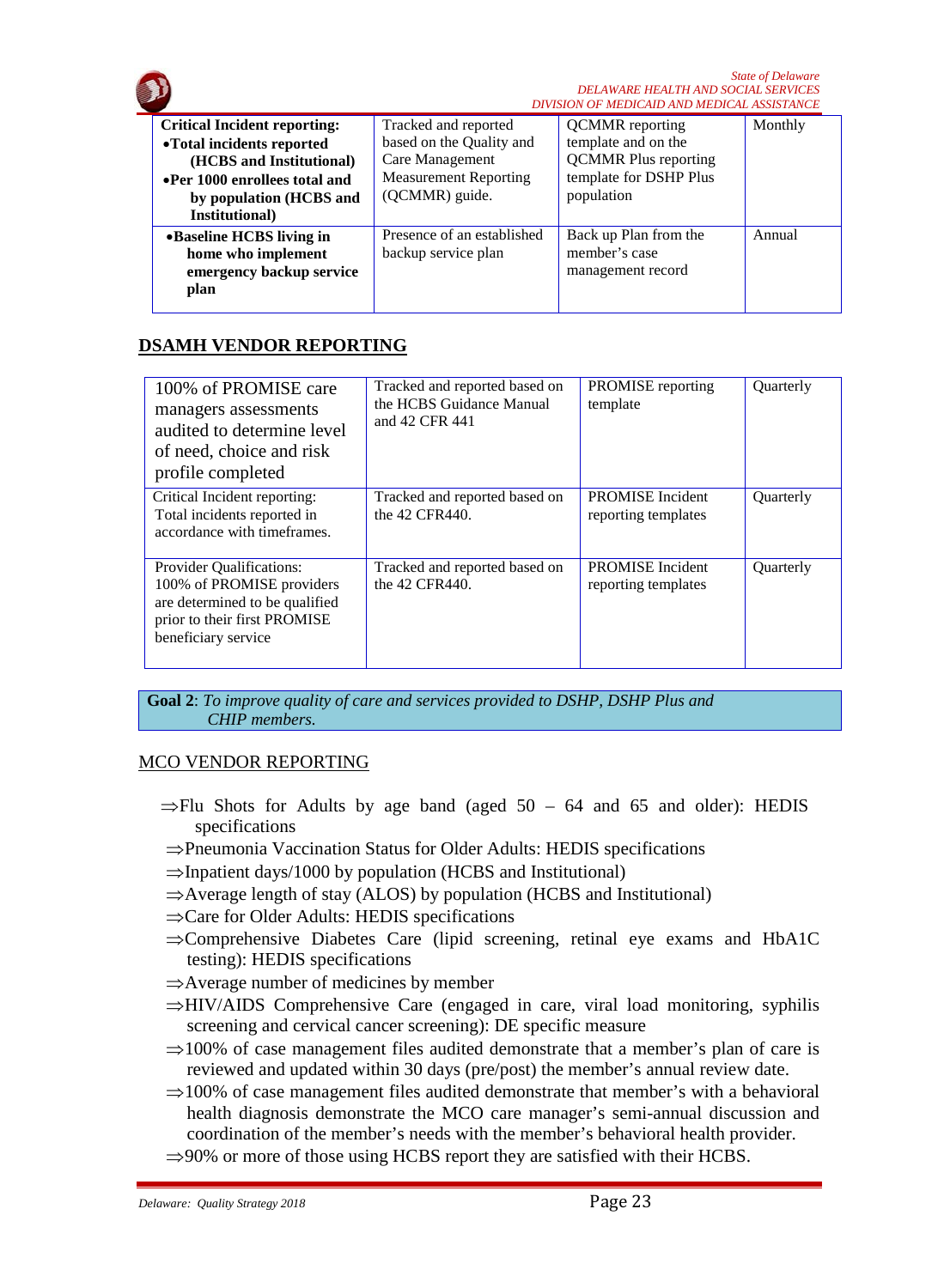| **Critical Incident reporting:** • **Total incidents reported (HCBS and Institutional)** • **Per 1000 enrollees total and by population (HCBS and Institutional)** | Tracked and reported based on the Quality and Care Management Measurement Reporting (QCMMR) guide. | QCMMR reporting template and on the QCMMR Plus reporting template for DSHP Plus population | Monthly |
|---|---|---|---|
| • **Baseline HCBS living in home who implement emergency backup service plan** | Presence of an established backup service plan | Back up Plan from the member's case management record | Annual |

## DSAMH VENDOR REPORTING

| 100% of PROMISE care managers assessments audited to determine level of need, choice and risk profile completed | Tracked and reported based on the HCBS Guidance Manual and 42 CFR 441 | PROMISE reporting template | Quarterly |
|---|---|---|---|
| Critical Incident reporting: Total incidents reported in accordance with timeframes. | Tracked and reported based on the 42 CFR440. | PROMISE Incident reporting templates | Quarterly |
| Provider Qualifications: 100% of PROMISE providers are determined to be qualified prior to their first PROMISE beneficiary service | Tracked and reported based on the 42 CFR440. | PROMISE Incident reporting templates | Quarterly |

**Goal 2**: *To improve quality of care and services provided to DSHP, DSHP Plus and CHIP members.*

MCO VENDOR REPORTING

- ⇒Flu Shots for Adults by age band (aged 50 – 64 and 65 and older): HEDIS specifications
- ⇒Pneumonia Vaccination Status for Older Adults: HEDIS specifications
- ⇒Inpatient days/1000 by population (HCBS and Institutional)
- ⇒Average length of stay (ALOS) by population (HCBS and Institutional)
- ⇒Care for Older Adults: HEDIS specifications
- ⇒Comprehensive Diabetes Care (lipid screening, retinal eye exams and HbA1C testing): HEDIS specifications
- ⇒Average number of medicines by member
- ⇒HIV/AIDS Comprehensive Care (engaged in care, viral load monitoring, syphilis screening and cervical cancer screening): DE specific measure
- ⇒100% of case management files audited demonstrate that a member's plan of care is reviewed and updated within 30 days (pre/post) the member's annual review date.
- ⇒100% of case management files audited demonstrate that member's with a behavioral health diagnosis demonstrate the MCO care manager's semi-annual discussion and coordination of the member's needs with the member's behavioral health provider.
- ⇒90% or more of those using HCBS report they are satisfied with their HCBS.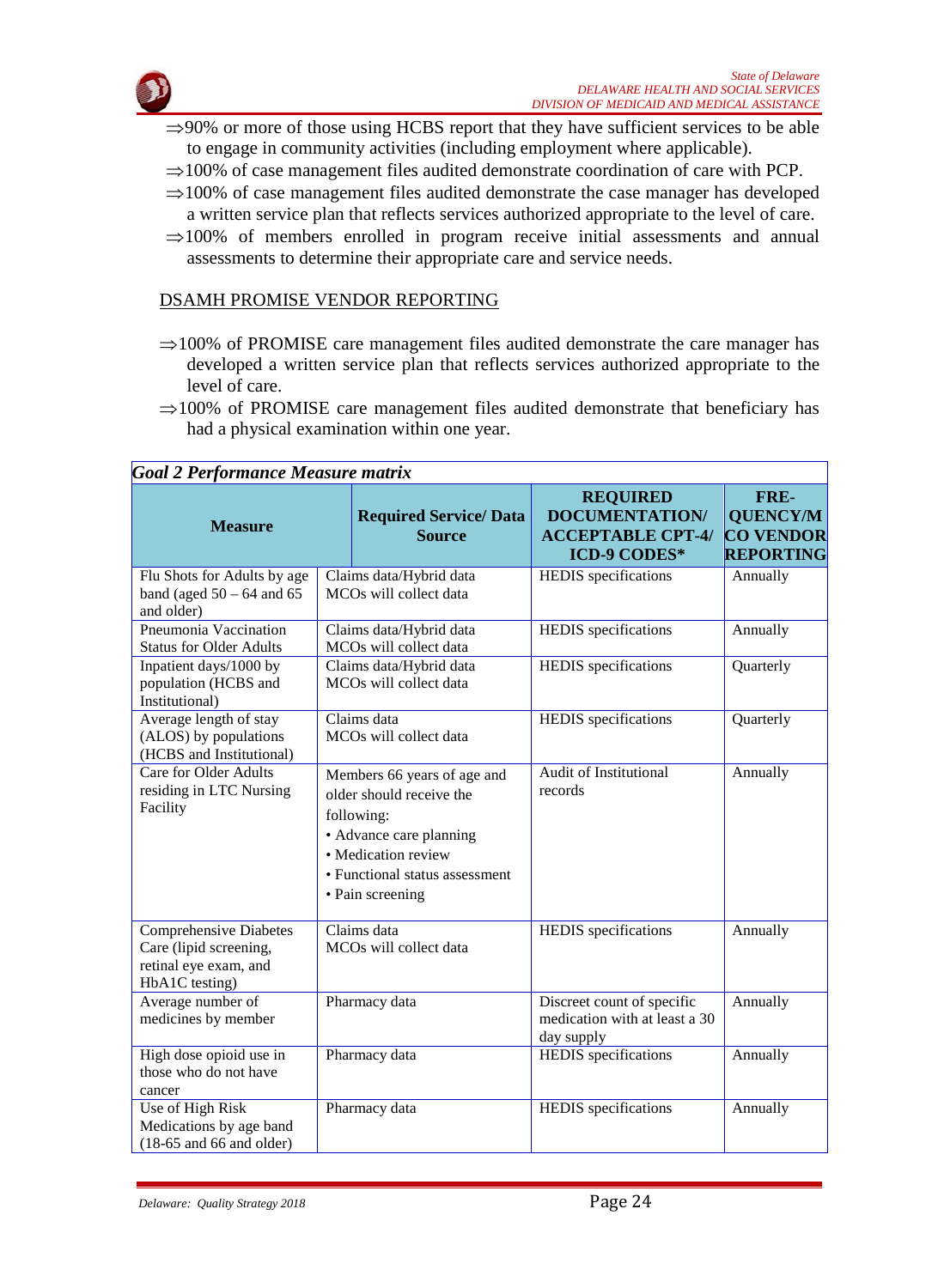⇒90% or more of those using HCBS report that they have sufficient services to be able to engage in community activities (including employment where applicable).

⇒100% of case management files audited demonstrate coordination of care with PCP.

⇒100% of case management files audited demonstrate the case manager has developed a written service plan that reflects services authorized appropriate to the level of care.

⇒100% of members enrolled in program receive initial assessments and annual assessments to determine their appropriate care and service needs.

DSAMH PROMISE VENDOR REPORTING

⇒100% of PROMISE care management files audited demonstrate the care manager has developed a written service plan that reflects services authorized appropriate to the level of care.

⇒100% of PROMISE care management files audited demonstrate that beneficiary has had a physical examination within one year.

***Goal 2 Performance Measure matrix***

| Measure | Required Service/ Data Source | REQUIRED DOCUMENTATION/ ACCEPTABLE CPT-4/ ICD-9 CODES* | FRE-QUENCY/MCO VENDOR REPORTING |
|---|---|---|---|
| Flu Shots for Adults by age band (aged 50 – 64 and 65 and older) | Claims data/Hybrid data MCOs will collect data | HEDIS specifications | Annually |
| Pneumonia Vaccination Status for Older Adults | Claims data/Hybrid data MCOs will collect data | HEDIS specifications | Annually |
| Inpatient days/1000 by population (HCBS and Institutional) | Claims data/Hybrid data MCOs will collect data | HEDIS specifications | Quarterly |
| Average length of stay (ALOS) by populations (HCBS and Institutional) | Claims data MCOs will collect data | HEDIS specifications | Quarterly |
| Care for Older Adults residing in LTC Nursing Facility | Members 66 years of age and older should receive the following: • Advance care planning • Medication review • Functional status assessment • Pain screening | Audit of Institutional records | Annually |
| Comprehensive Diabetes Care (lipid screening, retinal eye exam, and HbA1C testing) | Claims data MCOs will collect data | HEDIS specifications | Annually |
| Average number of medicines by member | Pharmacy data | Discreet count of specific medication with at least a 30 day supply | Annually |
| High dose opioid use in those who do not have cancer | Pharmacy data | HEDIS specifications | Annually |
| Use of High Risk Medications by age band (18-65 and 66 and older) | Pharmacy data | HEDIS specifications | Annually |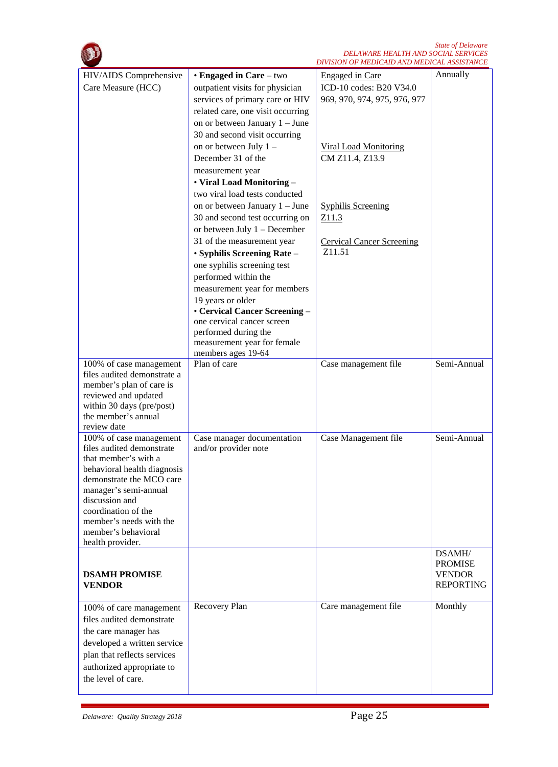| | | | |
|---|---|---|---|
| HIV/AIDS Comprehensive Care Measure (HCC) | • **Engaged in Care** – two outpatient visits for physician services of primary care or HIV related care, one visit occurring on or between January 1 – June 30 and second visit occurring on or between July 1 – December 31 of the measurement year<br>• **Viral Load Monitoring** – two viral load tests conducted on or between January 1 – June 30 and second test occurring on or between July 1 – December 31 of the measurement year<br>• **Syphilis Screening Rate** – one syphilis screening test performed within the measurement year for members 19 years or older<br>• **Cervical Cancer Screening** – one cervical cancer screen performed during the measurement year for female members ages 19-64 | Engaged in Care<br>ICD-10 codes: B20 V34.0 969, 970, 974, 975, 976, 977<br><br>Viral Load Monitoring<br>CM Z11.4, Z13.9<br><br>Syphilis Screening<br>Z11.3<br><br>Cervical Cancer Screening<br>Z11.51 | Annually |
| 100% of case management files audited demonstrate a member's plan of care is reviewed and updated within 30 days (pre/post) the member's annual review date | Plan of care | Case management file | Semi-Annual |
| 100% of case management files audited demonstrate that member's with a behavioral health diagnosis demonstrate the MCO care manager's semi-annual discussion and coordination of the member's needs with the member's behavioral health provider. | Case manager documentation and/or provider note | Case Management file | Semi-Annual |
| **DSAMH PROMISE VENDOR** | | | DSAMH/ PROMISE VENDOR REPORTING |
| 100% of care management files audited demonstrate the care manager has developed a written service plan that reflects services authorized appropriate to the level of care. | Recovery Plan | Care management file | Monthly |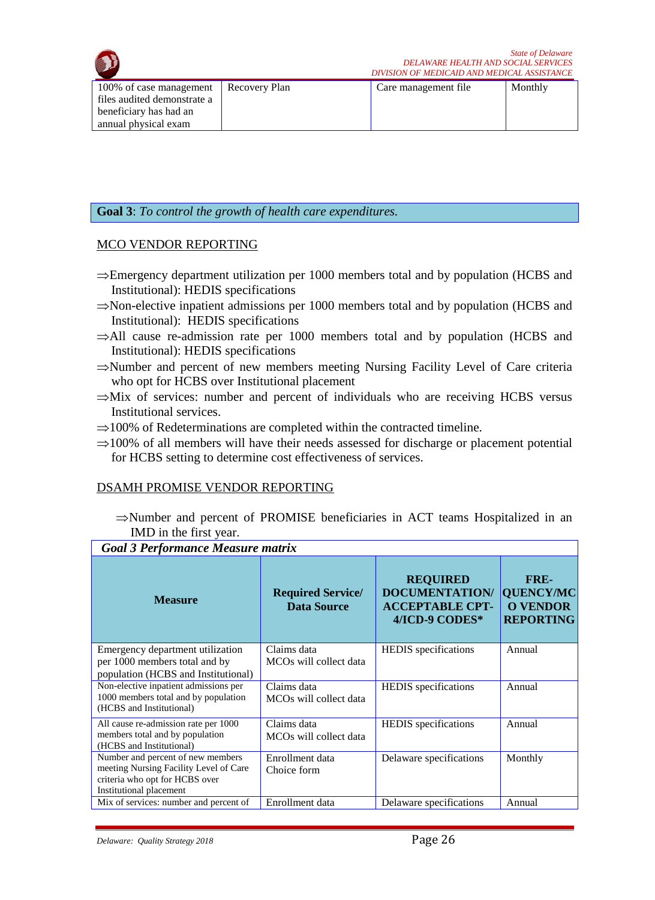| 100% of case management files audited demonstrate a beneficiary has had an annual physical exam | Recovery Plan | Care management file | Monthly |
|---|---|---|---|

**Goal 3**: *To control the growth of health care expenditures.*

MCO VENDOR REPORTING

⇒Emergency department utilization per 1000 members total and by population (HCBS and Institutional): HEDIS specifications

⇒Non-elective inpatient admissions per 1000 members total and by population (HCBS and Institutional): HEDIS specifications

⇒All cause re-admission rate per 1000 members total and by population (HCBS and Institutional): HEDIS specifications

⇒Number and percent of new members meeting Nursing Facility Level of Care criteria who opt for HCBS over Institutional placement

⇒Mix of services: number and percent of individuals who are receiving HCBS versus Institutional services.

⇒100% of Redeterminations are completed within the contracted timeline.

⇒100% of all members will have their needs assessed for discharge or placement potential for HCBS setting to determine cost effectiveness of services.

DSAMH PROMISE VENDOR REPORTING

⇒Number and percent of PROMISE beneficiaries in ACT teams Hospitalized in an IMD in the first year.

***Goal 3 Performance Measure matrix***

| Measure | Required Service/ Data Source | REQUIRED DOCUMENTATION/ ACCEPTABLE CPT-4/ICD-9 CODES* | FRE-QUENCY/MCO VENDOR REPORTING |
|---|---|---|---|
| Emergency department utilization per 1000 members total and by population (HCBS and Institutional) | Claims data MCOs will collect data | HEDIS specifications | Annual |
| Non-elective inpatient admissions per 1000 members total and by population (HCBS and Institutional) | Claims data MCOs will collect data | HEDIS specifications | Annual |
| All cause re-admission rate per 1000 members total and by population (HCBS and Institutional) | Claims data MCOs will collect data | HEDIS specifications | Annual |
| Number and percent of new members meeting Nursing Facility Level of Care criteria who opt for HCBS over Institutional placement | Enrollment data Choice form | Delaware specifications | Monthly |
| Mix of services: number and percent of | Enrollment data | Delaware specifications | Annual |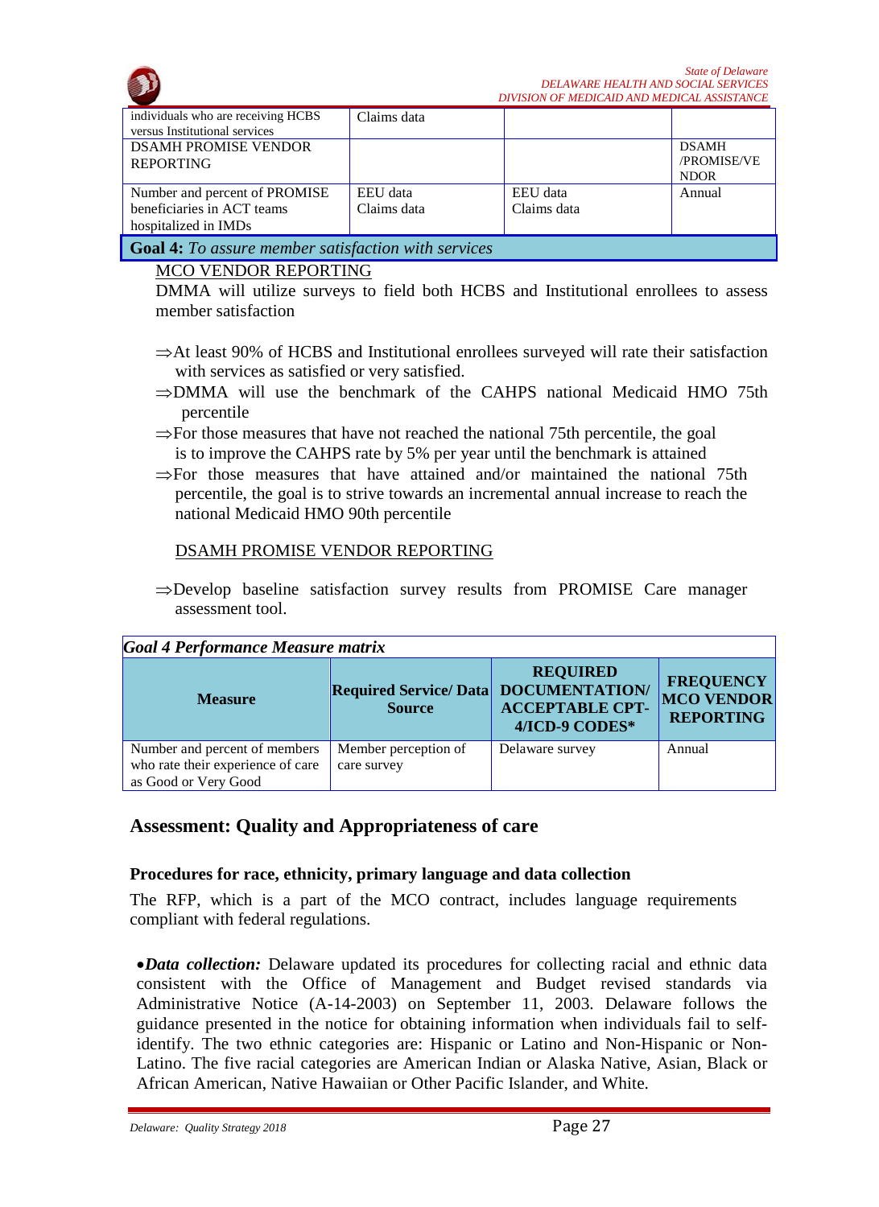| | | | |
|---|---|---|---|
| individuals who are receiving HCBS versus Institutional services | Claims data | | |
| DSAMH PROMISE VENDOR REPORTING | | | DSAMH /PROMISE/VENDOR |
| Number and percent of PROMISE beneficiaries in ACT teams hospitalized in IMDs | EEU data Claims data | EEU data Claims data | Annual |

**Goal 4:** *To assure member satisfaction with services*

MCO VENDOR REPORTING

DMMA will utilize surveys to field both HCBS and Institutional enrollees to assess member satisfaction

- ⇒At least 90% of HCBS and Institutional enrollees surveyed will rate their satisfaction with services as satisfied or very satisfied.
- ⇒DMMA will use the benchmark of the CAHPS national Medicaid HMO 75th percentile
- ⇒For those measures that have not reached the national 75th percentile, the goal is to improve the CAHPS rate by 5% per year until the benchmark is attained
- ⇒For those measures that have attained and/or maintained the national 75th percentile, the goal is to strive towards an incremental annual increase to reach the national Medicaid HMO 90th percentile

DSAMH PROMISE VENDOR REPORTING

- ⇒Develop baseline satisfaction survey results from PROMISE Care manager assessment tool.

***Goal 4 Performance Measure matrix***

| Measure | Required Service/ Data Source | REQUIRED DOCUMENTATION/ ACCEPTABLE CPT-4/ICD-9 CODES* | FREQUENCY MCO VENDOR REPORTING |
|---|---|---|---|
| Number and percent of members who rate their experience of care as Good or Very Good | Member perception of care survey | Delaware survey | Annual |

## Assessment: Quality and Appropriateness of care

### Procedures for race, ethnicity, primary language and data collection

The RFP, which is a part of the MCO contract, includes language requirements compliant with federal regulations.

- ***Data collection:*** Delaware updated its procedures for collecting racial and ethnic data consistent with the Office of Management and Budget revised standards via Administrative Notice (A-14-2003) on September 11, 2003. Delaware follows the guidance presented in the notice for obtaining information when individuals fail to self-identify. The two ethnic categories are: Hispanic or Latino and Non-Hispanic or Non-Latino. The five racial categories are American Indian or Alaska Native, Asian, Black or African American, Native Hawaiian or Other Pacific Islander, and White.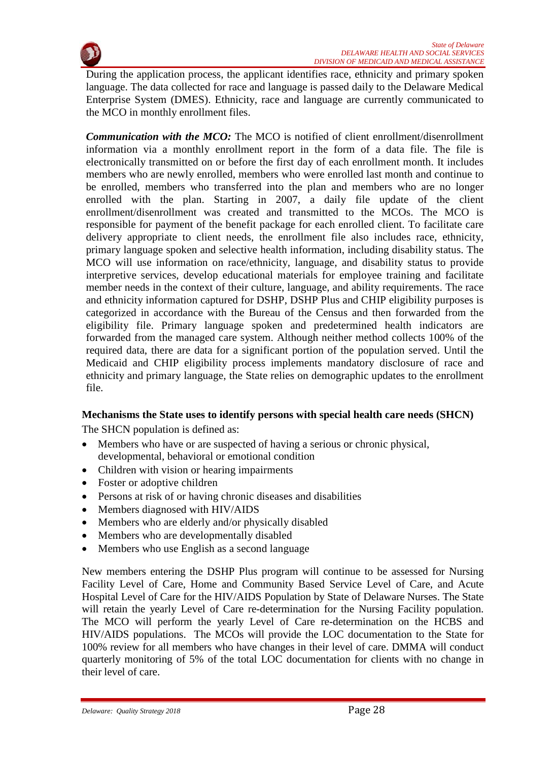During the application process, the applicant identifies race, ethnicity and primary spoken language. The data collected for race and language is passed daily to the Delaware Medical Enterprise System (DMES). Ethnicity, race and language are currently communicated to the MCO in monthly enrollment files.

***Communication with the MCO:*** The MCO is notified of client enrollment/disenrollment information via a monthly enrollment report in the form of a data file. The file is electronically transmitted on or before the first day of each enrollment month. It includes members who are newly enrolled, members who were enrolled last month and continue to be enrolled, members who transferred into the plan and members who are no longer enrolled with the plan. Starting in 2007, a daily file update of the client enrollment/disenrollment was created and transmitted to the MCOs. The MCO is responsible for payment of the benefit package for each enrolled client. To facilitate care delivery appropriate to client needs, the enrollment file also includes race, ethnicity, primary language spoken and selective health information, including disability status. The MCO will use information on race/ethnicity, language, and disability status to provide interpretive services, develop educational materials for employee training and facilitate member needs in the context of their culture, language, and ability requirements. The race and ethnicity information captured for DSHP, DSHP Plus and CHIP eligibility purposes is categorized in accordance with the Bureau of the Census and then forwarded from the eligibility file. Primary language spoken and predetermined health indicators are forwarded from the managed care system. Although neither method collects 100% of the required data, there are data for a significant portion of the population served. Until the Medicaid and CHIP eligibility process implements mandatory disclosure of race and ethnicity and primary language, the State relies on demographic updates to the enrollment file.

**Mechanisms the State uses to identify persons with special health care needs (SHCN)**

The SHCN population is defined as:

- Members who have or are suspected of having a serious or chronic physical, developmental, behavioral or emotional condition
- Children with vision or hearing impairments
- Foster or adoptive children
- Persons at risk of or having chronic diseases and disabilities
- Members diagnosed with HIV/AIDS
- Members who are elderly and/or physically disabled
- Members who are developmentally disabled
- Members who use English as a second language

New members entering the DSHP Plus program will continue to be assessed for Nursing Facility Level of Care, Home and Community Based Service Level of Care, and Acute Hospital Level of Care for the HIV/AIDS Population by State of Delaware Nurses. The State will retain the yearly Level of Care re-determination for the Nursing Facility population. The MCO will perform the yearly Level of Care re-determination on the HCBS and HIV/AIDS populations. The MCOs will provide the LOC documentation to the State for 100% review for all members who have changes in their level of care. DMMA will conduct quarterly monitoring of 5% of the total LOC documentation for clients with no change in their level of care.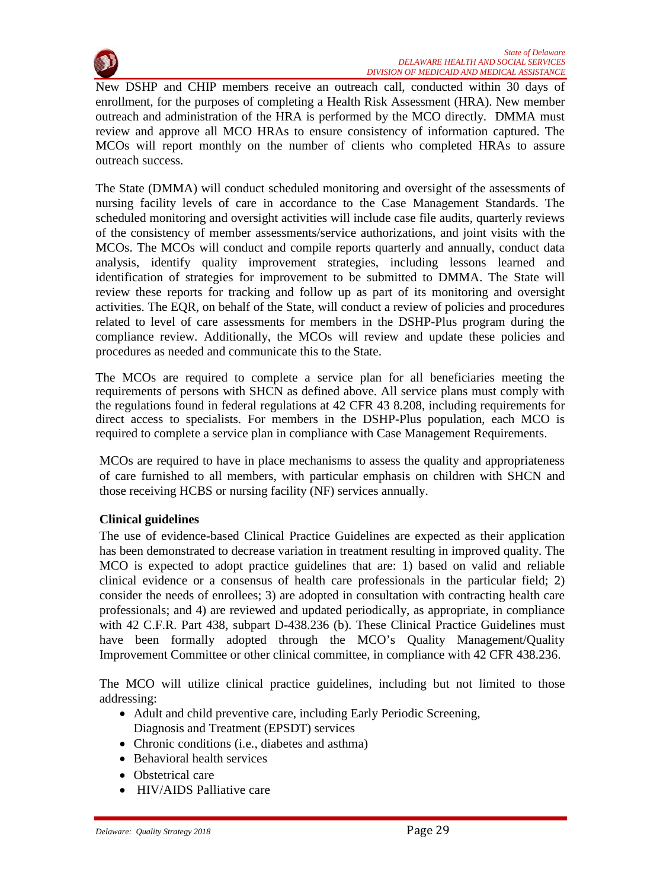New DSHP and CHIP members receive an outreach call, conducted within 30 days of enrollment, for the purposes of completing a Health Risk Assessment (HRA). New member outreach and administration of the HRA is performed by the MCO directly. DMMA must review and approve all MCO HRAs to ensure consistency of information captured. The MCOs will report monthly on the number of clients who completed HRAs to assure outreach success.

The State (DMMA) will conduct scheduled monitoring and oversight of the assessments of nursing facility levels of care in accordance to the Case Management Standards. The scheduled monitoring and oversight activities will include case file audits, quarterly reviews of the consistency of member assessments/service authorizations, and joint visits with the MCOs. The MCOs will conduct and compile reports quarterly and annually, conduct data analysis, identify quality improvement strategies, including lessons learned and identification of strategies for improvement to be submitted to DMMA. The State will review these reports for tracking and follow up as part of its monitoring and oversight activities. The EQR, on behalf of the State, will conduct a review of policies and procedures related to level of care assessments for members in the DSHP-Plus program during the compliance review. Additionally, the MCOs will review and update these policies and procedures as needed and communicate this to the State.

The MCOs are required to complete a service plan for all beneficiaries meeting the requirements of persons with SHCN as defined above. All service plans must comply with the regulations found in federal regulations at 42 CFR 43 8.208, including requirements for direct access to specialists. For members in the DSHP-Plus population, each MCO is required to complete a service plan in compliance with Case Management Requirements.

MCOs are required to have in place mechanisms to assess the quality and appropriateness of care furnished to all members, with particular emphasis on children with SHCN and those receiving HCBS or nursing facility (NF) services annually.

**Clinical guidelines**

The use of evidence-based Clinical Practice Guidelines are expected as their application has been demonstrated to decrease variation in treatment resulting in improved quality. The MCO is expected to adopt practice guidelines that are: 1) based on valid and reliable clinical evidence or a consensus of health care professionals in the particular field; 2) consider the needs of enrollees; 3) are adopted in consultation with contracting health care professionals; and 4) are reviewed and updated periodically, as appropriate, in compliance with 42 C.F.R. Part 438, subpart D-438.236 (b). These Clinical Practice Guidelines must have been formally adopted through the MCO's Quality Management/Quality Improvement Committee or other clinical committee, in compliance with 42 CFR 438.236.

The MCO will utilize clinical practice guidelines, including but not limited to those addressing:

- Adult and child preventive care, including Early Periodic Screening, Diagnosis and Treatment (EPSDT) services
- Chronic conditions (i.e., diabetes and asthma)
- Behavioral health services
- Obstetrical care
- HIV/AIDS Palliative care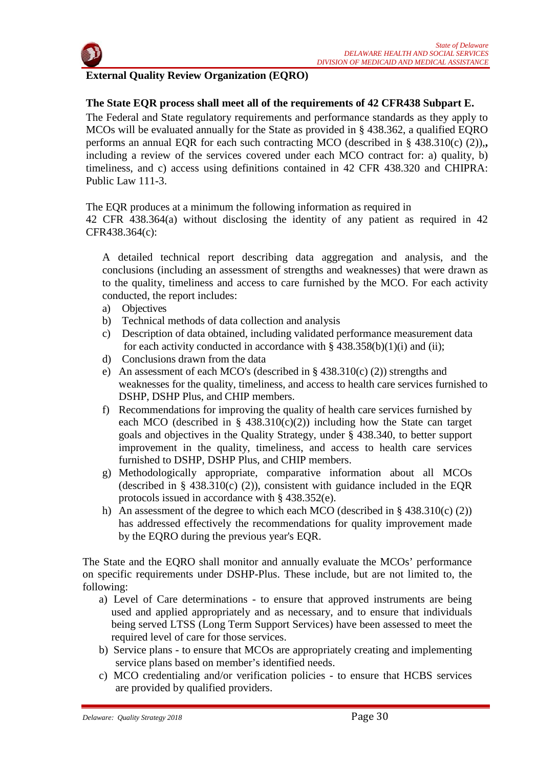**External Quality Review Organization (EQRO)**

**The State EQR process shall meet all of the requirements of 42 CFR438 Subpart E.**

The Federal and State regulatory requirements and performance standards as they apply to MCOs will be evaluated annually for the State as provided in § 438.362, a qualified EQRO performs an annual EQR for each such contracting MCO (described in § 438.310(c) (2)),**,** including a review of the services covered under each MCO contract for: a) quality, b) timeliness, and c) access using definitions contained in 42 CFR 438.320 and CHIPRA: Public Law 111-3.

The EQR produces at a minimum the following information as required in 42 CFR 438.364(a) without disclosing the identity of any patient as required in 42 CFR438.364(c):

A detailed technical report describing data aggregation and analysis, and the conclusions (including an assessment of strengths and weaknesses) that were drawn as to the quality, timeliness and access to care furnished by the MCO. For each activity conducted, the report includes:

a) Objectives
b) Technical methods of data collection and analysis
c) Description of data obtained, including validated performance measurement data for each activity conducted in accordance with § 438.358(b)(1)(i) and (ii);
d) Conclusions drawn from the data
e) An assessment of each MCO's (described in § 438.310(c) (2)) strengths and weaknesses for the quality, timeliness, and access to health care services furnished to DSHP, DSHP Plus, and CHIP members.
f) Recommendations for improving the quality of health care services furnished by each MCO (described in § 438.310(c)(2)) including how the State can target goals and objectives in the Quality Strategy, under § 438.340, to better support improvement in the quality, timeliness, and access to health care services furnished to DSHP, DSHP Plus, and CHIP members.
g) Methodologically appropriate, comparative information about all MCOs (described in § 438.310(c) (2)), consistent with guidance included in the EQR protocols issued in accordance with § 438.352(e).
h) An assessment of the degree to which each MCO (described in § 438.310(c) (2)) has addressed effectively the recommendations for quality improvement made by the EQRO during the previous year's EQR.

The State and the EQRO shall monitor and annually evaluate the MCOs' performance on specific requirements under DSHP-Plus. These include, but are not limited to, the following:

a) Level of Care determinations - to ensure that approved instruments are being used and applied appropriately and as necessary, and to ensure that individuals being served LTSS (Long Term Support Services) have been assessed to meet the required level of care for those services.
b) Service plans - to ensure that MCOs are appropriately creating and implementing service plans based on member's identified needs.
c) MCO credentialing and/or verification policies - to ensure that HCBS services are provided by qualified providers.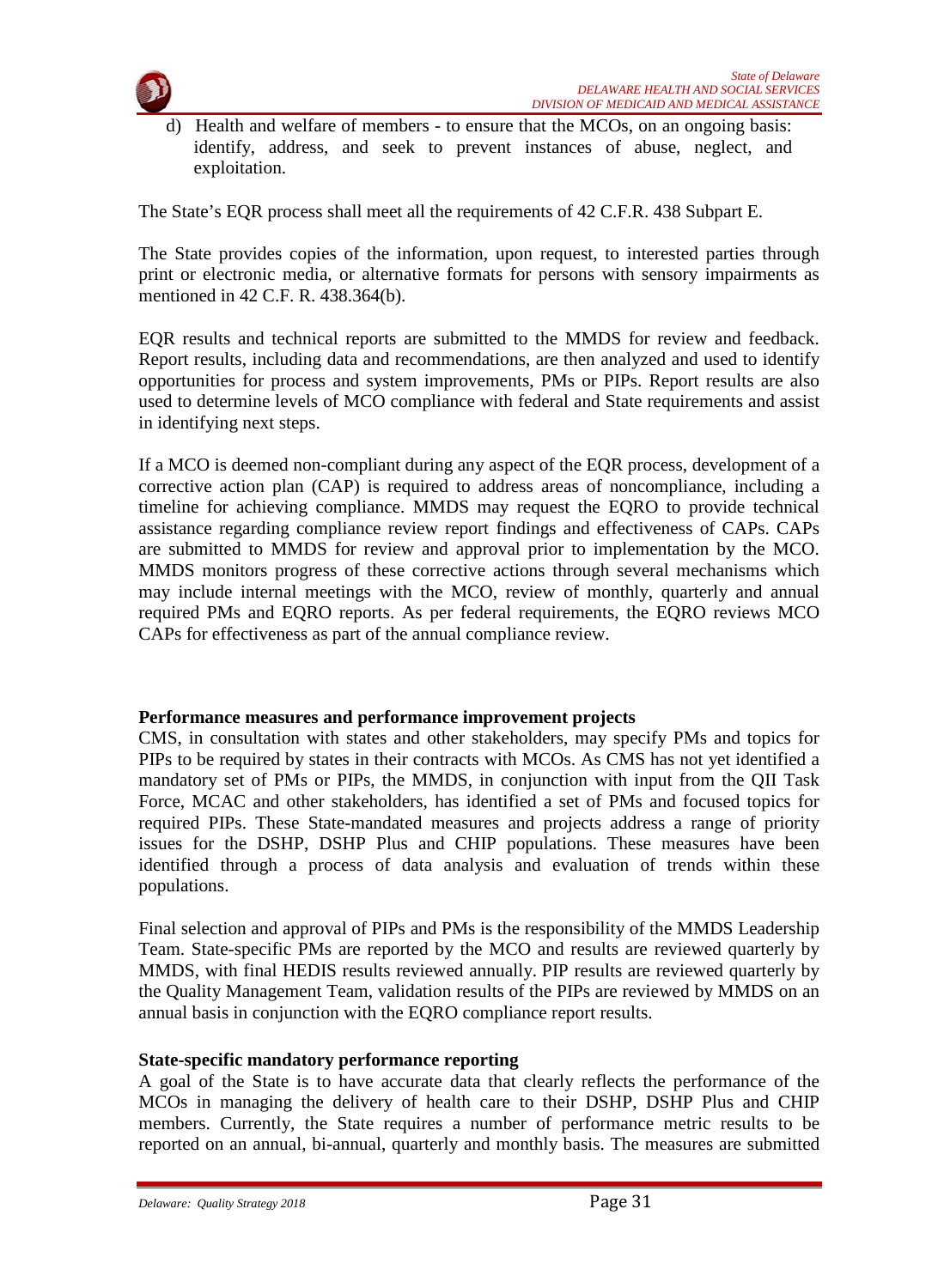d) Health and welfare of members - to ensure that the MCOs, on an ongoing basis: identify, address, and seek to prevent instances of abuse, neglect, and exploitation.

The State's EQR process shall meet all the requirements of 42 C.F.R. 438 Subpart E.

The State provides copies of the information, upon request, to interested parties through print or electronic media, or alternative formats for persons with sensory impairments as mentioned in 42 C.F. R. 438.364(b).

EQR results and technical reports are submitted to the MMDS for review and feedback. Report results, including data and recommendations, are then analyzed and used to identify opportunities for process and system improvements, PMs or PIPs. Report results are also used to determine levels of MCO compliance with federal and State requirements and assist in identifying next steps.

If a MCO is deemed non-compliant during any aspect of the EQR process, development of a corrective action plan (CAP) is required to address areas of noncompliance, including a timeline for achieving compliance. MMDS may request the EQRO to provide technical assistance regarding compliance review report findings and effectiveness of CAPs. CAPs are submitted to MMDS for review and approval prior to implementation by the MCO. MMDS monitors progress of these corrective actions through several mechanisms which may include internal meetings with the MCO, review of monthly, quarterly and annual required PMs and EQRO reports. As per federal requirements, the EQRO reviews MCO CAPs for effectiveness as part of the annual compliance review.

**Performance measures and performance improvement projects**

CMS, in consultation with states and other stakeholders, may specify PMs and topics for PIPs to be required by states in their contracts with MCOs. As CMS has not yet identified a mandatory set of PMs or PIPs, the MMDS, in conjunction with input from the QII Task Force, MCAC and other stakeholders, has identified a set of PMs and focused topics for required PIPs. These State-mandated measures and projects address a range of priority issues for the DSHP, DSHP Plus and CHIP populations. These measures have been identified through a process of data analysis and evaluation of trends within these populations.

Final selection and approval of PIPs and PMs is the responsibility of the MMDS Leadership Team. State-specific PMs are reported by the MCO and results are reviewed quarterly by MMDS, with final HEDIS results reviewed annually. PIP results are reviewed quarterly by the Quality Management Team, validation results of the PIPs are reviewed by MMDS on an annual basis in conjunction with the EQRO compliance report results.

**State-specific mandatory performance reporting**

A goal of the State is to have accurate data that clearly reflects the performance of the MCOs in managing the delivery of health care to their DSHP, DSHP Plus and CHIP members. Currently, the State requires a number of performance metric results to be reported on an annual, bi-annual, quarterly and monthly basis. The measures are submitted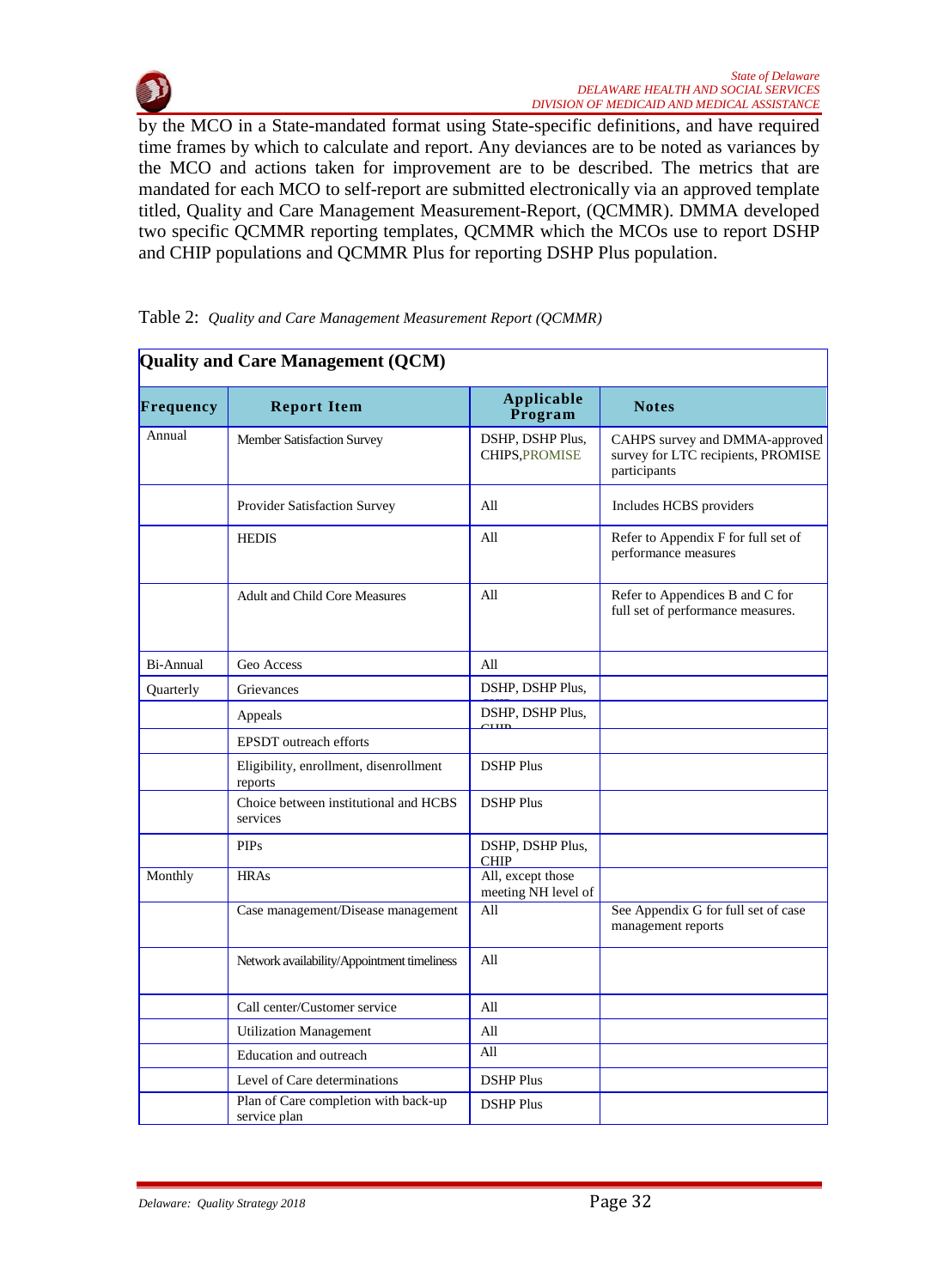by the MCO in a State-mandated format using State-specific definitions, and have required time frames by which to calculate and report. Any deviances are to be noted as variances by the MCO and actions taken for improvement are to be described. The metrics that are mandated for each MCO to self-report are submitted electronically via an approved template titled, Quality and Care Management Measurement-Report, (QCMMR). DMMA developed two specific QCMMR reporting templates, QCMMR which the MCOs use to report DSHP and CHIP populations and QCMMR Plus for reporting DSHP Plus population.

Table 2: *Quality and Care Management Measurement Report (QCMMR)*

| **Quality and Care Management (QCM)** | | | |
|---|---|---|---|
| **Frequency** | **Report Item** | **Applicable Program** | **Notes** |
| Annual | Member Satisfaction Survey | DSHP, DSHP Plus, CHIPS,PROMISE | CAHPS survey and DMMA-approved survey for LTC recipients, PROMISE participants |
| | Provider Satisfaction Survey | All | Includes HCBS providers |
| | HEDIS | All | Refer to Appendix F for full set of performance measures |
| | Adult and Child Core Measures | All | Refer to Appendices B and C for full set of performance measures. |
| Bi-Annual | Geo Access | All | |
| Quarterly | Grievances | DSHP, DSHP Plus, CHIP | |
| | Appeals | DSHP, DSHP Plus, CHIP | |
| | EPSDT outreach efforts | | |
| | Eligibility, enrollment, disenrollment reports | DSHP Plus | |
| | Choice between institutional and HCBS services | DSHP Plus | |
| | PIPs | DSHP, DSHP Plus, CHIP | |
| Monthly | HRAs | All, except those meeting NH level of | |
| | Case management/Disease management | All | See Appendix G for full set of case management reports |
| | Network availability/Appointment timeliness | All | |
| | Call center/Customer service | All | |
| | Utilization Management | All | |
| | Education and outreach | All | |
| | Level of Care determinations | DSHP Plus | |
| | Plan of Care completion with back-up service plan | DSHP Plus | |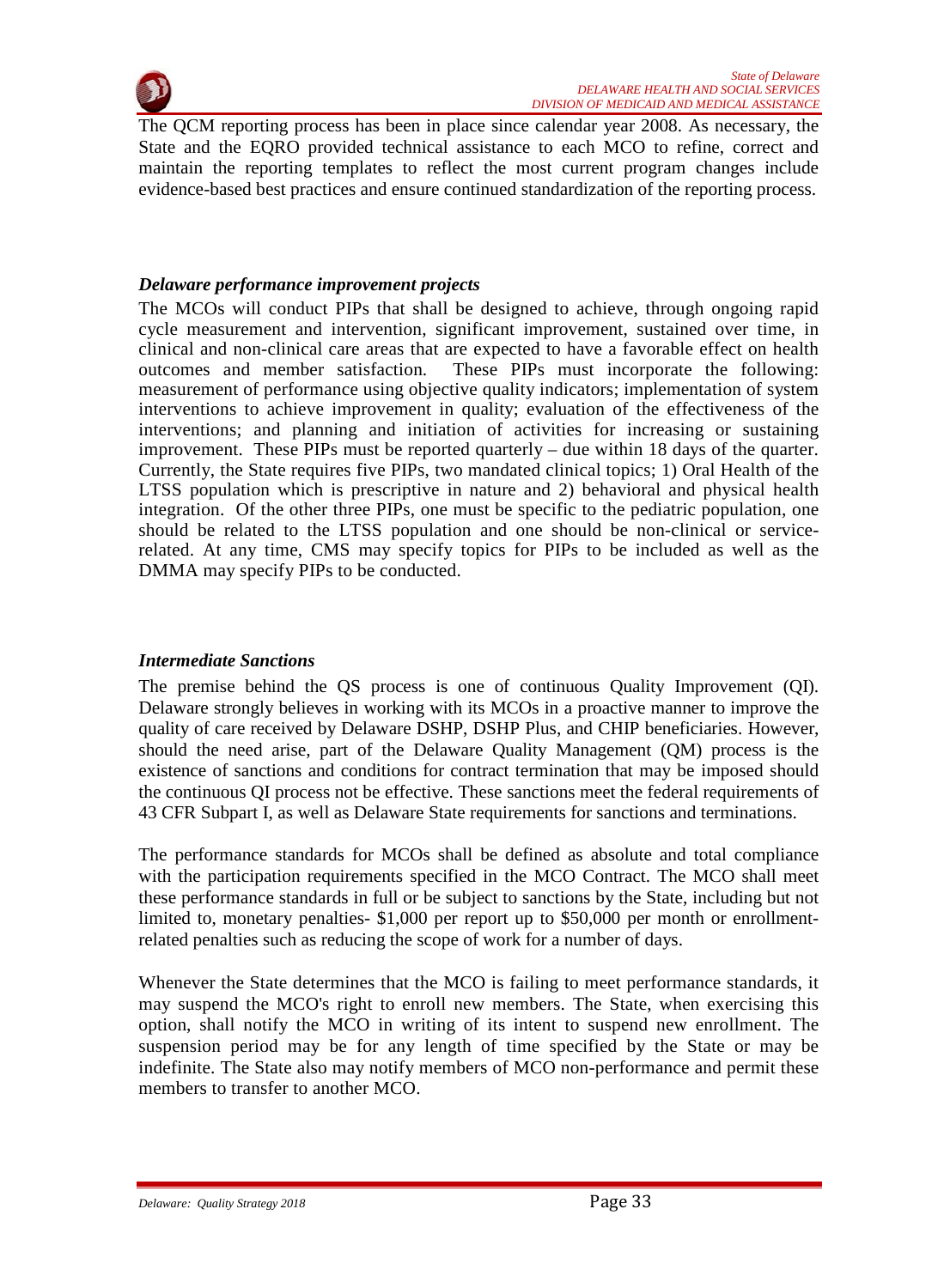The QCM reporting process has been in place since calendar year 2008. As necessary, the State and the EQRO provided technical assistance to each MCO to refine, correct and maintain the reporting templates to reflect the most current program changes include evidence-based best practices and ensure continued standardization of the reporting process.

***Delaware performance improvement projects***

The MCOs will conduct PIPs that shall be designed to achieve, through ongoing rapid cycle measurement and intervention, significant improvement, sustained over time, in clinical and non-clinical care areas that are expected to have a favorable effect on health outcomes and member satisfaction. These PIPs must incorporate the following: measurement of performance using objective quality indicators; implementation of system interventions to achieve improvement in quality; evaluation of the effectiveness of the interventions; and planning and initiation of activities for increasing or sustaining improvement. These PIPs must be reported quarterly – due within 18 days of the quarter. Currently, the State requires five PIPs, two mandated clinical topics; 1) Oral Health of the LTSS population which is prescriptive in nature and 2) behavioral and physical health integration. Of the other three PIPs, one must be specific to the pediatric population, one should be related to the LTSS population and one should be non-clinical or service-related. At any time, CMS may specify topics for PIPs to be included as well as the DMMA may specify PIPs to be conducted.

***Intermediate Sanctions***

The premise behind the QS process is one of continuous Quality Improvement (QI). Delaware strongly believes in working with its MCOs in a proactive manner to improve the quality of care received by Delaware DSHP, DSHP Plus, and CHIP beneficiaries. However, should the need arise, part of the Delaware Quality Management (QM) process is the existence of sanctions and conditions for contract termination that may be imposed should the continuous QI process not be effective. These sanctions meet the federal requirements of 43 CFR Subpart I, as well as Delaware State requirements for sanctions and terminations.

The performance standards for MCOs shall be defined as absolute and total compliance with the participation requirements specified in the MCO Contract. The MCO shall meet these performance standards in full or be subject to sanctions by the State, including but not limited to, monetary penalties- $1,000 per report up to $50,000 per month or enrollment-related penalties such as reducing the scope of work for a number of days.

Whenever the State determines that the MCO is failing to meet performance standards, it may suspend the MCO's right to enroll new members. The State, when exercising this option, shall notify the MCO in writing of its intent to suspend new enrollment. The suspension period may be for any length of time specified by the State or may be indefinite. The State also may notify members of MCO non-performance and permit these members to transfer to another MCO.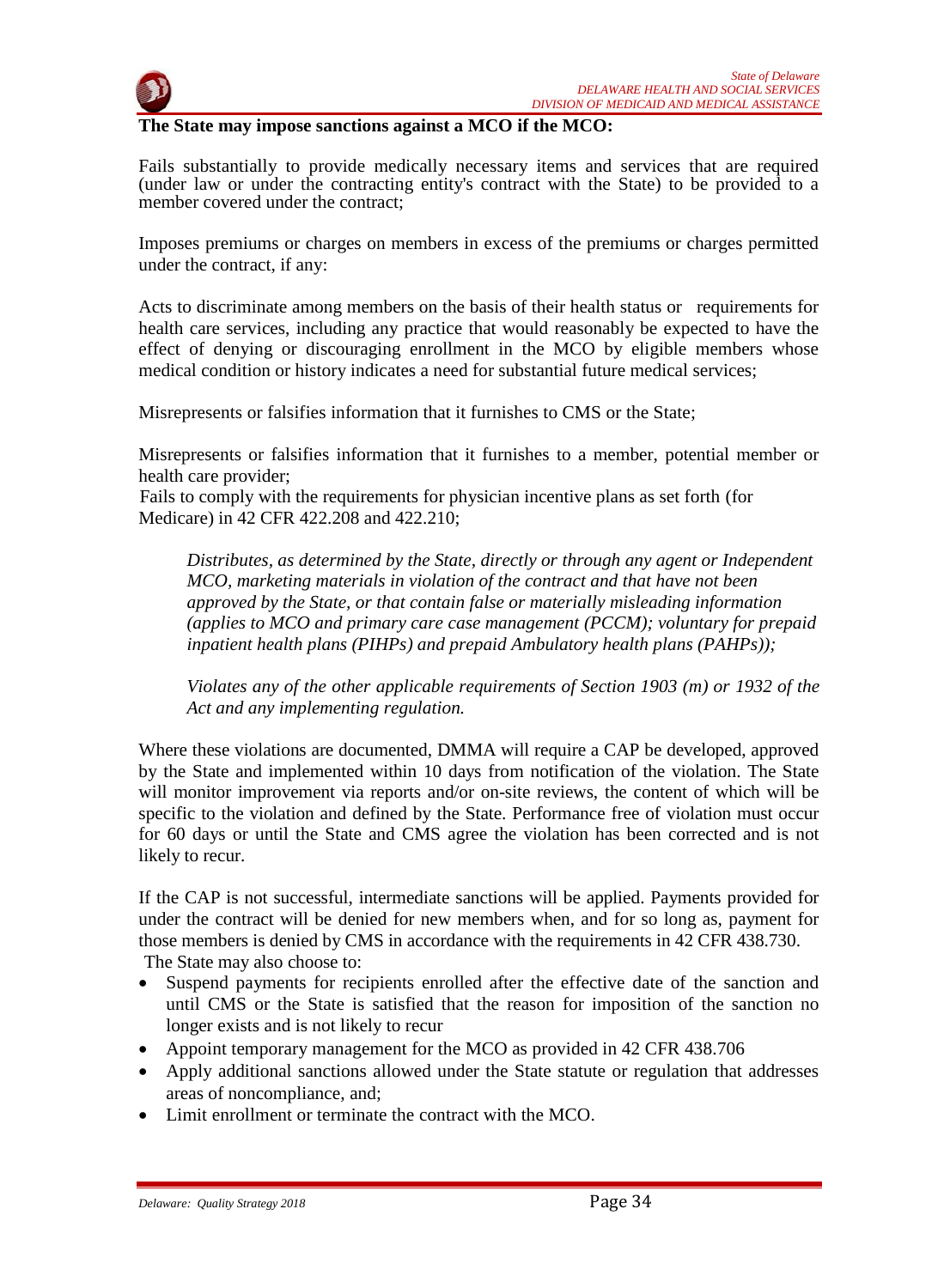**The State may impose sanctions against a MCO if the MCO:**

Fails substantially to provide medically necessary items and services that are required (under law or under the contracting entity's contract with the State) to be provided to a member covered under the contract;

Imposes premiums or charges on members in excess of the premiums or charges permitted under the contract, if any:

Acts to discriminate among members on the basis of their health status or requirements for health care services, including any practice that would reasonably be expected to have the effect of denying or discouraging enrollment in the MCO by eligible members whose medical condition or history indicates a need for substantial future medical services;

Misrepresents or falsifies information that it furnishes to CMS or the State;

Misrepresents or falsifies information that it furnishes to a member, potential member or health care provider;
Fails to comply with the requirements for physician incentive plans as set forth (for Medicare) in 42 CFR 422.208 and 422.210;

*Distributes, as determined by the State, directly or through any agent or Independent MCO, marketing materials in violation of the contract and that have not been approved by the State, or that contain false or materially misleading information (applies to MCO and primary care case management (PCCM); voluntary for prepaid inpatient health plans (PIHPs) and prepaid Ambulatory health plans (PAHPs));*

*Violates any of the other applicable requirements of Section 1903 (m) or 1932 of the Act and any implementing regulation.*

Where these violations are documented, DMMA will require a CAP be developed, approved by the State and implemented within 10 days from notification of the violation. The State will monitor improvement via reports and/or on-site reviews, the content of which will be specific to the violation and defined by the State. Performance free of violation must occur for 60 days or until the State and CMS agree the violation has been corrected and is not likely to recur.

If the CAP is not successful, intermediate sanctions will be applied. Payments provided for under the contract will be denied for new members when, and for so long as, payment for those members is denied by CMS in accordance with the requirements in 42 CFR 438.730.
The State may also choose to:

- Suspend payments for recipients enrolled after the effective date of the sanction and until CMS or the State is satisfied that the reason for imposition of the sanction no longer exists and is not likely to recur
- Appoint temporary management for the MCO as provided in 42 CFR 438.706
- Apply additional sanctions allowed under the State statute or regulation that addresses areas of noncompliance, and;
- Limit enrollment or terminate the contract with the MCO.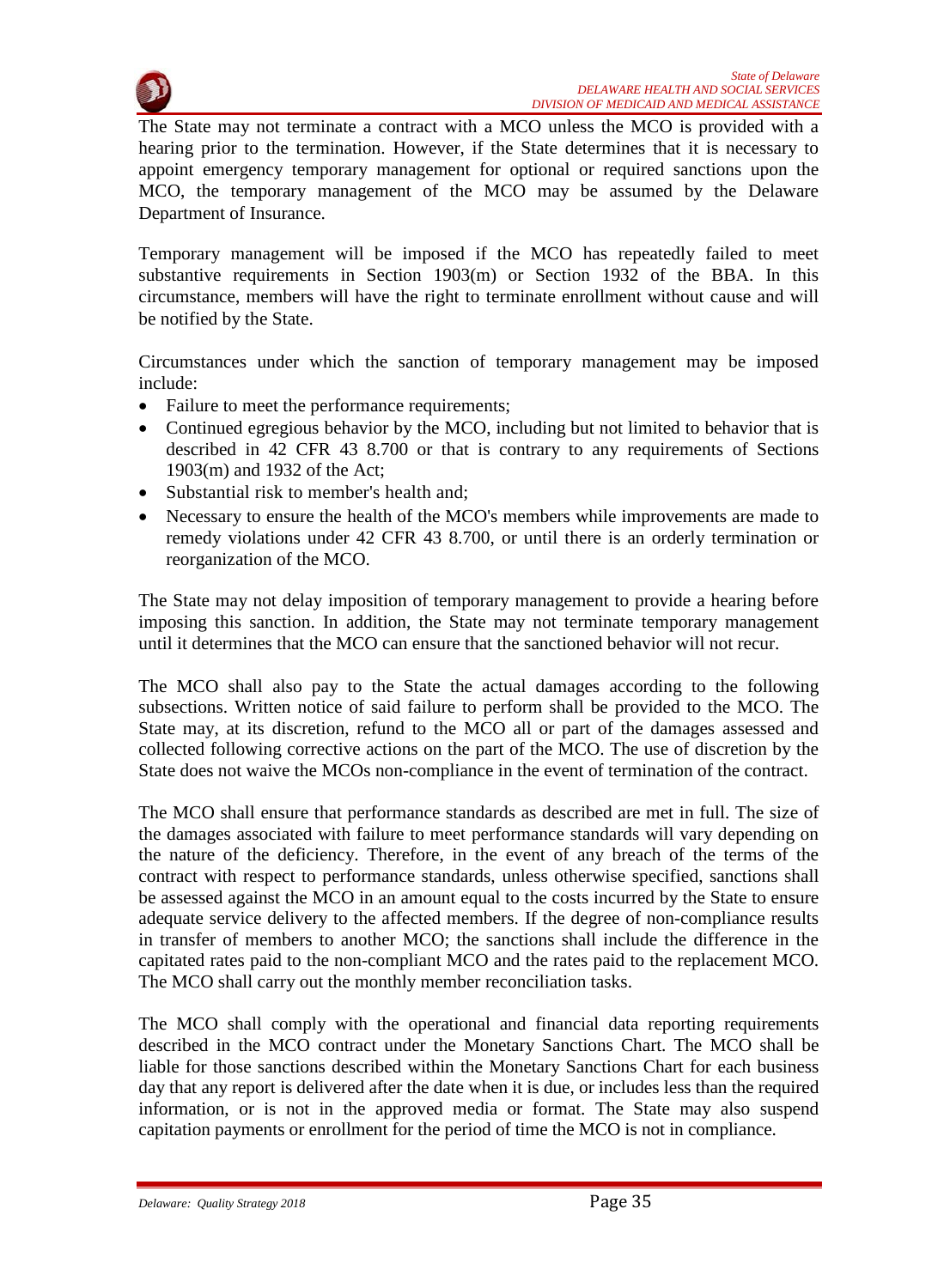The State may not terminate a contract with a MCO unless the MCO is provided with a hearing prior to the termination. However, if the State determines that it is necessary to appoint emergency temporary management for optional or required sanctions upon the MCO, the temporary management of the MCO may be assumed by the Delaware Department of Insurance.

Temporary management will be imposed if the MCO has repeatedly failed to meet substantive requirements in Section 1903(m) or Section 1932 of the BBA. In this circumstance, members will have the right to terminate enrollment without cause and will be notified by the State.

Circumstances under which the sanction of temporary management may be imposed include:

- Failure to meet the performance requirements;
- Continued egregious behavior by the MCO, including but not limited to behavior that is described in 42 CFR 43 8.700 or that is contrary to any requirements of Sections 1903(m) and 1932 of the Act;
- Substantial risk to member's health and;
- Necessary to ensure the health of the MCO's members while improvements are made to remedy violations under 42 CFR 43 8.700, or until there is an orderly termination or reorganization of the MCO.

The State may not delay imposition of temporary management to provide a hearing before imposing this sanction. In addition, the State may not terminate temporary management until it determines that the MCO can ensure that the sanctioned behavior will not recur.

The MCO shall also pay to the State the actual damages according to the following subsections. Written notice of said failure to perform shall be provided to the MCO. The State may, at its discretion, refund to the MCO all or part of the damages assessed and collected following corrective actions on the part of the MCO. The use of discretion by the State does not waive the MCOs non-compliance in the event of termination of the contract.

The MCO shall ensure that performance standards as described are met in full. The size of the damages associated with failure to meet performance standards will vary depending on the nature of the deficiency. Therefore, in the event of any breach of the terms of the contract with respect to performance standards, unless otherwise specified, sanctions shall be assessed against the MCO in an amount equal to the costs incurred by the State to ensure adequate service delivery to the affected members. If the degree of non-compliance results in transfer of members to another MCO; the sanctions shall include the difference in the capitated rates paid to the non-compliant MCO and the rates paid to the replacement MCO. The MCO shall carry out the monthly member reconciliation tasks.

The MCO shall comply with the operational and financial data reporting requirements described in the MCO contract under the Monetary Sanctions Chart. The MCO shall be liable for those sanctions described within the Monetary Sanctions Chart for each business day that any report is delivered after the date when it is due, or includes less than the required information, or is not in the approved media or format. The State may also suspend capitation payments or enrollment for the period of time the MCO is not in compliance.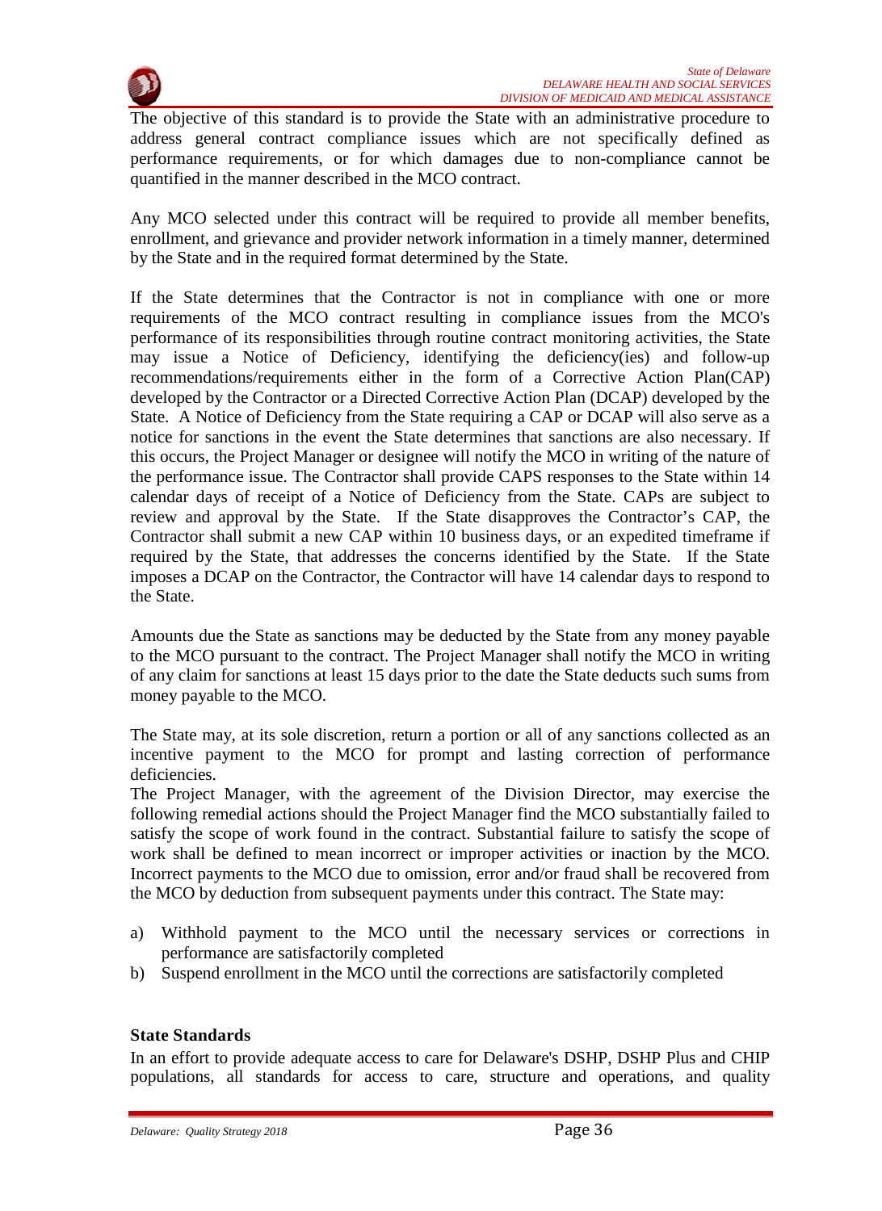The objective of this standard is to provide the State with an administrative procedure to address general contract compliance issues which are not specifically defined as performance requirements, or for which damages due to non-compliance cannot be quantified in the manner described in the MCO contract.

Any MCO selected under this contract will be required to provide all member benefits, enrollment, and grievance and provider network information in a timely manner, determined by the State and in the required format determined by the State.

If the State determines that the Contractor is not in compliance with one or more requirements of the MCO contract resulting in compliance issues from the MCO's performance of its responsibilities through routine contract monitoring activities, the State may issue a Notice of Deficiency, identifying the deficiency(ies) and follow-up recommendations/requirements either in the form of a Corrective Action Plan(CAP) developed by the Contractor or a Directed Corrective Action Plan (DCAP) developed by the State. A Notice of Deficiency from the State requiring a CAP or DCAP will also serve as a notice for sanctions in the event the State determines that sanctions are also necessary. If this occurs, the Project Manager or designee will notify the MCO in writing of the nature of the performance issue. The Contractor shall provide CAPS responses to the State within 14 calendar days of receipt of a Notice of Deficiency from the State. CAPs are subject to review and approval by the State. If the State disapproves the Contractor's CAP, the Contractor shall submit a new CAP within 10 business days, or an expedited timeframe if required by the State, that addresses the concerns identified by the State. If the State imposes a DCAP on the Contractor, the Contractor will have 14 calendar days to respond to the State.

Amounts due the State as sanctions may be deducted by the State from any money payable to the MCO pursuant to the contract. The Project Manager shall notify the MCO in writing of any claim for sanctions at least 15 days prior to the date the State deducts such sums from money payable to the MCO.

The State may, at its sole discretion, return a portion or all of any sanctions collected as an incentive payment to the MCO for prompt and lasting correction of performance deficiencies.

The Project Manager, with the agreement of the Division Director, may exercise the following remedial actions should the Project Manager find the MCO substantially failed to satisfy the scope of work found in the contract. Substantial failure to satisfy the scope of work shall be defined to mean incorrect or improper activities or inaction by the MCO. Incorrect payments to the MCO due to omission, error and/or fraud shall be recovered from the MCO by deduction from subsequent payments under this contract. The State may:

a) Withhold payment to the MCO until the necessary services or corrections in performance are satisfactorily completed
b) Suspend enrollment in the MCO until the corrections are satisfactorily completed

**State Standards**

In an effort to provide adequate access to care for Delaware's DSHP, DSHP Plus and CHIP populations, all standards for access to care, structure and operations, and quality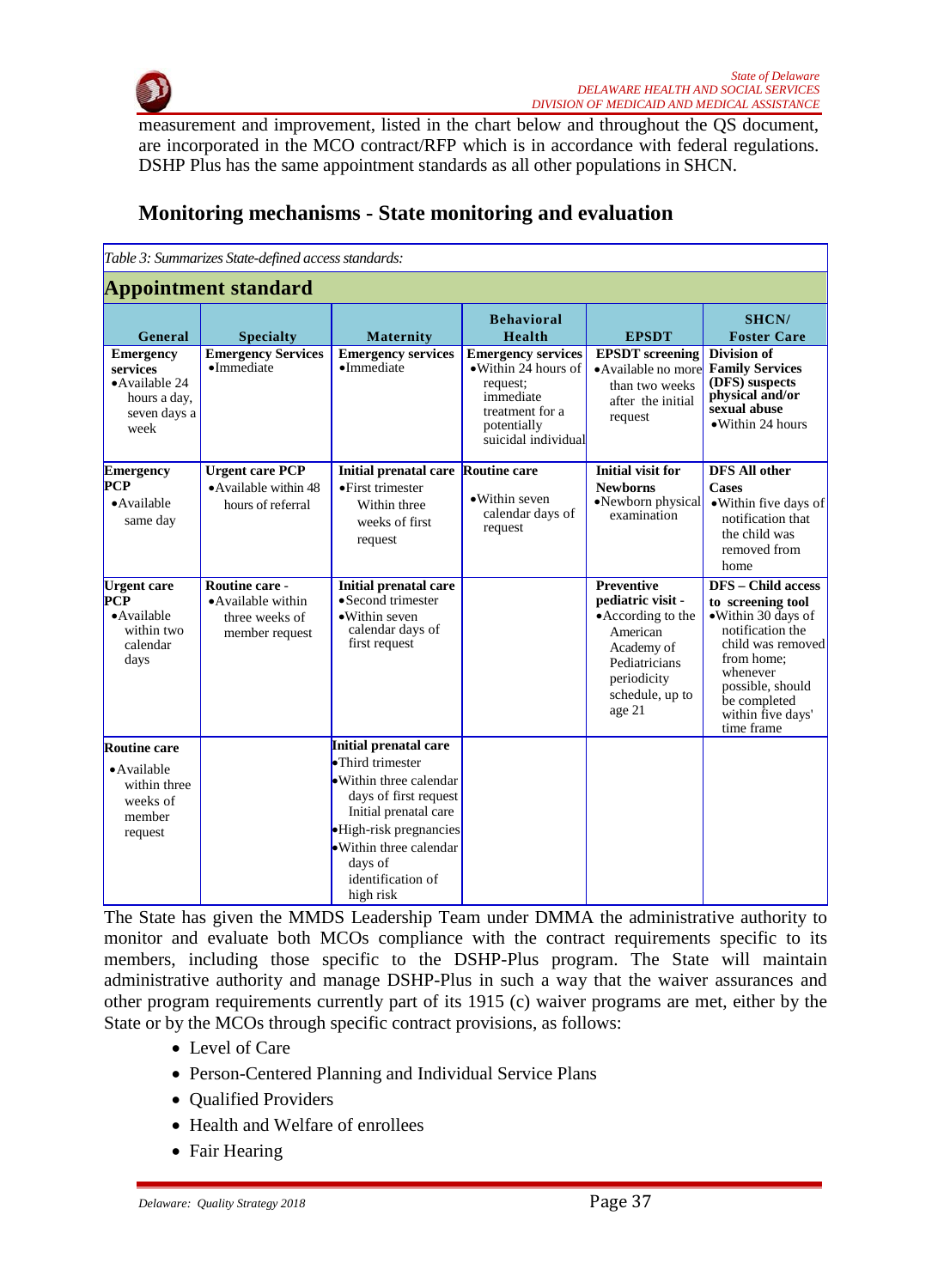measurement and improvement, listed in the chart below and throughout the QS document, are incorporated in the MCO contract/RFP which is in accordance with federal regulations. DSHP Plus has the same appointment standards as all other populations in SHCN.

## Monitoring mechanisms - State monitoring and evaluation

*Table 3: Summarizes State-defined access standards:*

**Appointment standard**

| General | Specialty | Maternity | Behavioral Health | EPSDT | SHCN/ Foster Care |
|---|---|---|---|---|---|
| **Emergency services** • Available 24 hours a day, seven days a week | **Emergency Services** • Immediate | **Emergency services** • Immediate | **Emergency services** • Within 24 hours of request; immediate treatment for a potentially suicidal individual | **EPSDT screening** • Available no more than two weeks after the initial request | **Division of Family Services (DFS) suspects physical and/or sexual abuse** • Within 24 hours |
| **Emergency PCP** • Available same day | **Urgent care PCP** • Available within 48 hours of referral | **Initial prenatal care** • First trimester Within three weeks of first request | **Routine care** • Within seven calendar days of request | **Initial visit for Newborns** • Newborn physical examination | **DFS All other Cases** • Within five days of notification that the child was removed from home |
| **Urgent care PCP** • Available within two calendar days | **Routine care** - • Available within three weeks of member request | **Initial prenatal care** • Second trimester • Within seven calendar days of first request | | **Preventive pediatric visit** - • According to the American Academy of Pediatricians periodicity schedule, up to age 21 | **DFS – Child access to screening tool** • Within 30 days of notification the child was removed from home; whenever possible, should be completed within five days' time frame |
| **Routine care** • Available within three weeks of member request | | **Initial prenatal care** • Third trimester • Within three calendar days of first request Initial prenatal care • High-risk pregnancies • Within three calendar days of identification of high risk | | | |

The State has given the MMDS Leadership Team under DMMA the administrative authority to monitor and evaluate both MCOs compliance with the contract requirements specific to its members, including those specific to the DSHP-Plus program. The State will maintain administrative authority and manage DSHP-Plus in such a way that the waiver assurances and other program requirements currently part of its 1915 (c) waiver programs are met, either by the State or by the MCOs through specific contract provisions, as follows:

- Level of Care
- Person-Centered Planning and Individual Service Plans
- Qualified Providers
- Health and Welfare of enrollees
- Fair Hearing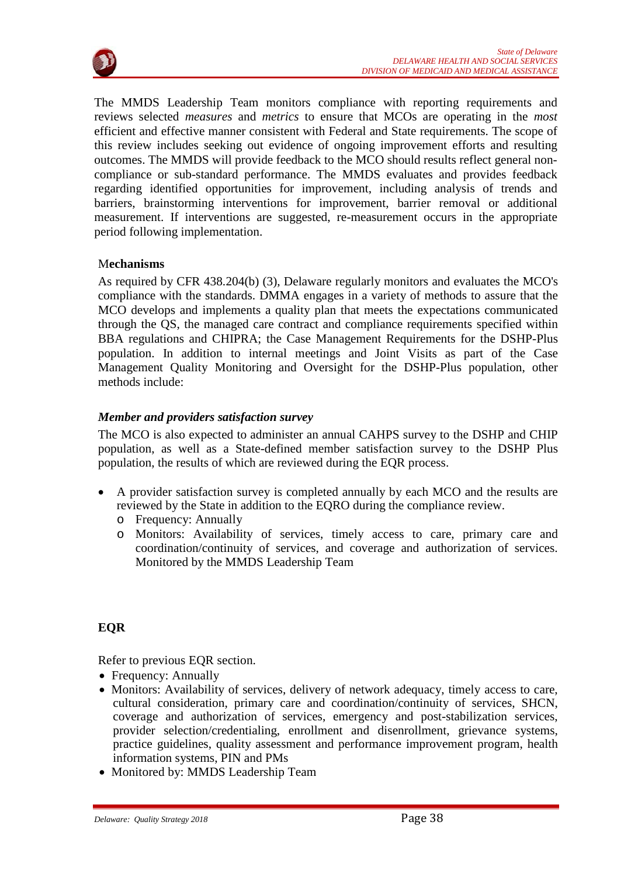The MMDS Leadership Team monitors compliance with reporting requirements and reviews selected *measures* and *metrics* to ensure that MCOs are operating in the *most* efficient and effective manner consistent with Federal and State requirements. The scope of this review includes seeking out evidence of ongoing improvement efforts and resulting outcomes. The MMDS will provide feedback to the MCO should results reflect general non-compliance or sub-standard performance. The MMDS evaluates and provides feedback regarding identified opportunities for improvement, including analysis of trends and barriers, brainstorming interventions for improvement, barrier removal or additional measurement. If interventions are suggested, re-measurement occurs in the appropriate period following implementation.

## Mechanisms

As required by CFR 438.204(b) (3), Delaware regularly monitors and evaluates the MCO's compliance with the standards. DMMA engages in a variety of methods to assure that the MCO develops and implements a quality plan that meets the expectations communicated through the QS, the managed care contract and compliance requirements specified within BBA regulations and CHIPRA; the Case Management Requirements for the DSHP-Plus population. In addition to internal meetings and Joint Visits as part of the Case Management Quality Monitoring and Oversight for the DSHP-Plus population, other methods include:

### *Member and providers satisfaction survey*

The MCO is also expected to administer an annual CAHPS survey to the DSHP and CHIP population, as well as a State-defined member satisfaction survey to the DSHP Plus population, the results of which are reviewed during the EQR process.

- A provider satisfaction survey is completed annually by each MCO and the results are reviewed by the State in addition to the EQRO during the compliance review.
  - Frequency: Annually
  - Monitors: Availability of services, timely access to care, primary care and coordination/continuity of services, and coverage and authorization of services. Monitored by the MMDS Leadership Team

## EQR

Refer to previous EQR section.

- Frequency: Annually
- Monitors: Availability of services, delivery of network adequacy, timely access to care, cultural consideration, primary care and coordination/continuity of services, SHCN, coverage and authorization of services, emergency and post-stabilization services, provider selection/credentialing, enrollment and disenrollment, grievance systems, practice guidelines, quality assessment and performance improvement program, health information systems, PIN and PMs
- Monitored by: MMDS Leadership Team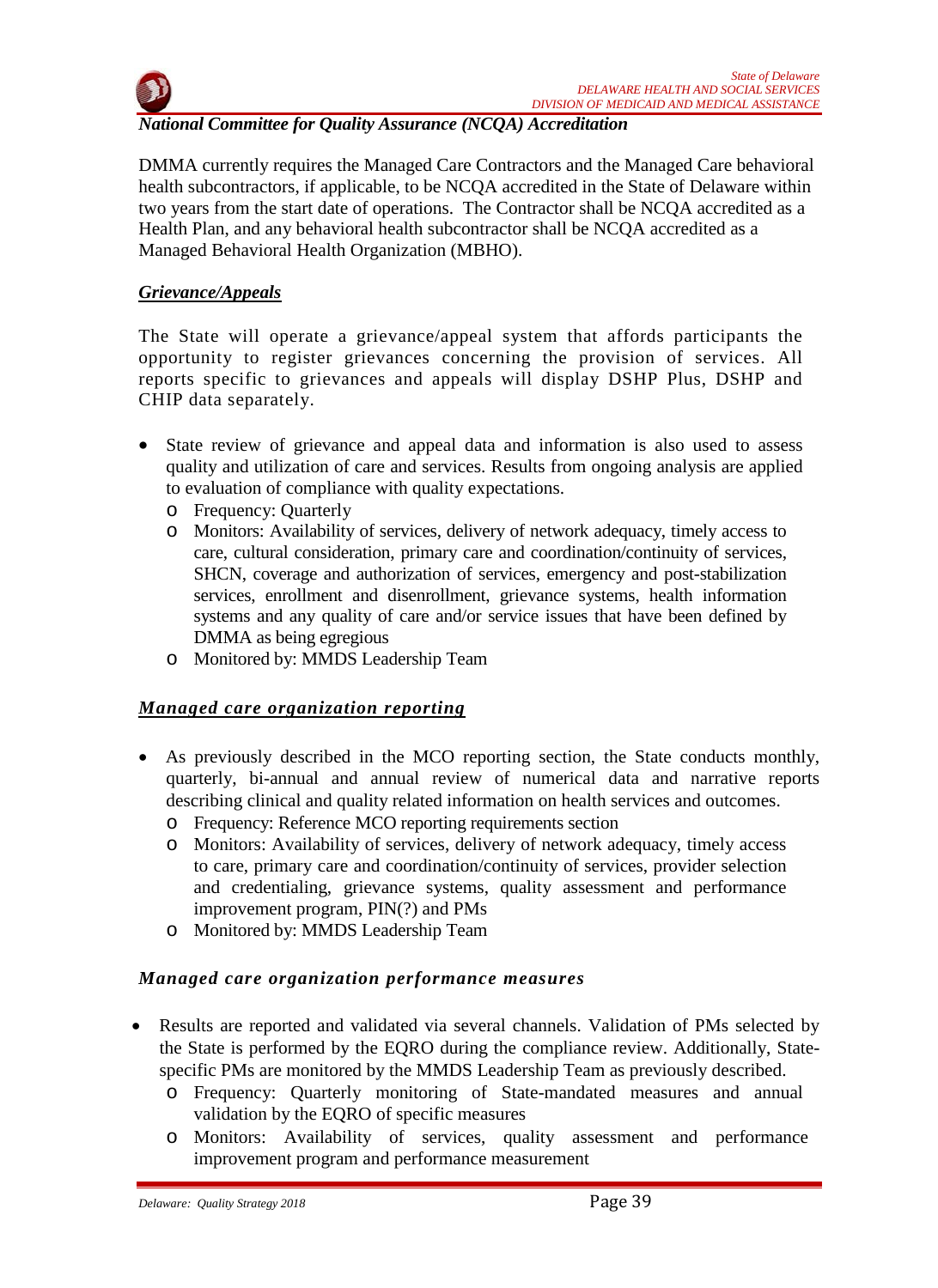***National Committee for Quality Assurance (NCQA) Accreditation***

DMMA currently requires the Managed Care Contractors and the Managed Care behavioral health subcontractors, if applicable, to be NCQA accredited in the State of Delaware within two years from the start date of operations. The Contractor shall be NCQA accredited as a Health Plan, and any behavioral health subcontractor shall be NCQA accredited as a Managed Behavioral Health Organization (MBHO).

***Grievance/Appeals***

The State will operate a grievance/appeal system that affords participants the opportunity to register grievances concerning the provision of services. All reports specific to grievances and appeals will display DSHP Plus, DSHP and CHIP data separately.

- State review of grievance and appeal data and information is also used to assess quality and utilization of care and services. Results from ongoing analysis are applied to evaluation of compliance with quality expectations.
  - Frequency: Quarterly
  - Monitors: Availability of services, delivery of network adequacy, timely access to care, cultural consideration, primary care and coordination/continuity of services, SHCN, coverage and authorization of services, emergency and post-stabilization services, enrollment and disenrollment, grievance systems, health information systems and any quality of care and/or service issues that have been defined by DMMA as being egregious
  - Monitored by: MMDS Leadership Team

***Managed care organization reporting***

- As previously described in the MCO reporting section, the State conducts monthly, quarterly, bi-annual and annual review of numerical data and narrative reports describing clinical and quality related information on health services and outcomes.
  - Frequency: Reference MCO reporting requirements section
  - Monitors: Availability of services, delivery of network adequacy, timely access to care, primary care and coordination/continuity of services, provider selection and credentialing, grievance systems, quality assessment and performance improvement program, PIN(?) and PMs
  - Monitored by: MMDS Leadership Team

***Managed care organization performance measures***

- Results are reported and validated via several channels. Validation of PMs selected by the State is performed by the EQRO during the compliance review. Additionally, State-specific PMs are monitored by the MMDS Leadership Team as previously described.
  - Frequency: Quarterly monitoring of State-mandated measures and annual validation by the EQRO of specific measures
  - Monitors: Availability of services, quality assessment and performance improvement program and performance measurement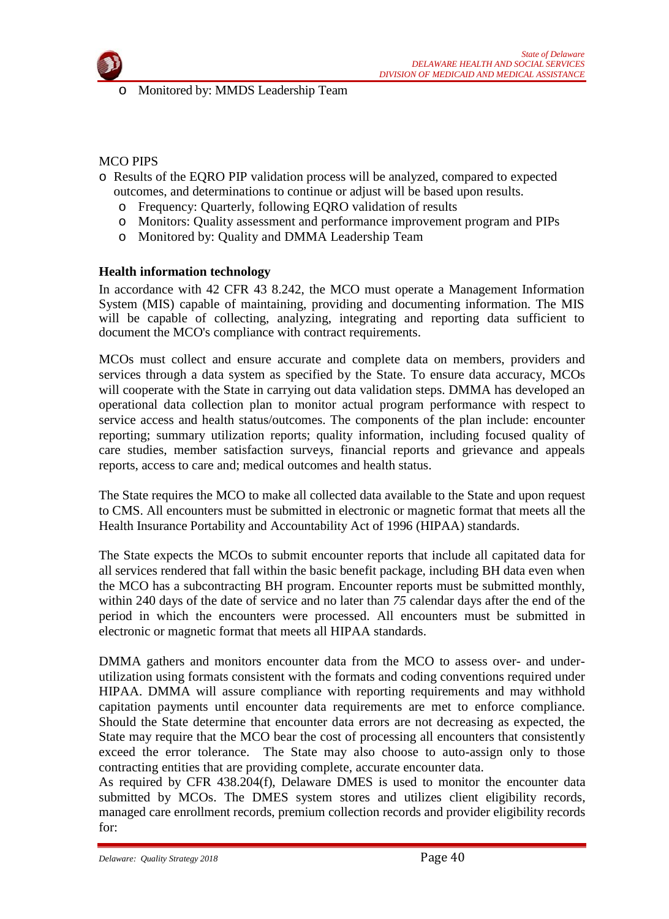- Monitored by: MMDS Leadership Team

MCO PIPS

- Results of the EQRO PIP validation process will be analyzed, compared to expected outcomes, and determinations to continue or adjust will be based upon results.
  - Frequency: Quarterly, following EQRO validation of results
  - Monitors: Quality assessment and performance improvement program and PIPs
  - Monitored by: Quality and DMMA Leadership Team

**Health information technology**

In accordance with 42 CFR 43 8.242, the MCO must operate a Management Information System (MIS) capable of maintaining, providing and documenting information. The MIS will be capable of collecting, analyzing, integrating and reporting data sufficient to document the MCO's compliance with contract requirements.

MCOs must collect and ensure accurate and complete data on members, providers and services through a data system as specified by the State. To ensure data accuracy, MCOs will cooperate with the State in carrying out data validation steps. DMMA has developed an operational data collection plan to monitor actual program performance with respect to service access and health status/outcomes. The components of the plan include: encounter reporting; summary utilization reports; quality information, including focused quality of care studies, member satisfaction surveys, financial reports and grievance and appeals reports, access to care and; medical outcomes and health status.

The State requires the MCO to make all collected data available to the State and upon request to CMS. All encounters must be submitted in electronic or magnetic format that meets all the Health Insurance Portability and Accountability Act of 1996 (HIPAA) standards.

The State expects the MCOs to submit encounter reports that include all capitated data for all services rendered that fall within the basic benefit package, including BH data even when the MCO has a subcontracting BH program. Encounter reports must be submitted monthly, within 240 days of the date of service and no later than *75* calendar days after the end of the period in which the encounters were processed. All encounters must be submitted in electronic or magnetic format that meets all HIPAA standards.

DMMA gathers and monitors encounter data from the MCO to assess over- and under-utilization using formats consistent with the formats and coding conventions required under HIPAA. DMMA will assure compliance with reporting requirements and may withhold capitation payments until encounter data requirements are met to enforce compliance. Should the State determine that encounter data errors are not decreasing as expected, the State may require that the MCO bear the cost of processing all encounters that consistently exceed the error tolerance. The State may also choose to auto-assign only to those contracting entities that are providing complete, accurate encounter data.
As required by CFR 438.204(f), Delaware DMES is used to monitor the encounter data submitted by MCOs. The DMES system stores and utilizes client eligibility records, managed care enrollment records, premium collection records and provider eligibility records for: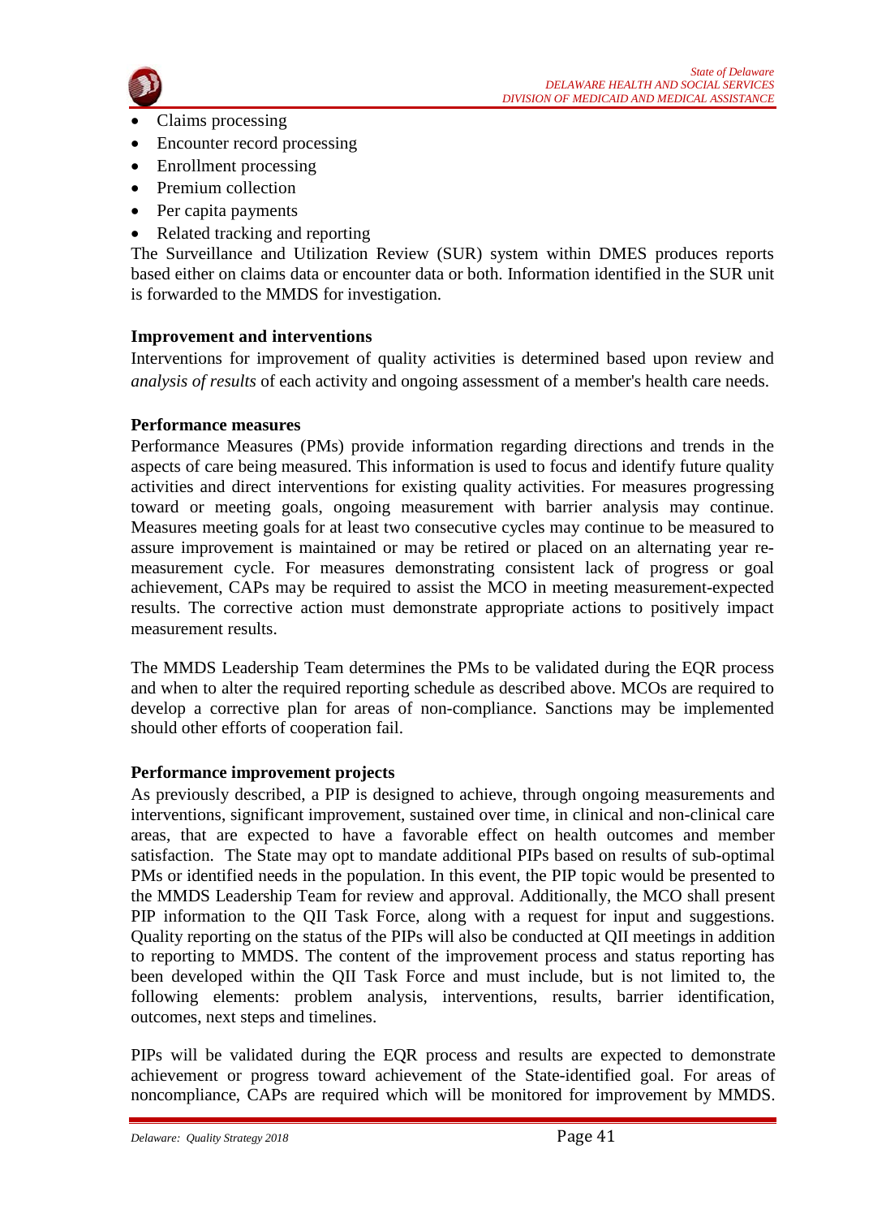- Claims processing
- Encounter record processing
- Enrollment processing
- Premium collection
- Per capita payments
- Related tracking and reporting

The Surveillance and Utilization Review (SUR) system within DMES produces reports based either on claims data or encounter data or both. Information identified in the SUR unit is forwarded to the MMDS for investigation.

**Improvement and interventions**

Interventions for improvement of quality activities is determined based upon review and *analysis of results* of each activity and ongoing assessment of a member's health care needs.

**Performance measures**

Performance Measures (PMs) provide information regarding directions and trends in the aspects of care being measured. This information is used to focus and identify future quality activities and direct interventions for existing quality activities. For measures progressing toward or meeting goals, ongoing measurement with barrier analysis may continue. Measures meeting goals for at least two consecutive cycles may continue to be measured to assure improvement is maintained or may be retired or placed on an alternating year re-measurement cycle. For measures demonstrating consistent lack of progress or goal achievement, CAPs may be required to assist the MCO in meeting measurement-expected results. The corrective action must demonstrate appropriate actions to positively impact measurement results.

The MMDS Leadership Team determines the PMs to be validated during the EQR process and when to alter the required reporting schedule as described above. MCOs are required to develop a corrective plan for areas of non-compliance. Sanctions may be implemented should other efforts of cooperation fail.

**Performance improvement projects**

As previously described, a PIP is designed to achieve, through ongoing measurements and interventions, significant improvement, sustained over time, in clinical and non-clinical care areas, that are expected to have a favorable effect on health outcomes and member satisfaction. The State may opt to mandate additional PIPs based on results of sub-optimal PMs or identified needs in the population. In this event, the PIP topic would be presented to the MMDS Leadership Team for review and approval. Additionally, the MCO shall present PIP information to the QII Task Force, along with a request for input and suggestions. Quality reporting on the status of the PIPs will also be conducted at QII meetings in addition to reporting to MMDS. The content of the improvement process and status reporting has been developed within the QII Task Force and must include, but is not limited to, the following elements: problem analysis, interventions, results, barrier identification, outcomes, next steps and timelines.

PIPs will be validated during the EQR process and results are expected to demonstrate achievement or progress toward achievement of the State-identified goal. For areas of noncompliance, CAPs are required which will be monitored for improvement by MMDS.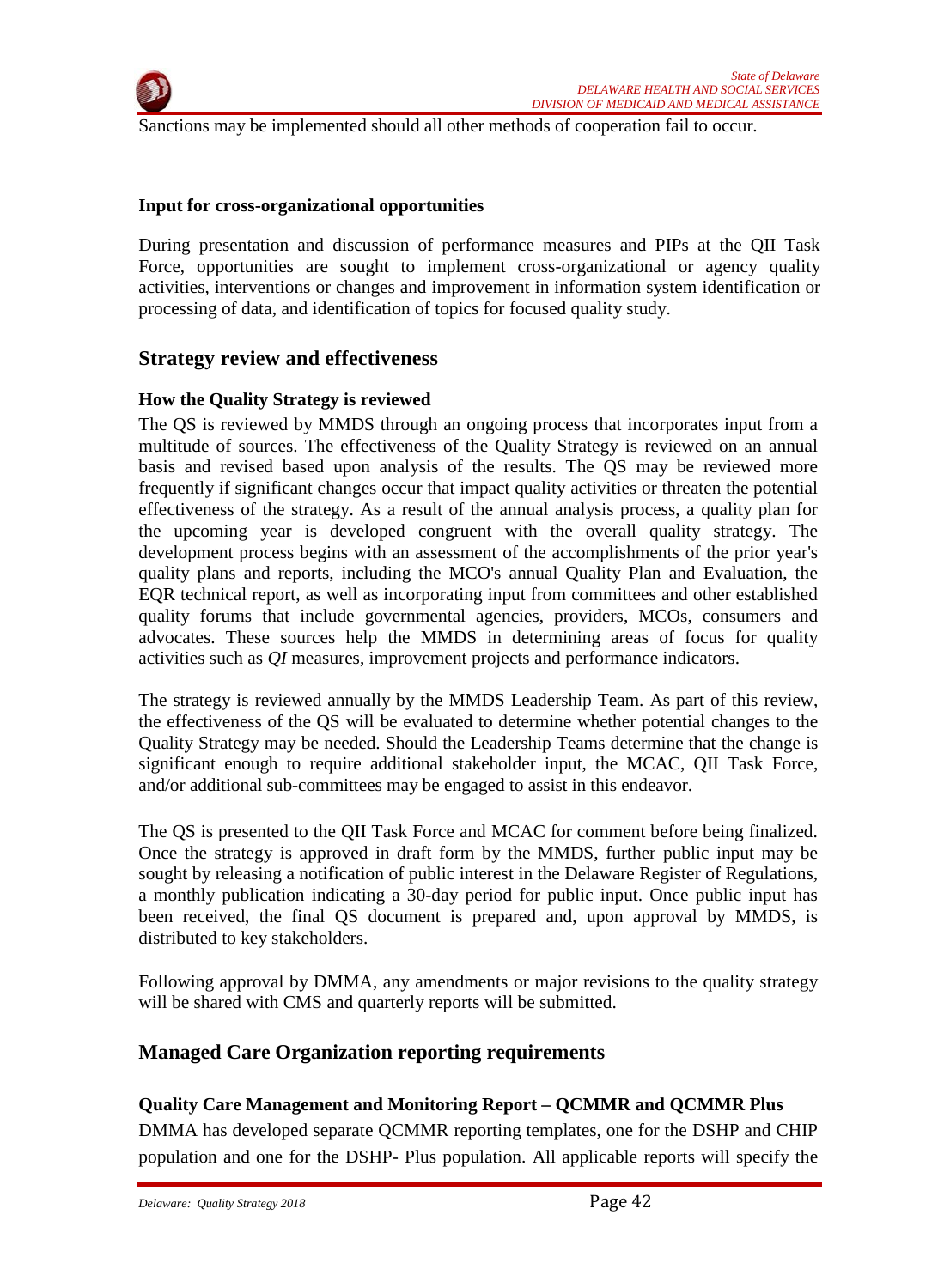Sanctions may be implemented should all other methods of cooperation fail to occur.

**Input for cross-organizational opportunities**

During presentation and discussion of performance measures and PIPs at the QII Task Force, opportunities are sought to implement cross-organizational or agency quality activities, interventions or changes and improvement in information system identification or processing of data, and identification of topics for focused quality study.

## Strategy review and effectiveness

**How the Quality Strategy is reviewed**

The QS is reviewed by MMDS through an ongoing process that incorporates input from a multitude of sources. The effectiveness of the Quality Strategy is reviewed on an annual basis and revised based upon analysis of the results. The QS may be reviewed more frequently if significant changes occur that impact quality activities or threaten the potential effectiveness of the strategy. As a result of the annual analysis process, a quality plan for the upcoming year is developed congruent with the overall quality strategy. The development process begins with an assessment of the accomplishments of the prior year's quality plans and reports, including the MCO's annual Quality Plan and Evaluation, the EQR technical report, as well as incorporating input from committees and other established quality forums that include governmental agencies, providers, MCOs, consumers and advocates. These sources help the MMDS in determining areas of focus for quality activities such as *QI* measures, improvement projects and performance indicators.

The strategy is reviewed annually by the MMDS Leadership Team. As part of this review, the effectiveness of the QS will be evaluated to determine whether potential changes to the Quality Strategy may be needed. Should the Leadership Teams determine that the change is significant enough to require additional stakeholder input, the MCAC, QII Task Force, and/or additional sub-committees may be engaged to assist in this endeavor.

The QS is presented to the QII Task Force and MCAC for comment before being finalized. Once the strategy is approved in draft form by the MMDS, further public input may be sought by releasing a notification of public interest in the Delaware Register of Regulations, a monthly publication indicating a 30-day period for public input. Once public input has been received, the final QS document is prepared and, upon approval by MMDS, is distributed to key stakeholders.

Following approval by DMMA, any amendments or major revisions to the quality strategy will be shared with CMS and quarterly reports will be submitted.

## Managed Care Organization reporting requirements

**Quality Care Management and Monitoring Report – QCMMR and QCMMR Plus**

DMMA has developed separate QCMMR reporting templates, one for the DSHP and CHIP population and one for the DSHP- Plus population. All applicable reports will specify the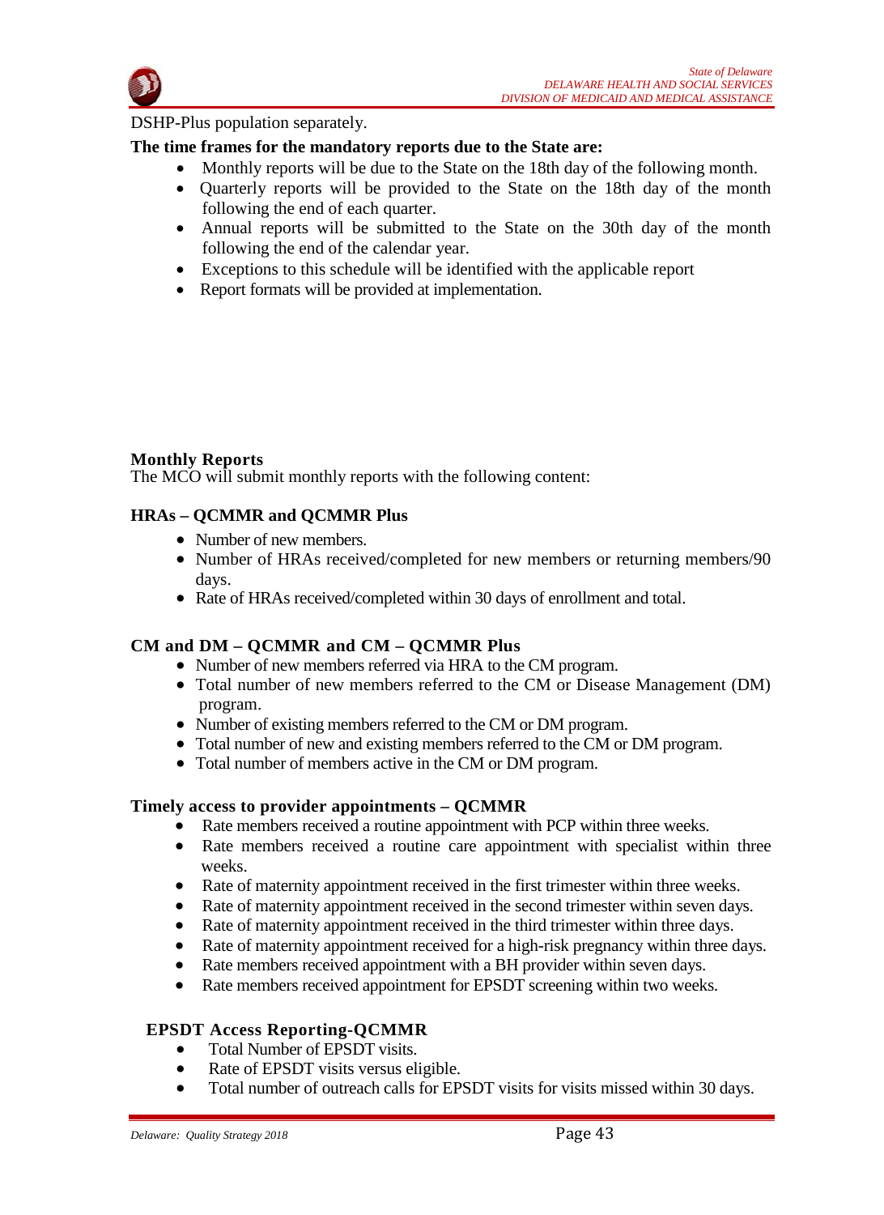DSHP-Plus population separately.

**The time frames for the mandatory reports due to the State are:**

- Monthly reports will be due to the State on the 18th day of the following month.
- Quarterly reports will be provided to the State on the 18th day of the month following the end of each quarter.
- Annual reports will be submitted to the State on the 30th day of the month following the end of the calendar year.
- Exceptions to this schedule will be identified with the applicable report
- Report formats will be provided at implementation.

**Monthly Reports**

The MCO will submit monthly reports with the following content:

**HRAs – QCMMR and QCMMR Plus**

- Number of new members.
- Number of HRAs received/completed for new members or returning members/90 days.
- Rate of HRAs received/completed within 30 days of enrollment and total.

**CM and DM – QCMMR and CM – QCMMR Plus**

- Number of new members referred via HRA to the CM program.
- Total number of new members referred to the CM or Disease Management (DM) program.
- Number of existing members referred to the CM or DM program.
- Total number of new and existing members referred to the CM or DM program.
- Total number of members active in the CM or DM program.

**Timely access to provider appointments – QCMMR**

- Rate members received a routine appointment with PCP within three weeks.
- Rate members received a routine care appointment with specialist within three weeks.
- Rate of maternity appointment received in the first trimester within three weeks.
- Rate of maternity appointment received in the second trimester within seven days.
- Rate of maternity appointment received in the third trimester within three days.
- Rate of maternity appointment received for a high-risk pregnancy within three days.
- Rate members received appointment with a BH provider within seven days.
- Rate members received appointment for EPSDT screening within two weeks.

**EPSDT Access Reporting-QCMMR**

- Total Number of EPSDT visits.
- Rate of EPSDT visits versus eligible.
- Total number of outreach calls for EPSDT visits for visits missed within 30 days.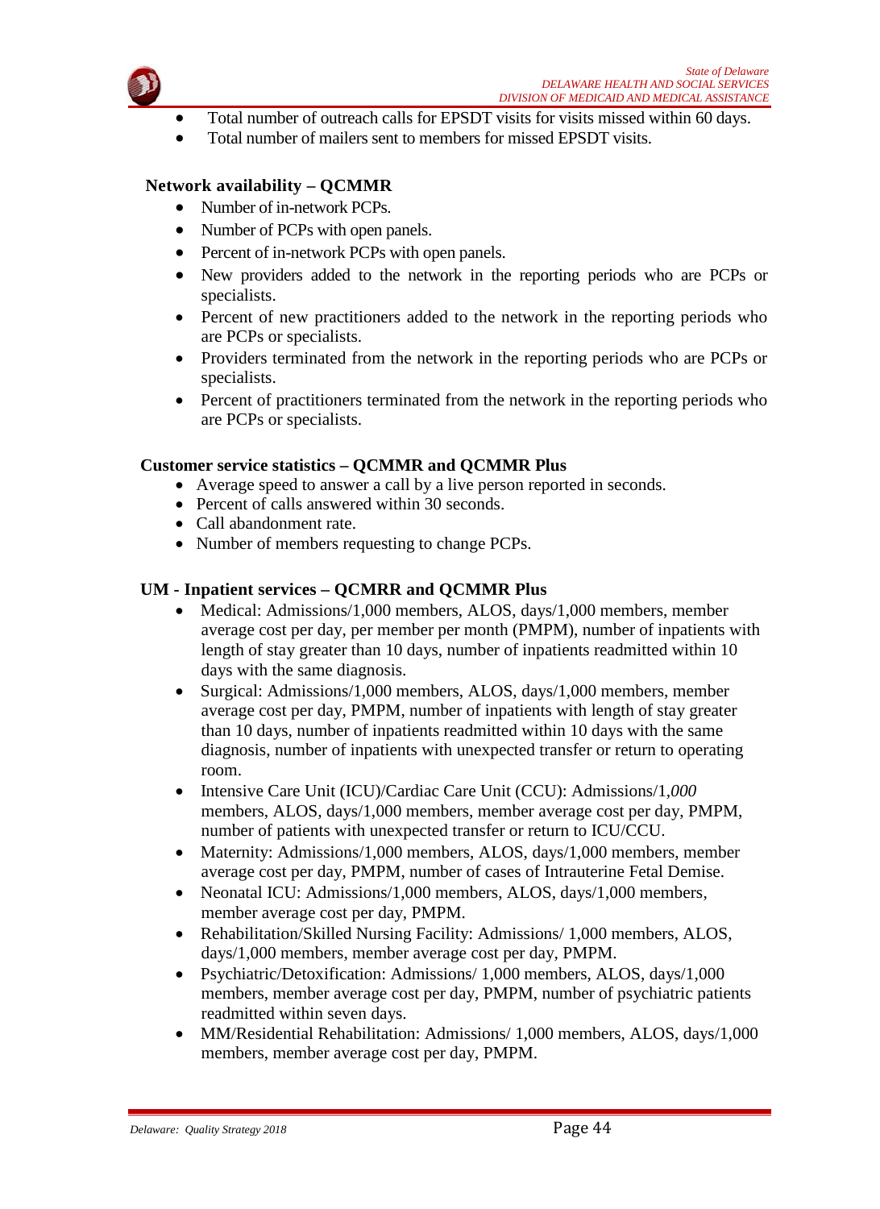- Total number of outreach calls for EPSDT visits for visits missed within 60 days.
- Total number of mailers sent to members for missed EPSDT visits.

**Network availability – QCMMR**

- Number of in-network PCPs.
- Number of PCPs with open panels.
- Percent of in-network PCPs with open panels.
- New providers added to the network in the reporting periods who are PCPs or specialists.
- Percent of new practitioners added to the network in the reporting periods who are PCPs or specialists.
- Providers terminated from the network in the reporting periods who are PCPs or specialists.
- Percent of practitioners terminated from the network in the reporting periods who are PCPs or specialists.

**Customer service statistics – QCMMR and QCMMR Plus**

- Average speed to answer a call by a live person reported in seconds.
- Percent of calls answered within 30 seconds.
- Call abandonment rate.
- Number of members requesting to change PCPs.

**UM - Inpatient services – QCMRR and QCMMR Plus**

- Medical: Admissions/1,000 members, ALOS, days/1,000 members, member average cost per day, per member per month (PMPM), number of inpatients with length of stay greater than 10 days, number of inpatients readmitted within 10 days with the same diagnosis.
- Surgical: Admissions/1,000 members, ALOS, days/1,000 members, member average cost per day, PMPM, number of inpatients with length of stay greater than 10 days, number of inpatients readmitted within 10 days with the same diagnosis, number of inpatients with unexpected transfer or return to operating room.
- Intensive Care Unit (ICU)/Cardiac Care Unit (CCU): Admissions/1,*000* members, ALOS, days/1,000 members, member average cost per day, PMPM, number of patients with unexpected transfer or return to ICU/CCU.
- Maternity: Admissions/1,000 members, ALOS, days/1,000 members, member average cost per day, PMPM, number of cases of Intrauterine Fetal Demise.
- Neonatal ICU: Admissions/1,000 members, ALOS, days/1,000 members, member average cost per day, PMPM.
- Rehabilitation/Skilled Nursing Facility: Admissions/ 1,000 members, ALOS, days/1,000 members, member average cost per day, PMPM.
- Psychiatric/Detoxification: Admissions/ 1,000 members, ALOS, days/1,000 members, member average cost per day, PMPM, number of psychiatric patients readmitted within seven days.
- MM/Residential Rehabilitation: Admissions/ 1,000 members, ALOS, days/1,000 members, member average cost per day, PMPM.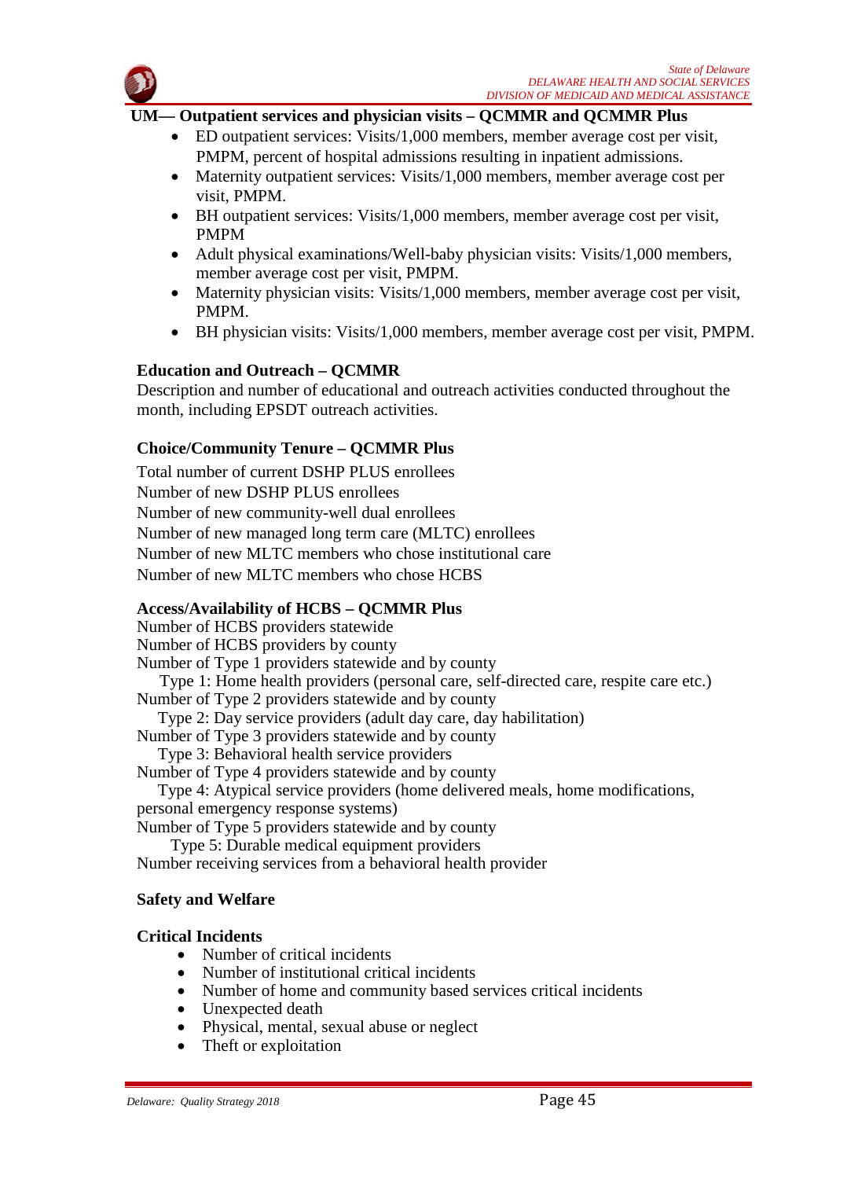**UM— Outpatient services and physician visits – QCMMR and QCMMR Plus**

- ED outpatient services: Visits/1,000 members, member average cost per visit, PMPM, percent of hospital admissions resulting in inpatient admissions.
- Maternity outpatient services: Visits/1,000 members, member average cost per visit, PMPM.
- BH outpatient services: Visits/1,000 members, member average cost per visit, PMPM
- Adult physical examinations/Well-baby physician visits: Visits/1,000 members, member average cost per visit, PMPM.
- Maternity physician visits: Visits/1,000 members, member average cost per visit, PMPM.
- BH physician visits: Visits/1,000 members, member average cost per visit, PMPM.

**Education and Outreach – QCMMR**

Description and number of educational and outreach activities conducted throughout the month, including EPSDT outreach activities.

**Choice/Community Tenure – QCMMR Plus**

Total number of current DSHP PLUS enrollees
Number of new DSHP PLUS enrollees
Number of new community-well dual enrollees
Number of new managed long term care (MLTC) enrollees
Number of new MLTC members who chose institutional care
Number of new MLTC members who chose HCBS

**Access/Availability of HCBS – QCMMR Plus**

Number of HCBS providers statewide
Number of HCBS providers by county
Number of Type 1 providers statewide and by county
  Type 1: Home health providers (personal care, self-directed care, respite care etc.)
Number of Type 2 providers statewide and by county
  Type 2: Day service providers (adult day care, day habilitation)
Number of Type 3 providers statewide and by county
  Type 3: Behavioral health service providers
Number of Type 4 providers statewide and by county
  Type 4: Atypical service providers (home delivered meals, home modifications, personal emergency response systems)
Number of Type 5 providers statewide and by county
  Type 5: Durable medical equipment providers
Number receiving services from a behavioral health provider

**Safety and Welfare**

**Critical Incidents**

- Number of critical incidents
- Number of institutional critical incidents
- Number of home and community based services critical incidents
- Unexpected death
- Physical, mental, sexual abuse or neglect
- Theft or exploitation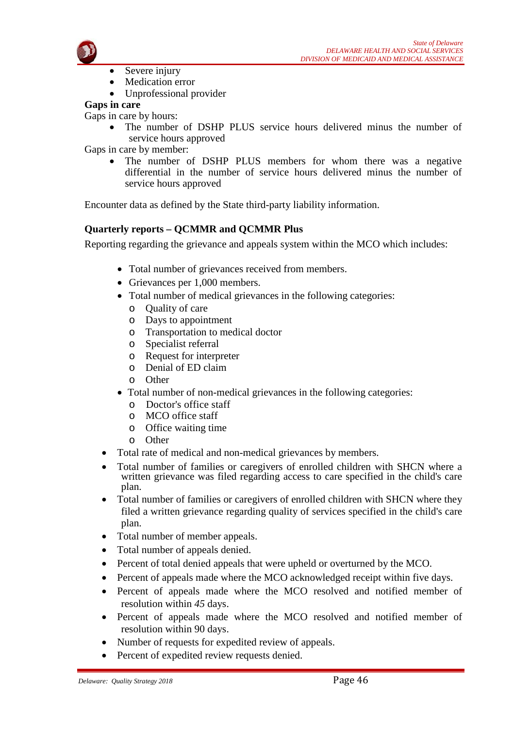- Severe injury
- Medication error
- Unprofessional provider

**Gaps in care**

Gaps in care by hours:

- The number of DSHP PLUS service hours delivered minus the number of service hours approved

Gaps in care by member:

- The number of DSHP PLUS members for whom there was a negative differential in the number of service hours delivered minus the number of service hours approved

Encounter data as defined by the State third-party liability information.

**Quarterly reports – QCMMR and QCMMR Plus**

Reporting regarding the grievance and appeals system within the MCO which includes:

- Total number of grievances received from members.
- Grievances per 1,000 members.
- Total number of medical grievances in the following categories:
  - Quality of care
  - Days to appointment
  - Transportation to medical doctor
  - Specialist referral
  - Request for interpreter
  - Denial of ED claim
  - Other
- Total number of non-medical grievances in the following categories:
  - Doctor's office staff
  - MCO office staff
  - Office waiting time
  - Other
- Total rate of medical and non-medical grievances by members.
- Total number of families or caregivers of enrolled children with SHCN where a written grievance was filed regarding access to care specified in the child's care plan.
- Total number of families or caregivers of enrolled children with SHCN where they filed a written grievance regarding quality of services specified in the child's care plan.
- Total number of member appeals.
- Total number of appeals denied.
- Percent of total denied appeals that were upheld or overturned by the MCO.
- Percent of appeals made where the MCO acknowledged receipt within five days.
- Percent of appeals made where the MCO resolved and notified member of resolution within *45* days.
- Percent of appeals made where the MCO resolved and notified member of resolution within 90 days.
- Number of requests for expedited review of appeals.
- Percent of expedited review requests denied.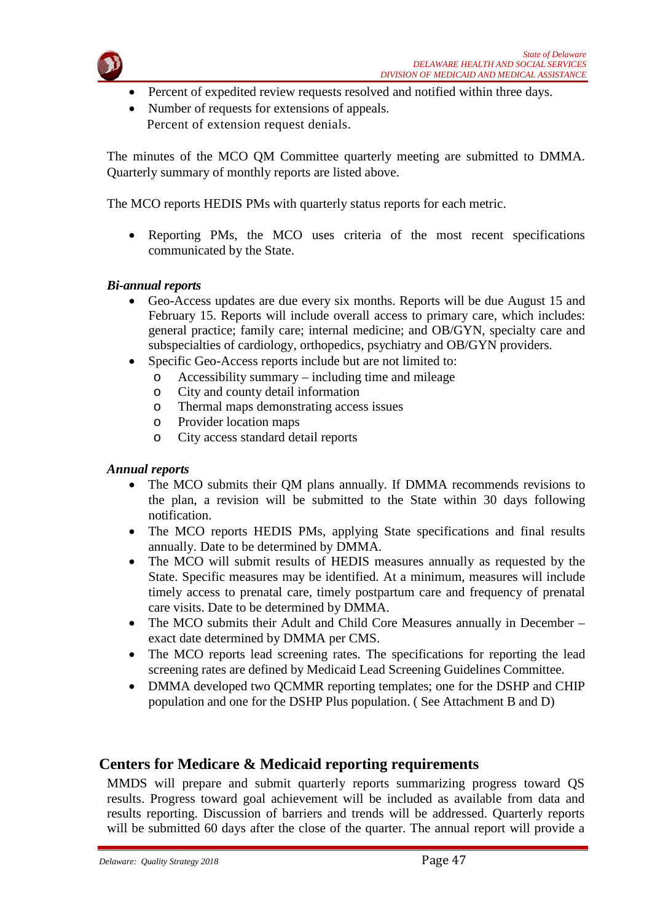- Percent of expedited review requests resolved and notified within three days.
- Number of requests for extensions of appeals.
  Percent of extension request denials.

The minutes of the MCO QM Committee quarterly meeting are submitted to DMMA. Quarterly summary of monthly reports are listed above.

The MCO reports HEDIS PMs with quarterly status reports for each metric.

- Reporting PMs, the MCO uses criteria of the most recent specifications communicated by the State.

***Bi-annual reports***

- Geo-Access updates are due every six months. Reports will be due August 15 and February 15. Reports will include overall access to primary care, which includes: general practice; family care; internal medicine; and OB/GYN, specialty care and subspecialties of cardiology, orthopedics, psychiatry and OB/GYN providers.
- Specific Geo-Access reports include but are not limited to:
  - Accessibility summary – including time and mileage
  - City and county detail information
  - Thermal maps demonstrating access issues
  - Provider location maps
  - City access standard detail reports

***Annual reports***

- The MCO submits their QM plans annually. If DMMA recommends revisions to the plan, a revision will be submitted to the State within 30 days following notification.
- The MCO reports HEDIS PMs, applying State specifications and final results annually. Date to be determined by DMMA.
- The MCO will submit results of HEDIS measures annually as requested by the State. Specific measures may be identified. At a minimum, measures will include timely access to prenatal care, timely postpartum care and frequency of prenatal care visits. Date to be determined by DMMA.
- The MCO submits their Adult and Child Core Measures annually in December – exact date determined by DMMA per CMS.
- The MCO reports lead screening rates. The specifications for reporting the lead screening rates are defined by Medicaid Lead Screening Guidelines Committee.
- DMMA developed two QCMMR reporting templates; one for the DSHP and CHIP population and one for the DSHP Plus population. ( See Attachment B and D)

## Centers for Medicare & Medicaid reporting requirements

MMDS will prepare and submit quarterly reports summarizing progress toward QS results. Progress toward goal achievement will be included as available from data and results reporting. Discussion of barriers and trends will be addressed. Quarterly reports will be submitted 60 days after the close of the quarter. The annual report will provide a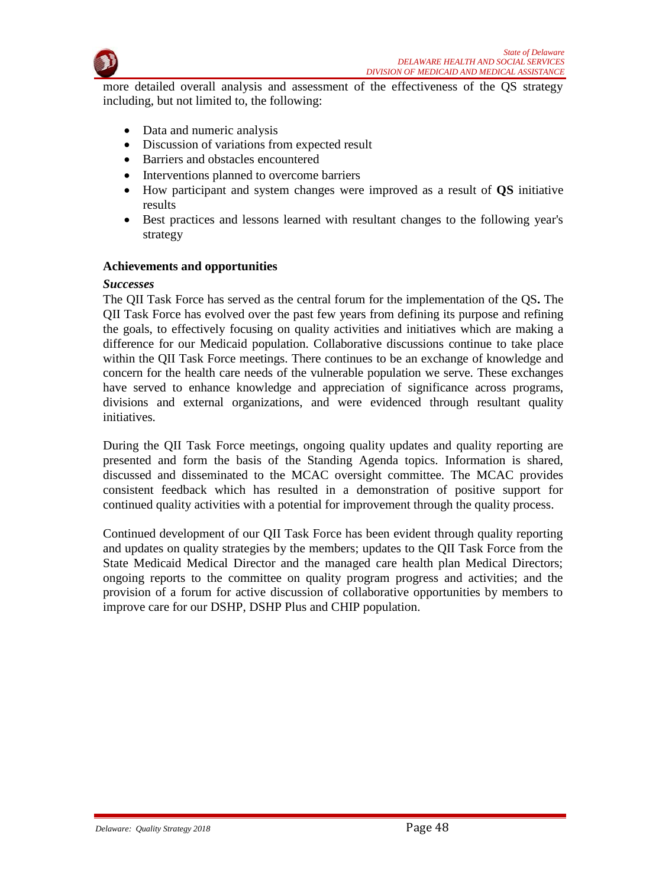more detailed overall analysis and assessment of the effectiveness of the QS strategy including, but not limited to, the following:

- Data and numeric analysis
- Discussion of variations from expected result
- Barriers and obstacles encountered
- Interventions planned to overcome barriers
- How participant and system changes were improved as a result of **QS** initiative results
- Best practices and lessons learned with resultant changes to the following year's strategy

### Achievements and opportunities

#### *Successes*

The QII Task Force has served as the central forum for the implementation of the QS. The QII Task Force has evolved over the past few years from defining its purpose and refining the goals, to effectively focusing on quality activities and initiatives which are making a difference for our Medicaid population. Collaborative discussions continue to take place within the QII Task Force meetings. There continues to be an exchange of knowledge and concern for the health care needs of the vulnerable population we serve. These exchanges have served to enhance knowledge and appreciation of significance across programs, divisions and external organizations, and were evidenced through resultant quality initiatives.

During the QII Task Force meetings, ongoing quality updates and quality reporting are presented and form the basis of the Standing Agenda topics. Information is shared, discussed and disseminated to the MCAC oversight committee. The MCAC provides consistent feedback which has resulted in a demonstration of positive support for continued quality activities with a potential for improvement through the quality process.

Continued development of our QII Task Force has been evident through quality reporting and updates on quality strategies by the members; updates to the QII Task Force from the State Medicaid Medical Director and the managed care health plan Medical Directors; ongoing reports to the committee on quality program progress and activities; and the provision of a forum for active discussion of collaborative opportunities by members to improve care for our DSHP, DSHP Plus and CHIP population.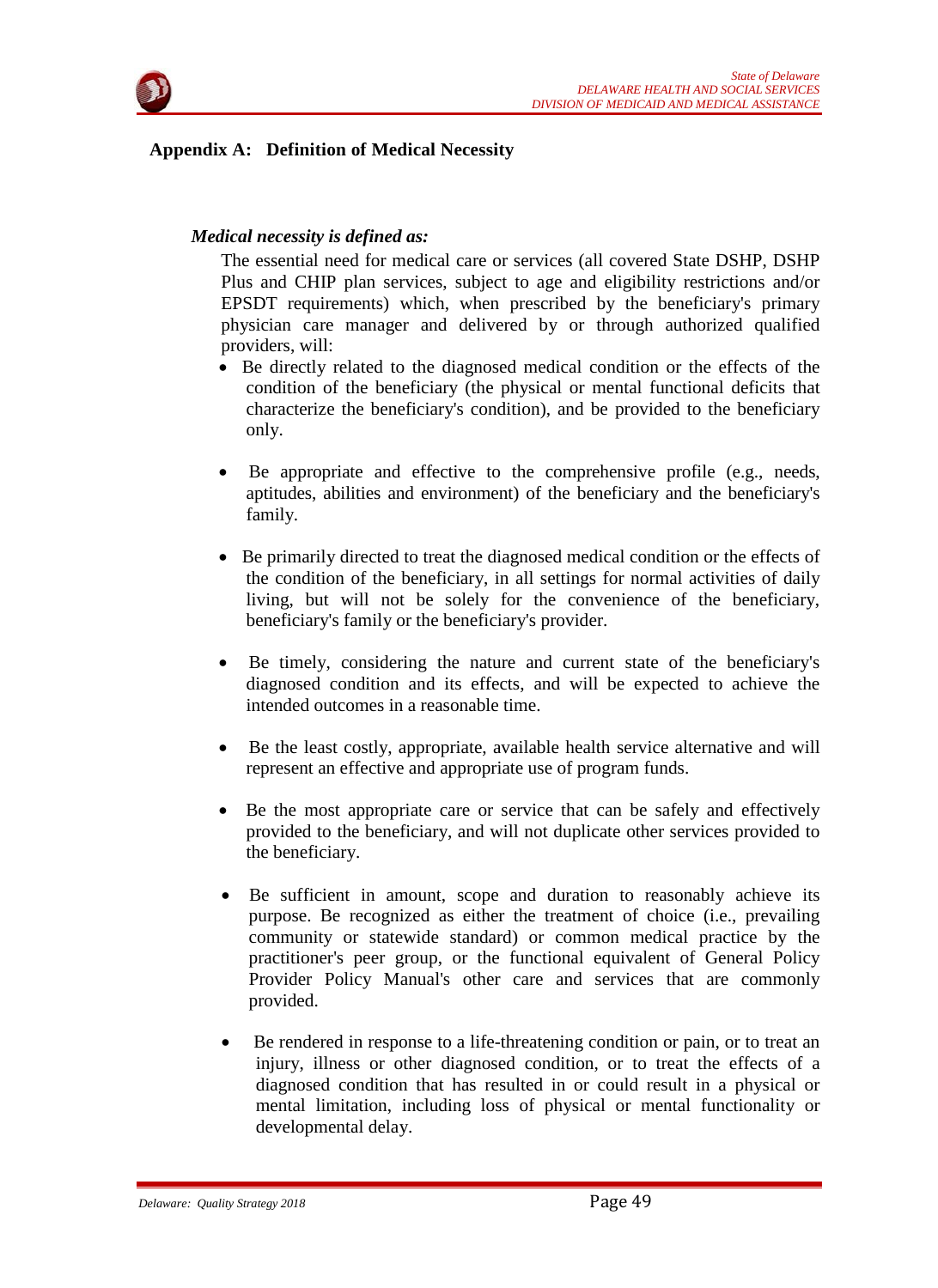## Appendix A: Definition of Medical Necessity

***Medical necessity is defined as:***

The essential need for medical care or services (all covered State DSHP, DSHP Plus and CHIP plan services, subject to age and eligibility restrictions and/or EPSDT requirements) which, when prescribed by the beneficiary's primary physician care manager and delivered by or through authorized qualified providers, will:

- Be directly related to the diagnosed medical condition or the effects of the condition of the beneficiary (the physical or mental functional deficits that characterize the beneficiary's condition), and be provided to the beneficiary only.

- Be appropriate and effective to the comprehensive profile (e.g., needs, aptitudes, abilities and environment) of the beneficiary and the beneficiary's family.

- Be primarily directed to treat the diagnosed medical condition or the effects of the condition of the beneficiary, in all settings for normal activities of daily living, but will not be solely for the convenience of the beneficiary, beneficiary's family or the beneficiary's provider.

- Be timely, considering the nature and current state of the beneficiary's diagnosed condition and its effects, and will be expected to achieve the intended outcomes in a reasonable time.

- Be the least costly, appropriate, available health service alternative and will represent an effective and appropriate use of program funds.

- Be the most appropriate care or service that can be safely and effectively provided to the beneficiary, and will not duplicate other services provided to the beneficiary.

- Be sufficient in amount, scope and duration to reasonably achieve its purpose. Be recognized as either the treatment of choice (i.e., prevailing community or statewide standard) or common medical practice by the practitioner's peer group, or the functional equivalent of General Policy Provider Policy Manual's other care and services that are commonly provided.

- Be rendered in response to a life-threatening condition or pain, or to treat an injury, illness or other diagnosed condition, or to treat the effects of a diagnosed condition that has resulted in or could result in a physical or mental limitation, including loss of physical or mental functionality or developmental delay.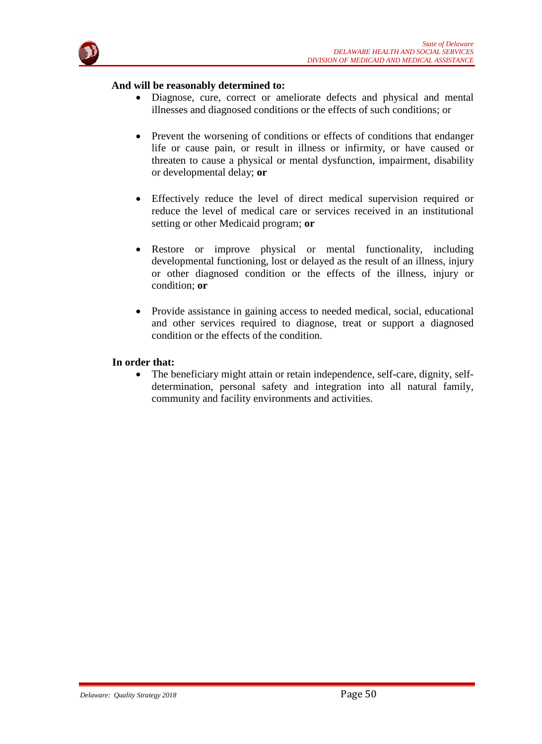**And will be reasonably determined to:**

- Diagnose, cure, correct or ameliorate defects and physical and mental illnesses and diagnosed conditions or the effects of such conditions; or

- Prevent the worsening of conditions or effects of conditions that endanger life or cause pain, or result in illness or infirmity, or have caused or threaten to cause a physical or mental dysfunction, impairment, disability or developmental delay; **or**

- Effectively reduce the level of direct medical supervision required or reduce the level of medical care or services received in an institutional setting or other Medicaid program; **or**

- Restore or improve physical or mental functionality, including developmental functioning, lost or delayed as the result of an illness, injury or other diagnosed condition or the effects of the illness, injury or condition; **or**

- Provide assistance in gaining access to needed medical, social, educational and other services required to diagnose, treat or support a diagnosed condition or the effects of the condition.

**In order that:**

- The beneficiary might attain or retain independence, self-care, dignity, self-determination, personal safety and integration into all natural family, community and facility environments and activities.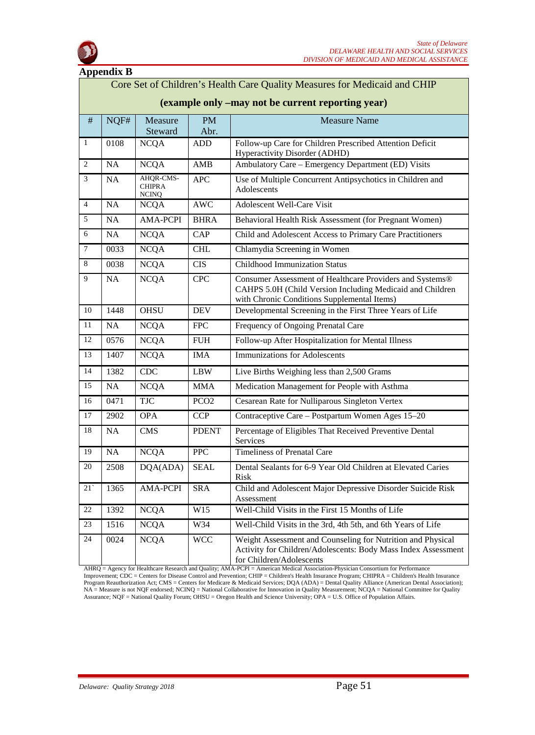## Appendix B

| Core Set of Children's Health Care Quality Measures for Medicaid and CHIP **(example only –may not be current reporting year)** | | | | |
|---|---|---|---|---|
| # | NQF# | Measure Steward | PM Abr. | Measure Name |
| 1 | 0108 | NCQA | ADD | Follow-up Care for Children Prescribed Attention Deficit Hyperactivity Disorder (ADHD) |
| 2 | NA | NCQA | AMB | Ambulatory Care – Emergency Department (ED) Visits |
| 3 | NA | AHQR-CMS-CHIPRA NCINQ | APC | Use of Multiple Concurrent Antipsychotics in Children and Adolescents |
| 4 | NA | NCQA | AWC | Adolescent Well-Care Visit |
| 5 | NA | AMA-PCPI | BHRA | Behavioral Health Risk Assessment (for Pregnant Women) |
| 6 | NA | NCQA | CAP | Child and Adolescent Access to Primary Care Practitioners |
| 7 | 0033 | NCQA | CHL | Chlamydia Screening in Women |
| 8 | 0038 | NCQA | CIS | Childhood Immunization Status |
| 9 | NA | NCQA | CPC | Consumer Assessment of Healthcare Providers and Systems® CAHPS 5.0H (Child Version Including Medicaid and Children with Chronic Conditions Supplemental Items) |
| 10 | 1448 | OHSU | DEV | Developmental Screening in the First Three Years of Life |
| 11 | NA | NCQA | FPC | Frequency of Ongoing Prenatal Care |
| 12 | 0576 | NCQA | FUH | Follow-up After Hospitalization for Mental Illness |
| 13 | 1407 | NCQA | IMA | Immunizations for Adolescents |
| 14 | 1382 | CDC | LBW | Live Births Weighing less than 2,500 Grams |
| 15 | NA | NCQA | MMA | Medication Management for People with Asthma |
| 16 | 0471 | TJC | PCO2 | Cesarean Rate for Nulliparous Singleton Vertex |
| 17 | 2902 | OPA | CCP | Contraceptive Care – Postpartum Women Ages 15–20 |
| 18 | NA | CMS | PDENT | Percentage of Eligibles That Received Preventive Dental Services |
| 19 | NA | NCQA | PPC | Timeliness of Prenatal Care |
| 20 | 2508 | DQA(ADA) | SEAL | Dental Sealants for 6-9 Year Old Children at Elevated Caries Risk |
| 21` | 1365 | AMA-PCPI | SRA | Child and Adolescent Major Depressive Disorder Suicide Risk Assessment |
| 22 | 1392 | NCQA | W15 | Well-Child Visits in the First 15 Months of Life |
| 23 | 1516 | NCQA | W34 | Well-Child Visits in the 3rd, 4th 5th, and 6th Years of Life |
| 24 | 0024 | NCQA | WCC | Weight Assessment and Counseling for Nutrition and Physical Activity for Children/Adolescents: Body Mass Index Assessment for Children/Adolescents |

AHRQ = Agency for Healthcare Research and Quality; AMA-PCPI = American Medical Association-Physician Consortium for Performance Improvement; CDC = Centers for Disease Control and Prevention; CHIP = Children's Health Insurance Program; CHIPRA = Children's Health Insurance Program Reauthorization Act; CMS = Centers for Medicare & Medicaid Services; DQA (ADA) = Dental Quality Alliance (American Dental Association); NA = Measure is not NQF endorsed; NCINQ = National Collaborative for Innovation in Quality Measurement; NCQA = National Committee for Quality Assurance; NQF = National Quality Forum; OHSU = Oregon Health and Science University; OPA = U.S. Office of Population Affairs.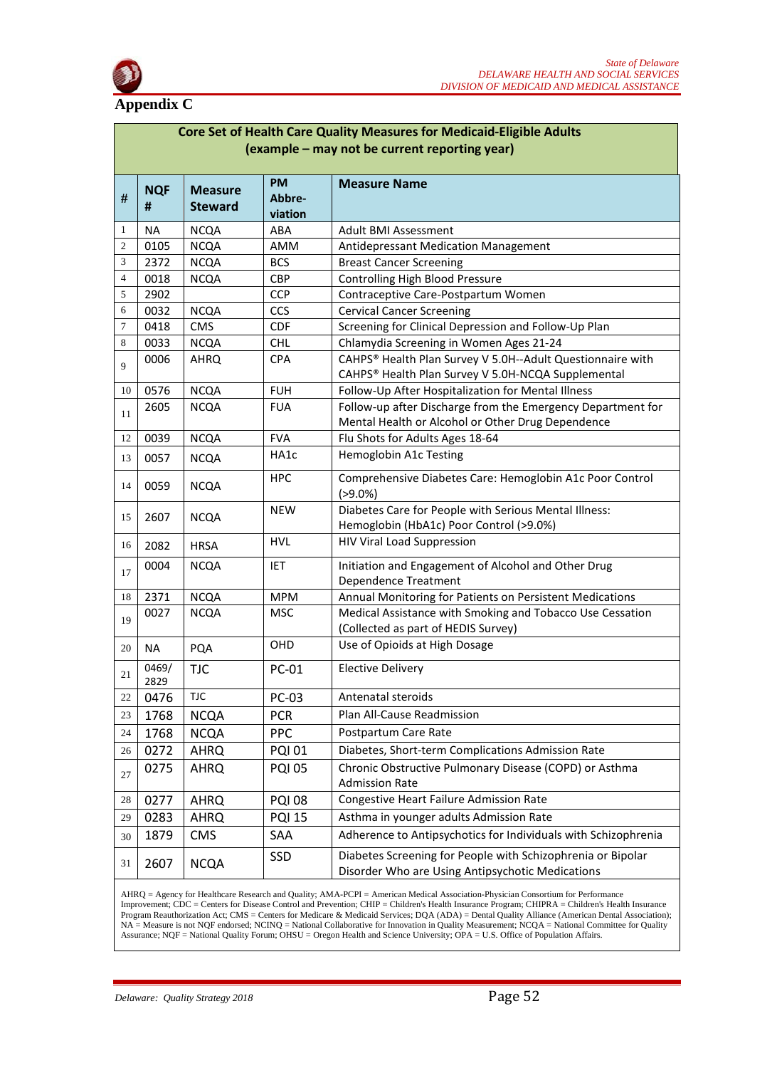# Appendix C

| Core Set of Health Care Quality Measures for Medicaid-Eligible Adults (example – may not be current reporting year) | | | | |
|---|---|---|---|---|
| **#** | **NQF #** | **Measure Steward** | **PM Abbre-viation** | **Measure Name** |
| 1 | NA | NCQA | ABA | Adult BMI Assessment |
| 2 | 0105 | NCQA | AMM | Antidepressant Medication Management |
| 3 | 2372 | NCQA | BCS | Breast Cancer Screening |
| 4 | 0018 | NCQA | CBP | Controlling High Blood Pressure |
| 5 | 2902 | | CCP | Contraceptive Care-Postpartum Women |
| 6 | 0032 | NCQA | CCS | Cervical Cancer Screening |
| 7 | 0418 | CMS | CDF | Screening for Clinical Depression and Follow-Up Plan |
| 8 | 0033 | NCQA | CHL | Chlamydia Screening in Women Ages 21-24 |
| 9 | 0006 | AHRQ | CPA | CAHPS® Health Plan Survey V 5.0H--Adult Questionnaire with CAHPS® Health Plan Survey V 5.0H-NCQA Supplemental |
| 10 | 0576 | NCQA | FUH | Follow-Up After Hospitalization for Mental Illness |
| 11 | 2605 | NCQA | FUA | Follow-up after Discharge from the Emergency Department for Mental Health or Alcohol or Other Drug Dependence |
| 12 | 0039 | NCQA | FVA | Flu Shots for Adults Ages 18-64 |
| 13 | 0057 | NCQA | HA1c | Hemoglobin A1c Testing |
| 14 | 0059 | NCQA | HPC | Comprehensive Diabetes Care: Hemoglobin A1c Poor Control (>9.0%) |
| 15 | 2607 | NCQA | NEW | Diabetes Care for People with Serious Mental Illness: Hemoglobin (HbA1c) Poor Control (>9.0%) |
| 16 | 2082 | HRSA | HVL | HIV Viral Load Suppression |
| 17 | 0004 | NCQA | IET | Initiation and Engagement of Alcohol and Other Drug Dependence Treatment |
| 18 | 2371 | NCQA | MPM | Annual Monitoring for Patients on Persistent Medications |
| 19 | 0027 | NCQA | MSC | Medical Assistance with Smoking and Tobacco Use Cessation (Collected as part of HEDIS Survey) |
| 20 | NA | PQA | OHD | Use of Opioids at High Dosage |
| 21 | 0469/ 2829 | TJC | PC-01 | Elective Delivery |
| 22 | 0476 | TJC | PC-03 | Antenatal steroids |
| 23 | 1768 | NCQA | PCR | Plan All-Cause Readmission |
| 24 | 1768 | NCQA | PPC | Postpartum Care Rate |
| 26 | 0272 | AHRQ | PQI 01 | Diabetes, Short-term Complications Admission Rate |
| 27 | 0275 | AHRQ | PQI 05 | Chronic Obstructive Pulmonary Disease (COPD) or Asthma Admission Rate |
| 28 | 0277 | AHRQ | PQI 08 | Congestive Heart Failure Admission Rate |
| 29 | 0283 | AHRQ | PQI 15 | Asthma in younger adults Admission Rate |
| 30 | 1879 | CMS | SAA | Adherence to Antipsychotics for Individuals with Schizophrenia |
| 31 | 2607 | NCQA | SSD | Diabetes Screening for People with Schizophrenia or Bipolar Disorder Who are Using Antipsychotic Medications |

AHRQ = Agency for Healthcare Research and Quality; AMA-PCPI = American Medical Association-Physician Consortium for Performance Improvement; CDC = Centers for Disease Control and Prevention; CHIP = Children's Health Insurance Program; CHIPRA = Children's Health Insurance Program Reauthorization Act; CMS = Centers for Medicare & Medicaid Services; DQA (ADA) = Dental Quality Alliance (American Dental Association); NA = Measure is not NQF endorsed; NCINQ = National Collaborative for Innovation in Quality Measurement; NCQA = National Committee for Quality Assurance; NQF = National Quality Forum; OHSU = Oregon Health and Science University; OPA = U.S. Office of Population Affairs.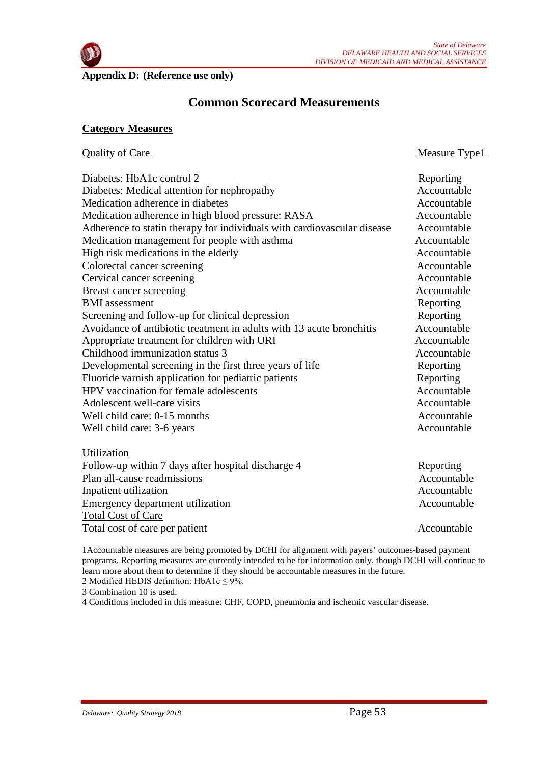**Appendix D: (Reference use only)**

## Common Scorecard Measurements

**Category Measures**

| Quality of Care | Measure Type[1] |
|---|---|
| Diabetes: HbA1c control [2] | Reporting |
| Diabetes: Medical attention for nephropathy | Accountable |
| Medication adherence in diabetes | Accountable |
| Medication adherence in high blood pressure: RASA | Accountable |
| Adherence to statin therapy for individuals with cardiovascular disease | Accountable |
| Medication management for people with asthma | Accountable |
| High risk medications in the elderly | Accountable |
| Colorectal cancer screening | Accountable |
| Cervical cancer screening | Accountable |
| Breast cancer screening | Accountable |
| BMI assessment | Reporting |
| Screening and follow-up for clinical depression | Reporting |
| Avoidance of antibiotic treatment in adults with 13 acute bronchitis | Accountable |
| Appropriate treatment for children with URI | Accountable |
| Childhood immunization status [3] | Accountable |
| Developmental screening in the first three years of life | Reporting |
| Fluoride varnish application for pediatric patients | Reporting |
| HPV vaccination for female adolescents | Accountable |
| Adolescent well-care visits | Accountable |
| Well child care: 0-15 months | Accountable |
| Well child care: 3-6 years | Accountable |
| **Utilization** | |
| Follow-up within 7 days after hospital discharge [4] | Reporting |
| Plan all-cause readmissions | Accountable |
| Inpatient utilization | Accountable |
| Emergency department utilization | Accountable |
| **Total Cost of Care** | |
| Total cost of care per patient | Accountable |

[1] Accountable measures are being promoted by DCHI for alignment with payers' outcomes-based payment programs. Reporting measures are currently intended to be for information only, though DCHI will continue to learn more about them to determine if they should be accountable measures in the future.

[2] Modified HEDIS definition: HbA1c $\leq$ 9%.

[3] Combination 10 is used.

[4] Conditions included in this measure: CHF, COPD, pneumonia and ischemic vascular disease.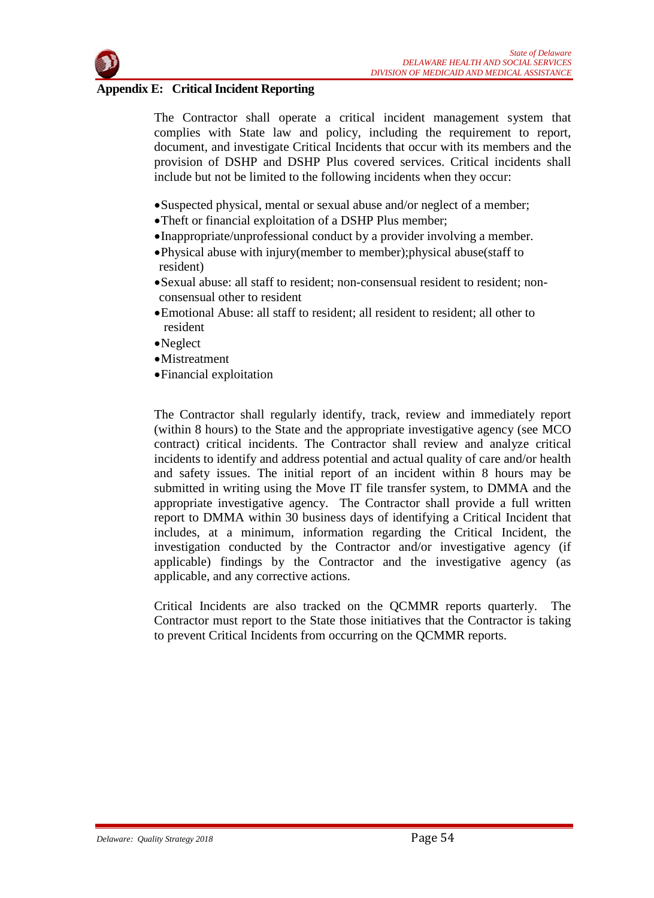## Appendix E: Critical Incident Reporting

The Contractor shall operate a critical incident management system that complies with State law and policy, including the requirement to report, document, and investigate Critical Incidents that occur with its members and the provision of DSHP and DSHP Plus covered services. Critical incidents shall include but not be limited to the following incidents when they occur:

- Suspected physical, mental or sexual abuse and/or neglect of a member;
- Theft or financial exploitation of a DSHP Plus member;
- Inappropriate/unprofessional conduct by a provider involving a member.
- Physical abuse with injury(member to member);physical abuse(staff to resident)
- Sexual abuse: all staff to resident; non-consensual resident to resident; non-consensual other to resident
- Emotional Abuse: all staff to resident; all resident to resident; all other to resident
- Neglect
- Mistreatment
- Financial exploitation

The Contractor shall regularly identify, track, review and immediately report (within 8 hours) to the State and the appropriate investigative agency (see MCO contract) critical incidents. The Contractor shall review and analyze critical incidents to identify and address potential and actual quality of care and/or health and safety issues. The initial report of an incident within 8 hours may be submitted in writing using the Move IT file transfer system, to DMMA and the appropriate investigative agency. The Contractor shall provide a full written report to DMMA within 30 business days of identifying a Critical Incident that includes, at a minimum, information regarding the Critical Incident, the investigation conducted by the Contractor and/or investigative agency (if applicable) findings by the Contractor and the investigative agency (as applicable, and any corrective actions.

Critical Incidents are also tracked on the QCMMR reports quarterly. The Contractor must report to the State those initiatives that the Contractor is taking to prevent Critical Incidents from occurring on the QCMMR reports.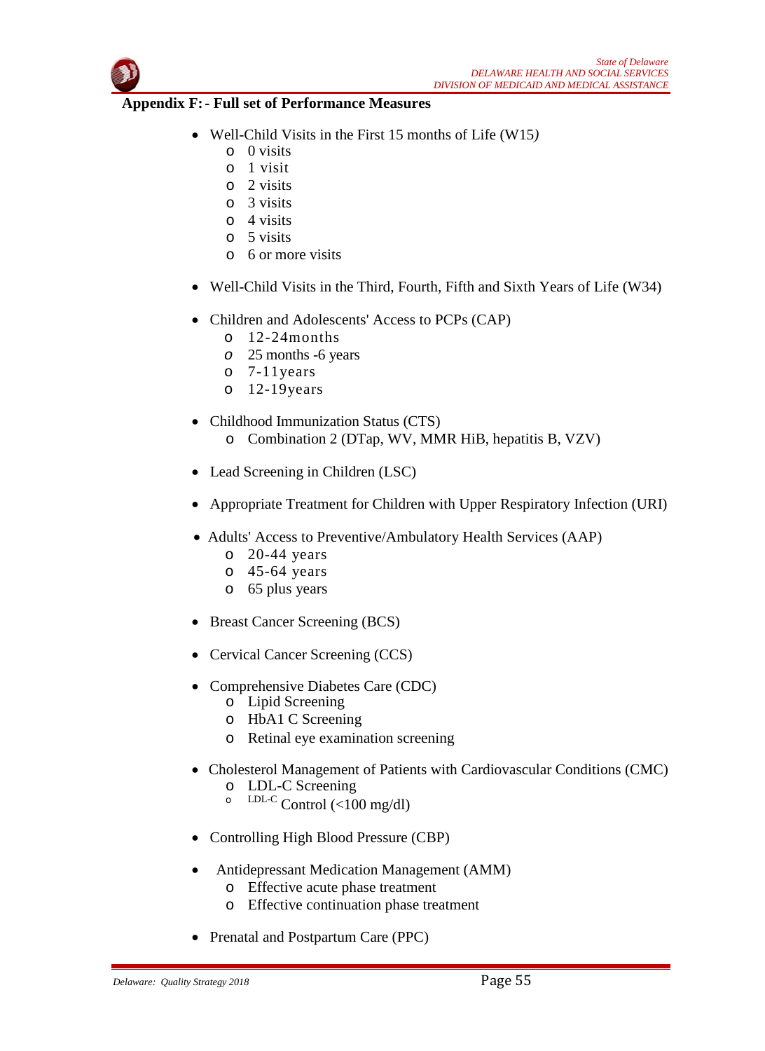**Appendix F:- Full set of Performance Measures**

- Well-Child Visits in the First 15 months of Life (W15)
  - 0 visits
  - 1 visit
  - 2 visits
  - 3 visits
  - 4 visits
  - 5 visits
  - 6 or more visits

- Well-Child Visits in the Third, Fourth, Fifth and Sixth Years of Life (W34)

- Children and Adolescents' Access to PCPs (CAP)
  - 12-24months
  - 25 months -6 years
  - 7-11years
  - 12-19years

- Childhood Immunization Status (CTS)
  - Combination 2 (DTap, WV, MMR HiB, hepatitis B, VZV)

- Lead Screening in Children (LSC)

- Appropriate Treatment for Children with Upper Respiratory Infection (URI)

- Adults' Access to Preventive/Ambulatory Health Services (AAP)
  - 20-44 years
  - 45-64 years
  - 65 plus years

- Breast Cancer Screening (BCS)

- Cervical Cancer Screening (CCS)

- Comprehensive Diabetes Care (CDC)
  - Lipid Screening
  - HbA1 C Screening
  - Retinal eye examination screening

- Cholesterol Management of Patients with Cardiovascular Conditions (CMC)
  - LDL-C Screening
  - LDL-C Control (<100 mg/dl)

- Controlling High Blood Pressure (CBP)

- Antidepressant Medication Management (AMM)
  - Effective acute phase treatment
  - Effective continuation phase treatment

- Prenatal and Postpartum Care (PPC)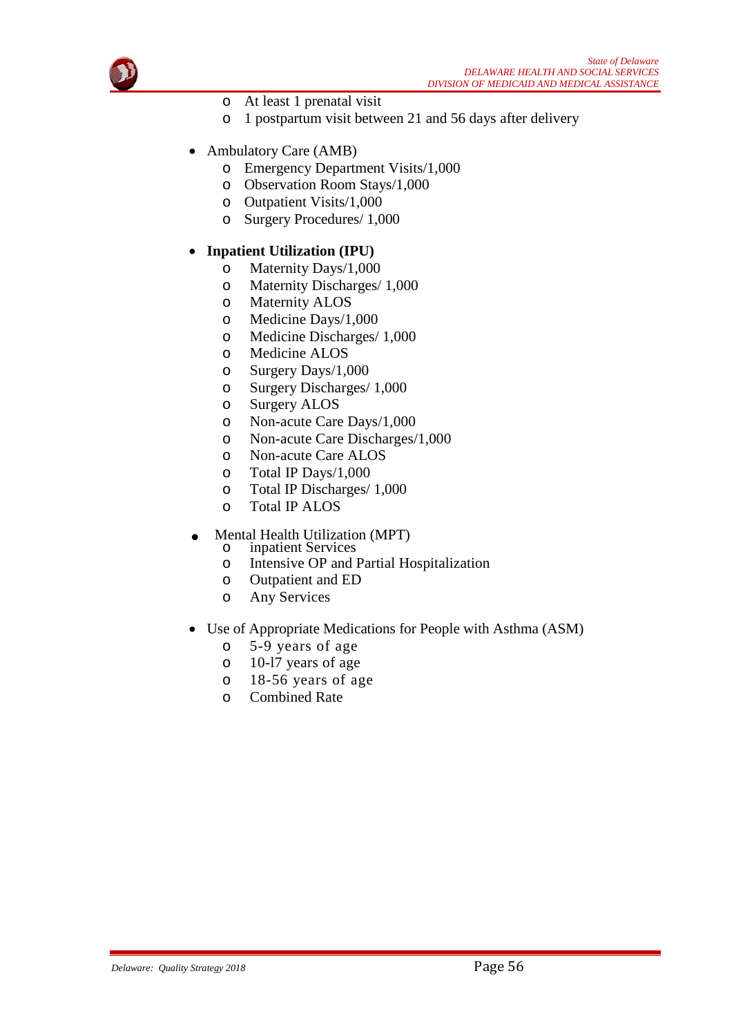- At least 1 prenatal visit
  - 1 postpartum visit between 21 and 56 days after delivery

- Ambulatory Care (AMB)
  - Emergency Department Visits/1,000
  - Observation Room Stays/1,000
  - Outpatient Visits/1,000
  - Surgery Procedures/ 1,000

- **Inpatient Utilization (IPU)**
  - Maternity Days/1,000
  - Maternity Discharges/ 1,000
  - Maternity ALOS
  - Medicine Days/1,000
  - Medicine Discharges/ 1,000
  - Medicine ALOS
  - Surgery Days/1,000
  - Surgery Discharges/ 1,000
  - Surgery ALOS
  - Non-acute Care Days/1,000
  - Non-acute Care Discharges/1,000
  - Non-acute Care ALOS
  - Total IP Days/1,000
  - Total IP Discharges/ 1,000
  - Total IP ALOS

- Mental Health Utilization (MPT)
  - inpatient Services
  - Intensive OP and Partial Hospitalization
  - Outpatient and ED
  - Any Services

- Use of Appropriate Medications for People with Asthma (ASM)
  - 5-9 years of age
  - 10-17 years of age
  - 18-56 years of age
  - Combined Rate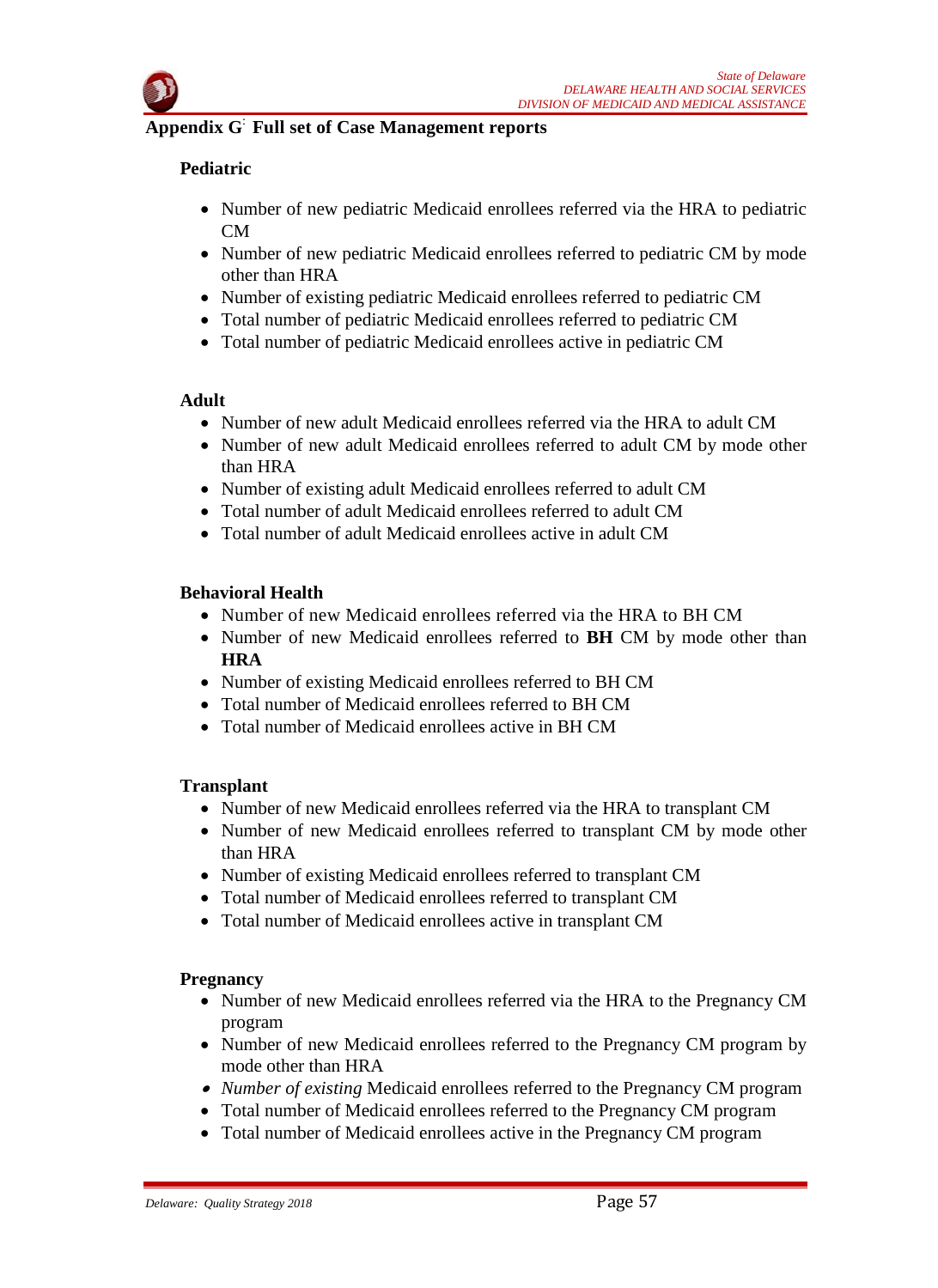## Appendix G: Full set of Case Management reports

### Pediatric

- Number of new pediatric Medicaid enrollees referred via the HRA to pediatric CM
- Number of new pediatric Medicaid enrollees referred to pediatric CM by mode other than HRA
- Number of existing pediatric Medicaid enrollees referred to pediatric CM
- Total number of pediatric Medicaid enrollees referred to pediatric CM
- Total number of pediatric Medicaid enrollees active in pediatric CM

### Adult

- Number of new adult Medicaid enrollees referred via the HRA to adult CM
- Number of new adult Medicaid enrollees referred to adult CM by mode other than HRA
- Number of existing adult Medicaid enrollees referred to adult CM
- Total number of adult Medicaid enrollees referred to adult CM
- Total number of adult Medicaid enrollees active in adult CM

### Behavioral Health

- Number of new Medicaid enrollees referred via the HRA to BH CM
- Number of new Medicaid enrollees referred to **BH** CM by mode other than **HRA**
- Number of existing Medicaid enrollees referred to BH CM
- Total number of Medicaid enrollees referred to BH CM
- Total number of Medicaid enrollees active in BH CM

### Transplant

- Number of new Medicaid enrollees referred via the HRA to transplant CM
- Number of new Medicaid enrollees referred to transplant CM by mode other than HRA
- Number of existing Medicaid enrollees referred to transplant CM
- Total number of Medicaid enrollees referred to transplant CM
- Total number of Medicaid enrollees active in transplant CM

### Pregnancy

- Number of new Medicaid enrollees referred via the HRA to the Pregnancy CM program
- Number of new Medicaid enrollees referred to the Pregnancy CM program by mode other than HRA
- *Number of existing* Medicaid enrollees referred to the Pregnancy CM program
- Total number of Medicaid enrollees referred to the Pregnancy CM program
- Total number of Medicaid enrollees active in the Pregnancy CM program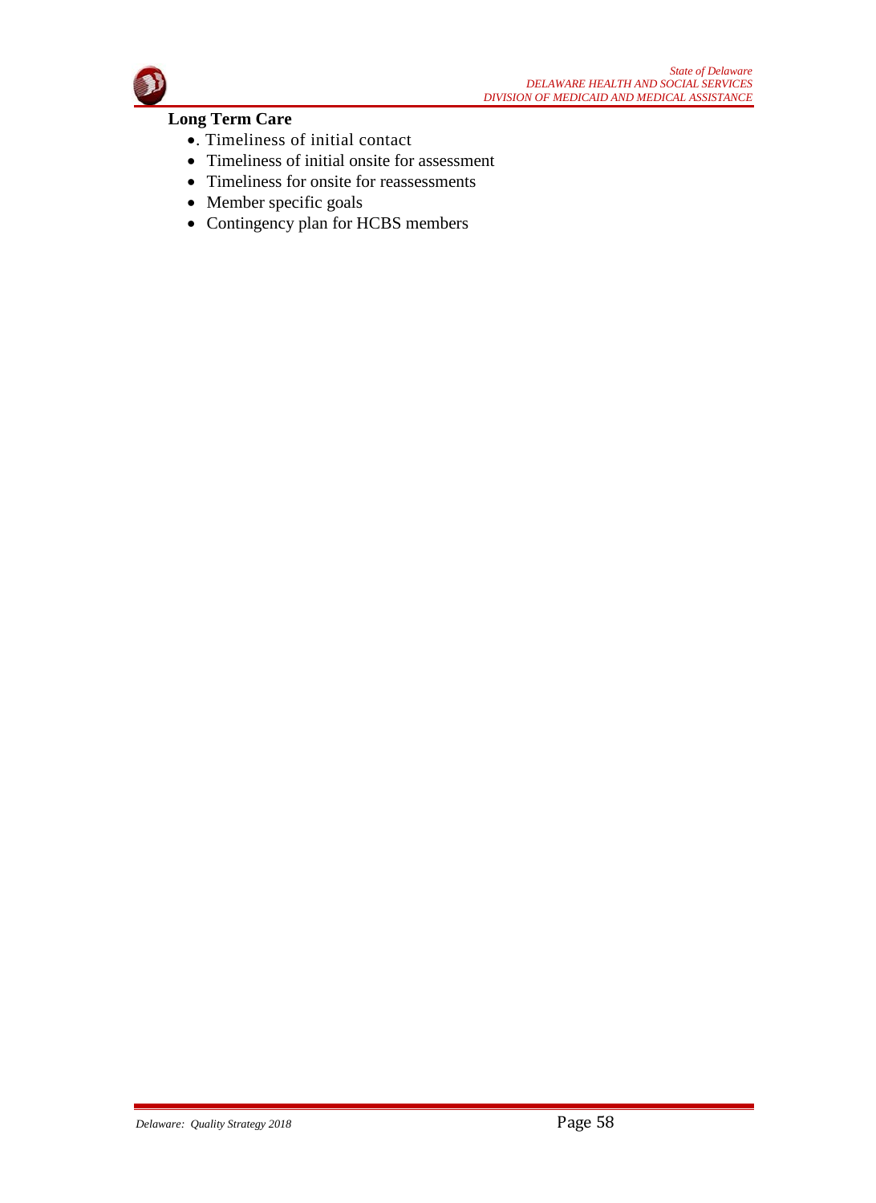**Long Term Care**

- . Timeliness of initial contact
- Timeliness of initial onsite for assessment
- Timeliness for onsite for reassessments
- Member specific goals
- Contingency plan for HCBS members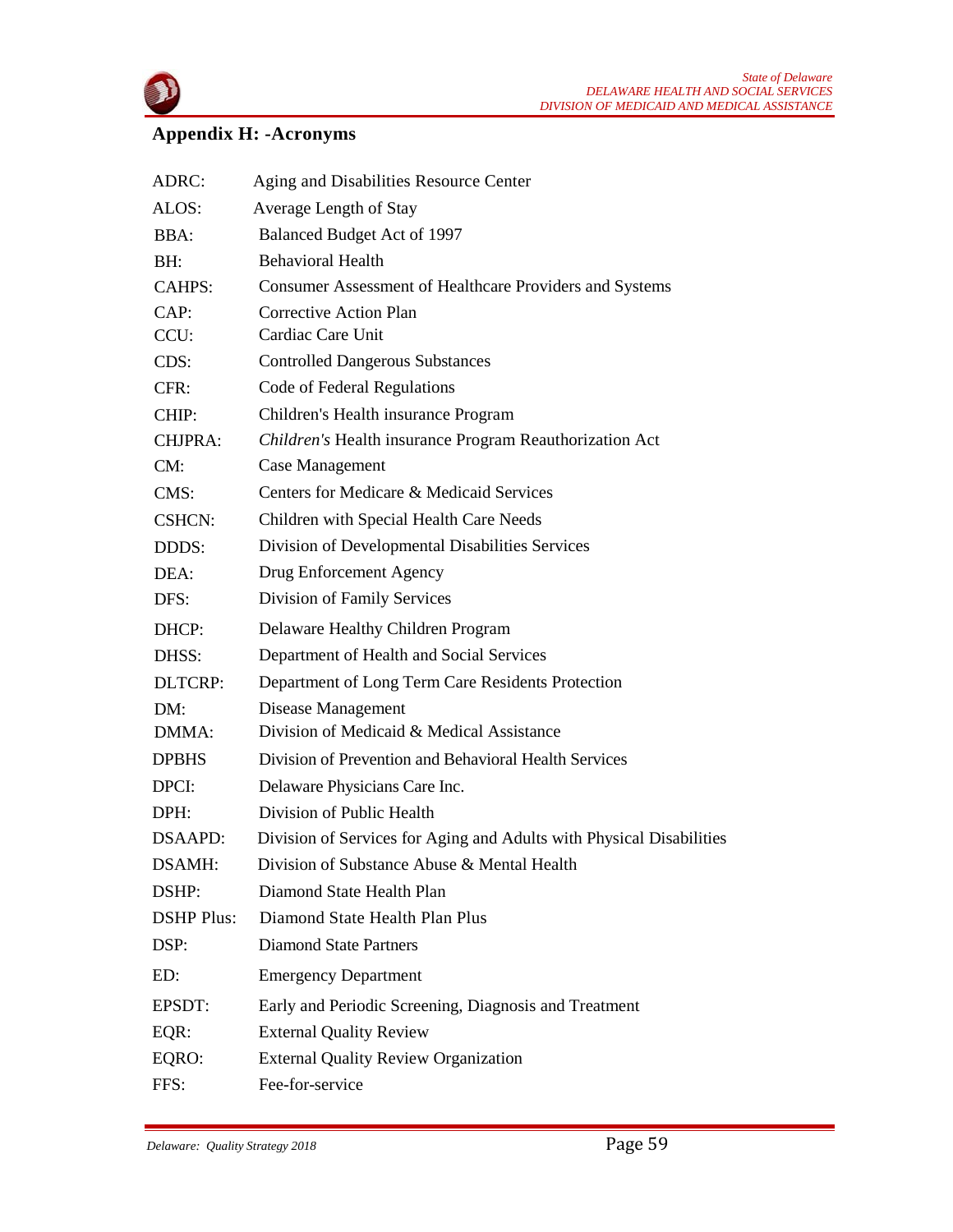## Appendix H: -Acronyms

| | |
|---|---|
| ADRC: | Aging and Disabilities Resource Center |
| ALOS: | Average Length of Stay |
| BBA: | Balanced Budget Act of 1997 |
| BH: | Behavioral Health |
| CAHPS: | Consumer Assessment of Healthcare Providers and Systems |
| CAP: | Corrective Action Plan |
| CCU: | Cardiac Care Unit |
| CDS: | Controlled Dangerous Substances |
| CFR: | Code of Federal Regulations |
| CHIP: | Children's Health insurance Program |
| CHJPRA: | *Children's* Health insurance Program Reauthorization Act |
| CM: | Case Management |
| CMS: | Centers for Medicare & Medicaid Services |
| CSHCN: | Children with Special Health Care Needs |
| DDDS: | Division of Developmental Disabilities Services |
| DEA: | Drug Enforcement Agency |
| DFS: | Division of Family Services |
| DHCP: | Delaware Healthy Children Program |
| DHSS: | Department of Health and Social Services |
| DLTCRP: | Department of Long Term Care Residents Protection |
| DM: | Disease Management |
| DMMA: | Division of Medicaid & Medical Assistance |
| DPBHS | Division of Prevention and Behavioral Health Services |
| DPCI: | Delaware Physicians Care Inc. |
| DPH: | Division of Public Health |
| DSAAPD: | Division of Services for Aging and Adults with Physical Disabilities |
| DSAMH: | Division of Substance Abuse & Mental Health |
| DSHP: | Diamond State Health Plan |
| DSHP Plus: | Diamond State Health Plan Plus |
| DSP: | Diamond State Partners |
| ED: | Emergency Department |
| EPSDT: | Early and Periodic Screening, Diagnosis and Treatment |
| EQR: | External Quality Review |
| EQRO: | External Quality Review Organization |
| FFS: | Fee-for-service |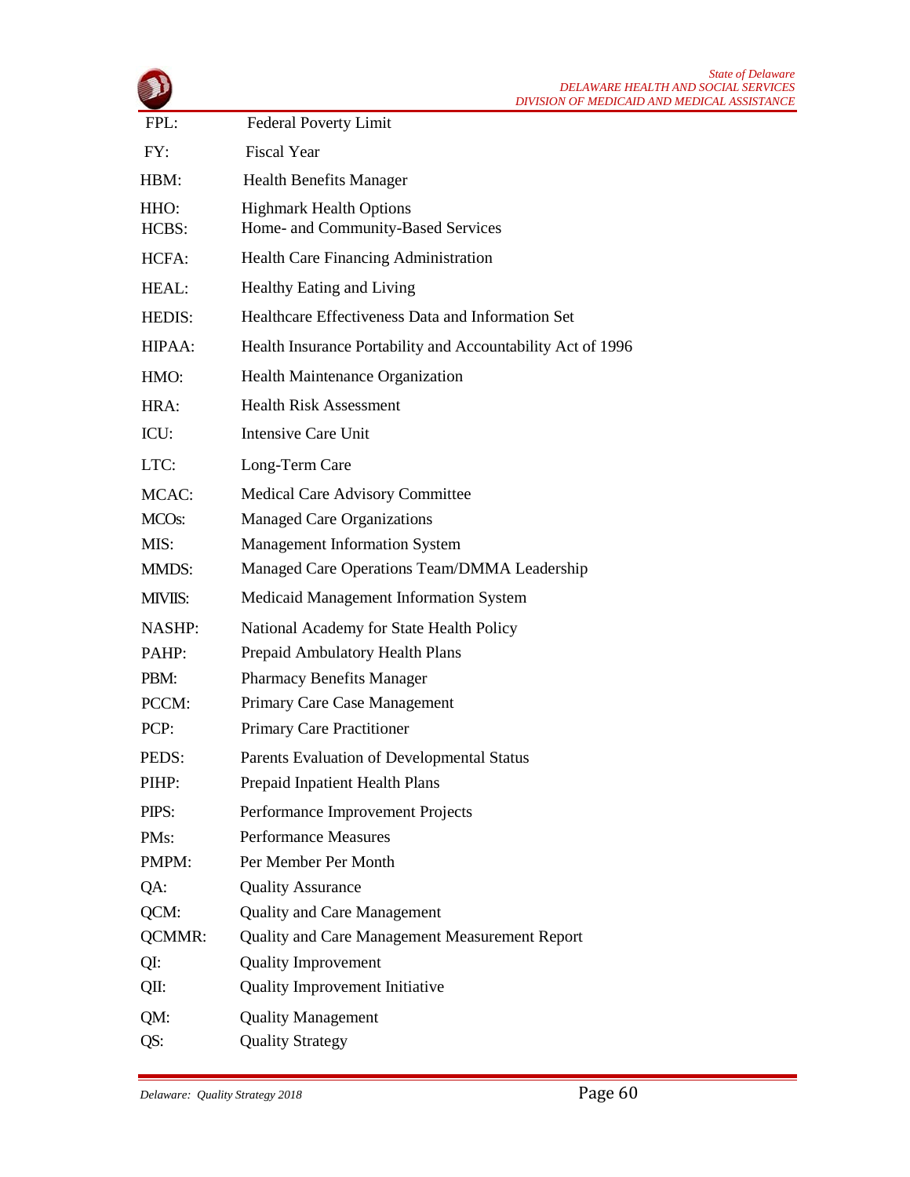| | |
|---|---|
| FPL: | Federal Poverty Limit |
| FY: | Fiscal Year |
| HBM: | Health Benefits Manager |
| HHO: | Highmark Health Options |
| HCBS: | Home- and Community-Based Services |
| HCFA: | Health Care Financing Administration |
| HEAL: | Healthy Eating and Living |
| HEDIS: | Healthcare Effectiveness Data and Information Set |
| HIPAA: | Health Insurance Portability and Accountability Act of 1996 |
| HMO: | Health Maintenance Organization |
| HRA: | Health Risk Assessment |
| ICU: | Intensive Care Unit |
| LTC: | Long-Term Care |
| MCAC: | Medical Care Advisory Committee |
| MCOs: | Managed Care Organizations |
| MIS: | Management Information System |
| MMDS: | Managed Care Operations Team/DMMA Leadership |
| MMIS: | Medicaid Management Information System |
| NASHP: | National Academy for State Health Policy |
| PAHP: | Prepaid Ambulatory Health Plans |
| PBM: | Pharmacy Benefits Manager |
| PCCM: | Primary Care Case Management |
| PCP: | Primary Care Practitioner |
| PEDS: | Parents Evaluation of Developmental Status |
| PIHP: | Prepaid Inpatient Health Plans |
| PIPS: | Performance Improvement Projects |
| PMs: | Performance Measures |
| PMPM: | Per Member Per Month |
| QA: | Quality Assurance |
| QCM: | Quality and Care Management |
| QCMMR: | Quality and Care Management Measurement Report |
| QI: | Quality Improvement |
| QII: | Quality Improvement Initiative |
| QM: | Quality Management |
| QS: | Quality Strategy |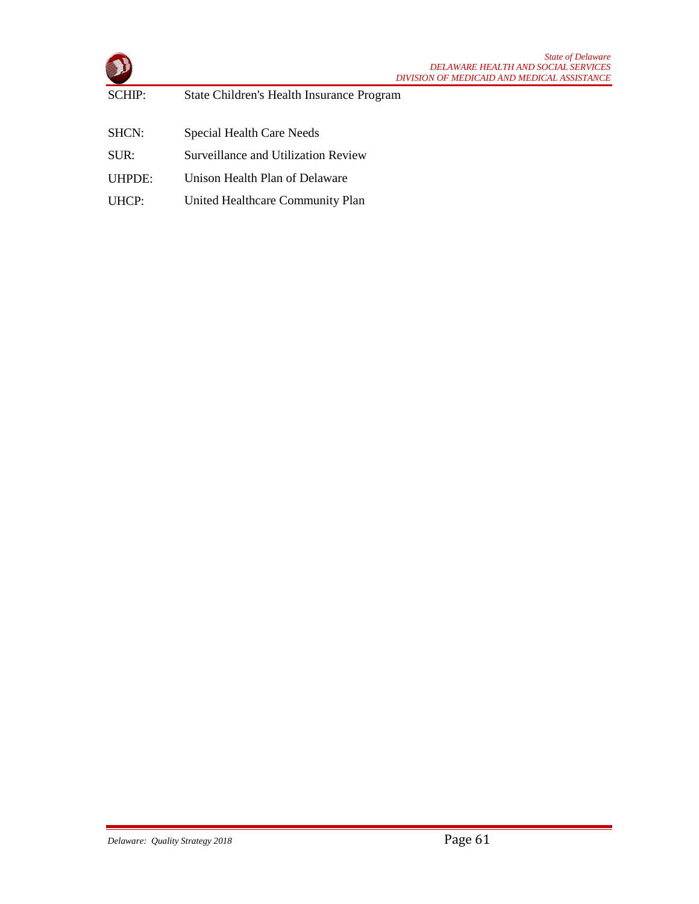SCHIP: State Children's Health Insurance Program

SHCN: Special Health Care Needs

SUR: Surveillance and Utilization Review

UHPDE: Unison Health Plan of Delaware

UHCP: United Healthcare Community Plan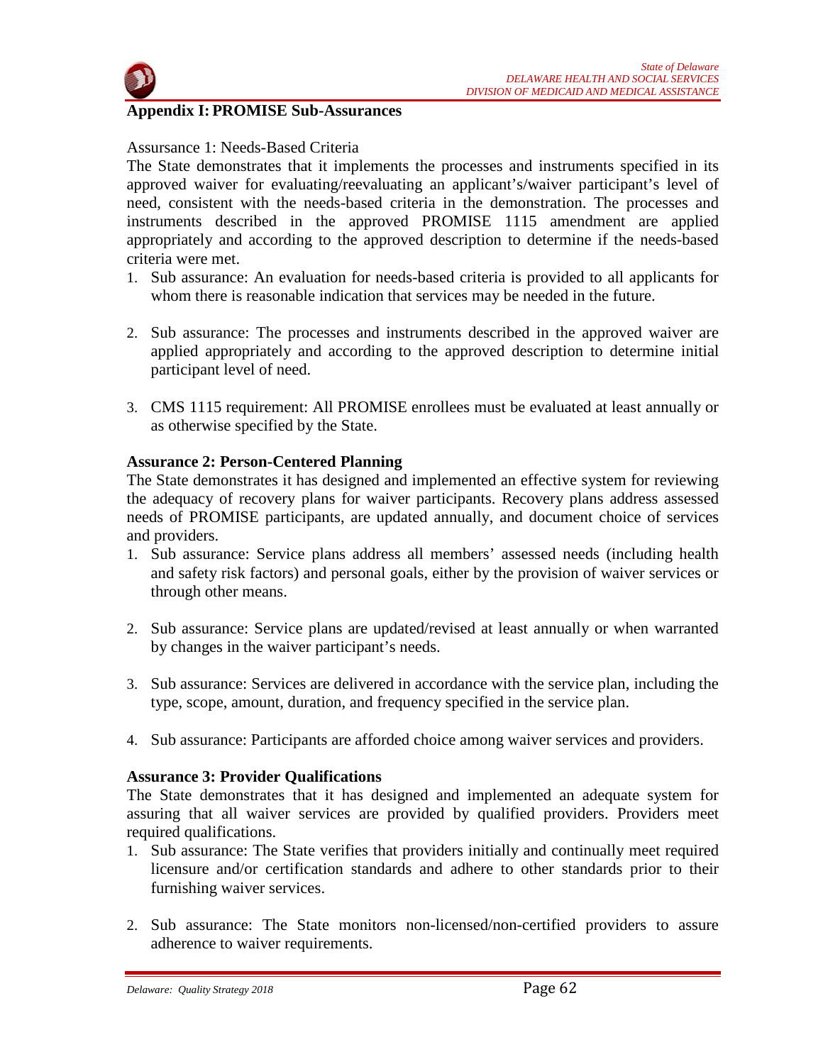## Appendix I: PROMISE Sub-Assurances

Assursance 1: Needs-Based Criteria

The State demonstrates that it implements the processes and instruments specified in its approved waiver for evaluating/reevaluating an applicant's/waiver participant's level of need, consistent with the needs-based criteria in the demonstration. The processes and instruments described in the approved PROMISE 1115 amendment are applied appropriately and according to the approved description to determine if the needs-based criteria were met.

1. Sub assurance: An evaluation for needs-based criteria is provided to all applicants for whom there is reasonable indication that services may be needed in the future.

2. Sub assurance: The processes and instruments described in the approved waiver are applied appropriately and according to the approved description to determine initial participant level of need.

3. CMS 1115 requirement: All PROMISE enrollees must be evaluated at least annually or as otherwise specified by the State.

**Assurance 2: Person-Centered Planning**

The State demonstrates it has designed and implemented an effective system for reviewing the adequacy of recovery plans for waiver participants. Recovery plans address assessed needs of PROMISE participants, are updated annually, and document choice of services and providers.

1. Sub assurance: Service plans address all members' assessed needs (including health and safety risk factors) and personal goals, either by the provision of waiver services or through other means.

2. Sub assurance: Service plans are updated/revised at least annually or when warranted by changes in the waiver participant's needs.

3. Sub assurance: Services are delivered in accordance with the service plan, including the type, scope, amount, duration, and frequency specified in the service plan.

4. Sub assurance: Participants are afforded choice among waiver services and providers.

**Assurance 3: Provider Qualifications**

The State demonstrates that it has designed and implemented an adequate system for assuring that all waiver services are provided by qualified providers. Providers meet required qualifications.

1. Sub assurance: The State verifies that providers initially and continually meet required licensure and/or certification standards and adhere to other standards prior to their furnishing waiver services.

2. Sub assurance: The State monitors non-licensed/non-certified providers to assure adherence to waiver requirements.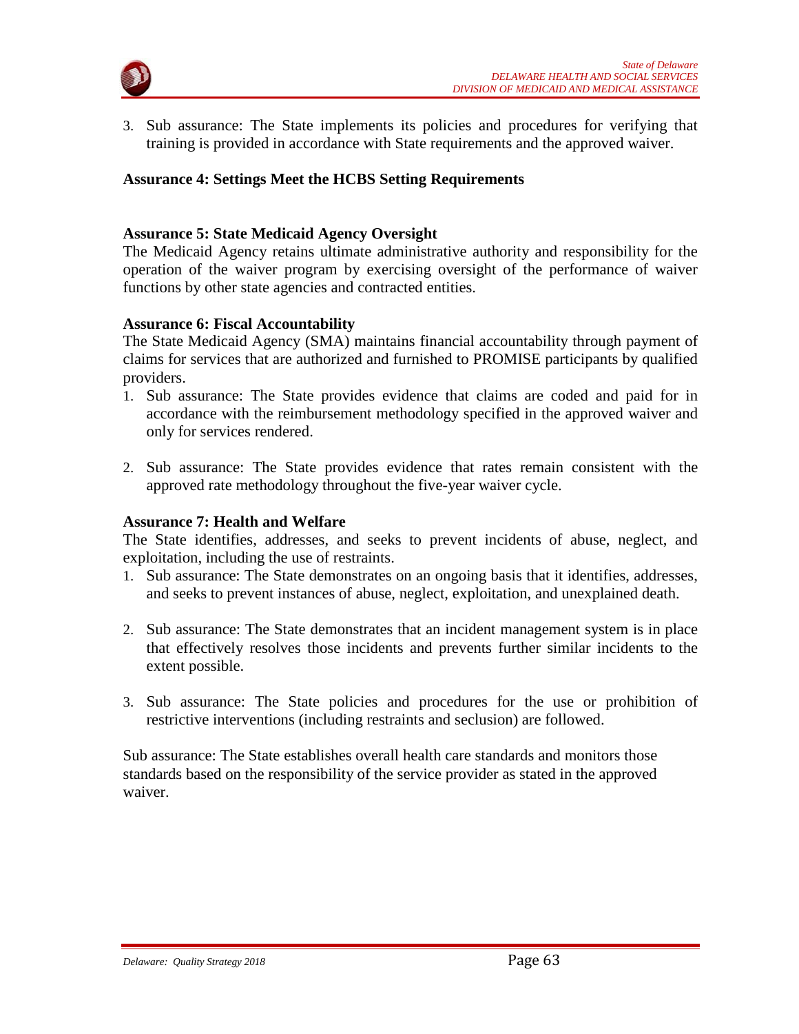3. Sub assurance: The State implements its policies and procedures for verifying that training is provided in accordance with State requirements and the approved waiver.

**Assurance 4: Settings Meet the HCBS Setting Requirements**

**Assurance 5: State Medicaid Agency Oversight**

The Medicaid Agency retains ultimate administrative authority and responsibility for the operation of the waiver program by exercising oversight of the performance of waiver functions by other state agencies and contracted entities.

**Assurance 6: Fiscal Accountability**

The State Medicaid Agency (SMA) maintains financial accountability through payment of claims for services that are authorized and furnished to PROMISE participants by qualified providers.

1. Sub assurance: The State provides evidence that claims are coded and paid for in accordance with the reimbursement methodology specified in the approved waiver and only for services rendered.

2. Sub assurance: The State provides evidence that rates remain consistent with the approved rate methodology throughout the five-year waiver cycle.

**Assurance 7: Health and Welfare**

The State identifies, addresses, and seeks to prevent incidents of abuse, neglect, and exploitation, including the use of restraints.

1. Sub assurance: The State demonstrates on an ongoing basis that it identifies, addresses, and seeks to prevent instances of abuse, neglect, exploitation, and unexplained death.

2. Sub assurance: The State demonstrates that an incident management system is in place that effectively resolves those incidents and prevents further similar incidents to the extent possible.

3. Sub assurance: The State policies and procedures for the use or prohibition of restrictive interventions (including restraints and seclusion) are followed.

Sub assurance: The State establishes overall health care standards and monitors those standards based on the responsibility of the service provider as stated in the approved waiver.